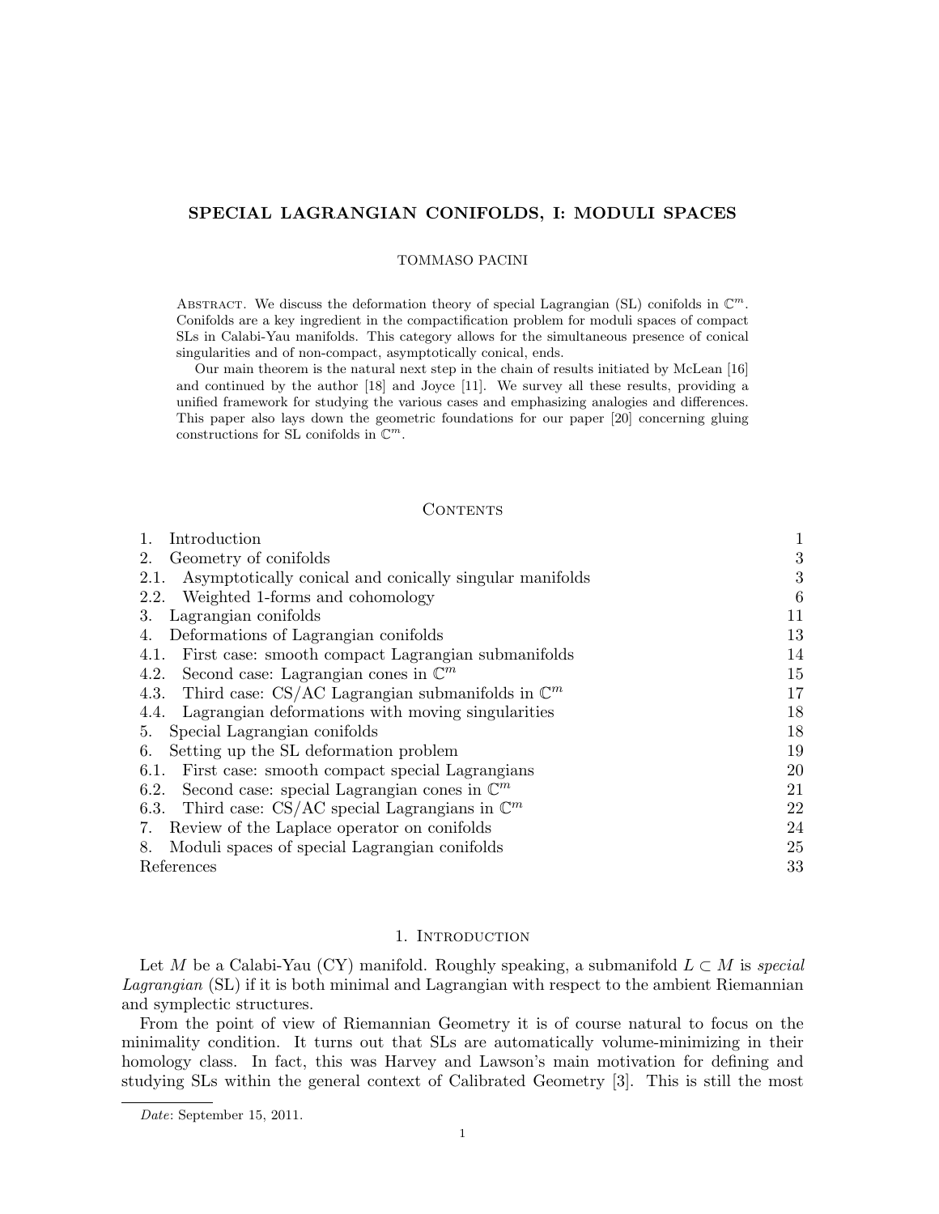# SPECIAL LAGRANGIAN CONIFOLDS, I: MODULI SPACES

TOMMASO PACINI

Abstract. We discuss the deformation theory of special Lagrangian (SL) conifolds in $\mathbb{C}^m$. Conifolds are a key ingredient in the compactification problem for moduli spaces of compact SLs in Calabi-Yau manifolds. This category allows for the simultaneous presence of conical singularities and of non-compact, asymptotically conical, ends.

Our main theorem is the natural next step in the chain of results initiated by McLean [16] and continued by the author [18] and Joyce [11]. We survey all these results, providing a unified framework for studying the various cases and emphasizing analogies and differences. This paper also lays down the geometric foundations for our paper [20] concerning gluing constructions for SL conifolds in $\mathbb{C}^m$.

## Contents

| | |
|---|---|
| 1. Introduction | 1 |
| 2. Geometry of conifolds | 3 |
| 2.1. Asymptotically conical and conically singular manifolds | 3 |
| 2.2. Weighted 1-forms and cohomology | 6 |
| 3. Lagrangian conifolds | 11 |
| 4. Deformations of Lagrangian conifolds | 13 |
| 4.1. First case: smooth compact Lagrangian submanifolds | 14 |
| 4.2. Second case: Lagrangian cones in $\mathbb{C}^m$ | 15 |
| 4.3. Third case: CS/AC Lagrangian submanifolds in $\mathbb{C}^m$ | 17 |
| 4.4. Lagrangian deformations with moving singularities | 18 |
| 5. Special Lagrangian conifolds | 18 |
| 6. Setting up the SL deformation problem | 19 |
| 6.1. First case: smooth compact special Lagrangians | 20 |
| 6.2. Second case: special Lagrangian cones in $\mathbb{C}^m$ | 21 |
| 6.3. Third case: CS/AC special Lagrangians in $\mathbb{C}^m$ | 22 |
| 7. Review of the Laplace operator on conifolds | 24 |
| 8. Moduli spaces of special Lagrangian conifolds | 25 |
| References | 33 |

## 1. Introduction

Let $M$ be a Calabi-Yau (CY) manifold. Roughly speaking, a submanifold $L \subset M$ is *special Lagrangian* (SL) if it is both minimal and Lagrangian with respect to the ambient Riemannian and symplectic structures.

From the point of view of Riemannian Geometry it is of course natural to focus on the minimality condition. It turns out that SLs are automatically volume-minimizing in their homology class. In fact, this was Harvey and Lawson's main motivation for defining and studying SLs within the general context of Calibrated Geometry [3]. This is still the most

*Date*: September 15, 2011.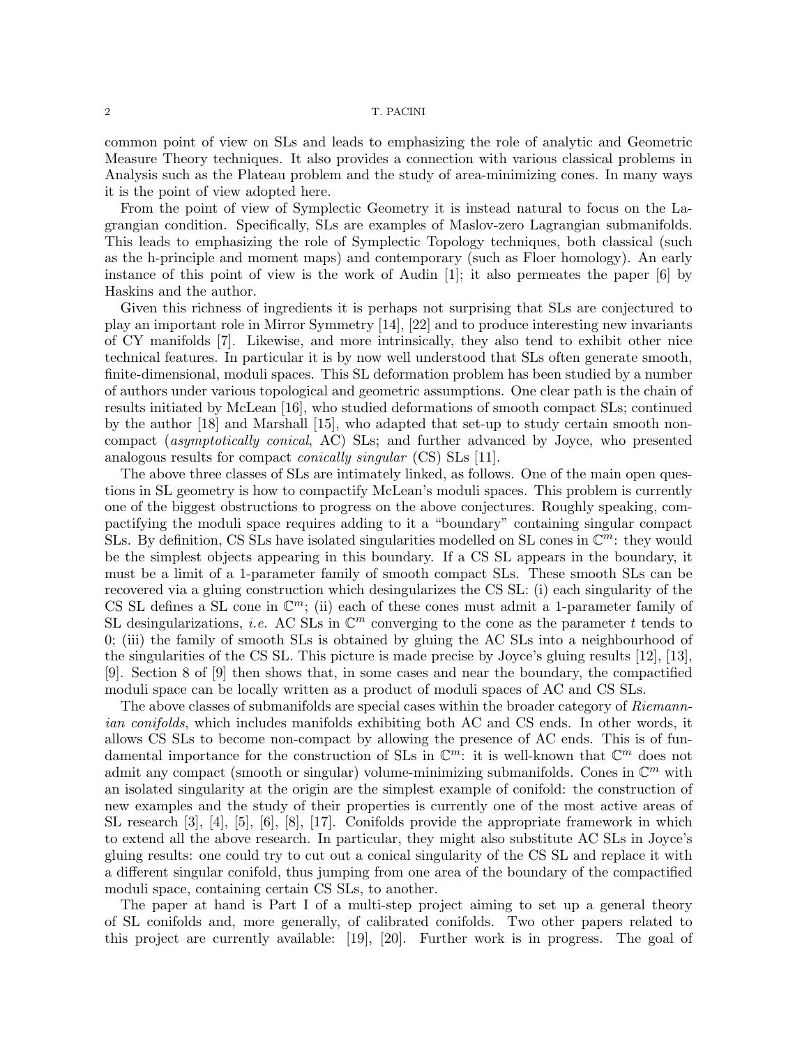common point of view on SLs and leads to emphasizing the role of analytic and Geometric Measure Theory techniques. It also provides a connection with various classical problems in Analysis such as the Plateau problem and the study of area-minimizing cones. In many ways it is the point of view adopted here.

From the point of view of Symplectic Geometry it is instead natural to focus on the Lagrangian condition. Specifically, SLs are examples of Maslov-zero Lagrangian submanifolds. This leads to emphasizing the role of Symplectic Topology techniques, both classical (such as the h-principle and moment maps) and contemporary (such as Floer homology). An early instance of this point of view is the work of Audin [1]; it also permeates the paper [6] by Haskins and the author.

Given this richness of ingredients it is perhaps not surprising that SLs are conjectured to play an important role in Mirror Symmetry [14], [22] and to produce interesting new invariants of CY manifolds [7]. Likewise, and more intrinsically, they also tend to exhibit other nice technical features. In particular it is by now well understood that SLs often generate smooth, finite-dimensional, moduli spaces. This SL deformation problem has been studied by a number of authors under various topological and geometric assumptions. One clear path is the chain of results initiated by McLean [16], who studied deformations of smooth compact SLs; continued by the author [18] and Marshall [15], who adapted that set-up to study certain smooth non-compact (*asymptotically conical*, AC) SLs; and further advanced by Joyce, who presented analogous results for compact *conically singular* (CS) SLs [11].

The above three classes of SLs are intimately linked, as follows. One of the main open questions in SL geometry is how to compactify McLean's moduli spaces. This problem is currently one of the biggest obstructions to progress on the above conjectures. Roughly speaking, compactifying the moduli space requires adding to it a "boundary" containing singular compact SLs. By definition, CS SLs have isolated singularities modelled on SL cones in $\mathbb{C}^m$: they would be the simplest objects appearing in this boundary. If a CS SL appears in the boundary, it must be a limit of a 1-parameter family of smooth compact SLs. These smooth SLs can be recovered via a gluing construction which desingularizes the CS SL: (i) each singularity of the CS SL defines a SL cone in $\mathbb{C}^m$; (ii) each of these cones must admit a 1-parameter family of SL desingularizations, *i.e.* AC SLs in $\mathbb{C}^m$ converging to the cone as the parameter $t$ tends to 0; (iii) the family of smooth SLs is obtained by gluing the AC SLs into a neighbourhood of the singularities of the CS SL. This picture is made precise by Joyce's gluing results [12], [13], [9]. Section 8 of [9] then shows that, in some cases and near the boundary, the compactified moduli space can be locally written as a product of moduli spaces of AC and CS SLs.

The above classes of submanifolds are special cases within the broader category of *Riemannian conifolds*, which includes manifolds exhibiting both AC and CS ends. In other words, it allows CS SLs to become non-compact by allowing the presence of AC ends. This is of fundamental importance for the construction of SLs in $\mathbb{C}^m$: it is well-known that $\mathbb{C}^m$ does not admit any compact (smooth or singular) volume-minimizing submanifolds. Cones in $\mathbb{C}^m$ with an isolated singularity at the origin are the simplest example of conifold: the construction of new examples and the study of their properties is currently one of the most active areas of SL research [3], [4], [5], [6], [8], [17]. Conifolds provide the appropriate framework in which to extend all the above research. In particular, they might also substitute AC SLs in Joyce's gluing results: one could try to cut out a conical singularity of the CS SL and replace it with a different singular conifold, thus jumping from one area of the boundary of the compactified moduli space, containing certain CS SLs, to another.

The paper at hand is Part I of a multi-step project aiming to set up a general theory of SL conifolds and, more generally, of calibrated conifolds. Two other papers related to this project are currently available: [19], [20]. Further work is in progress. The goal of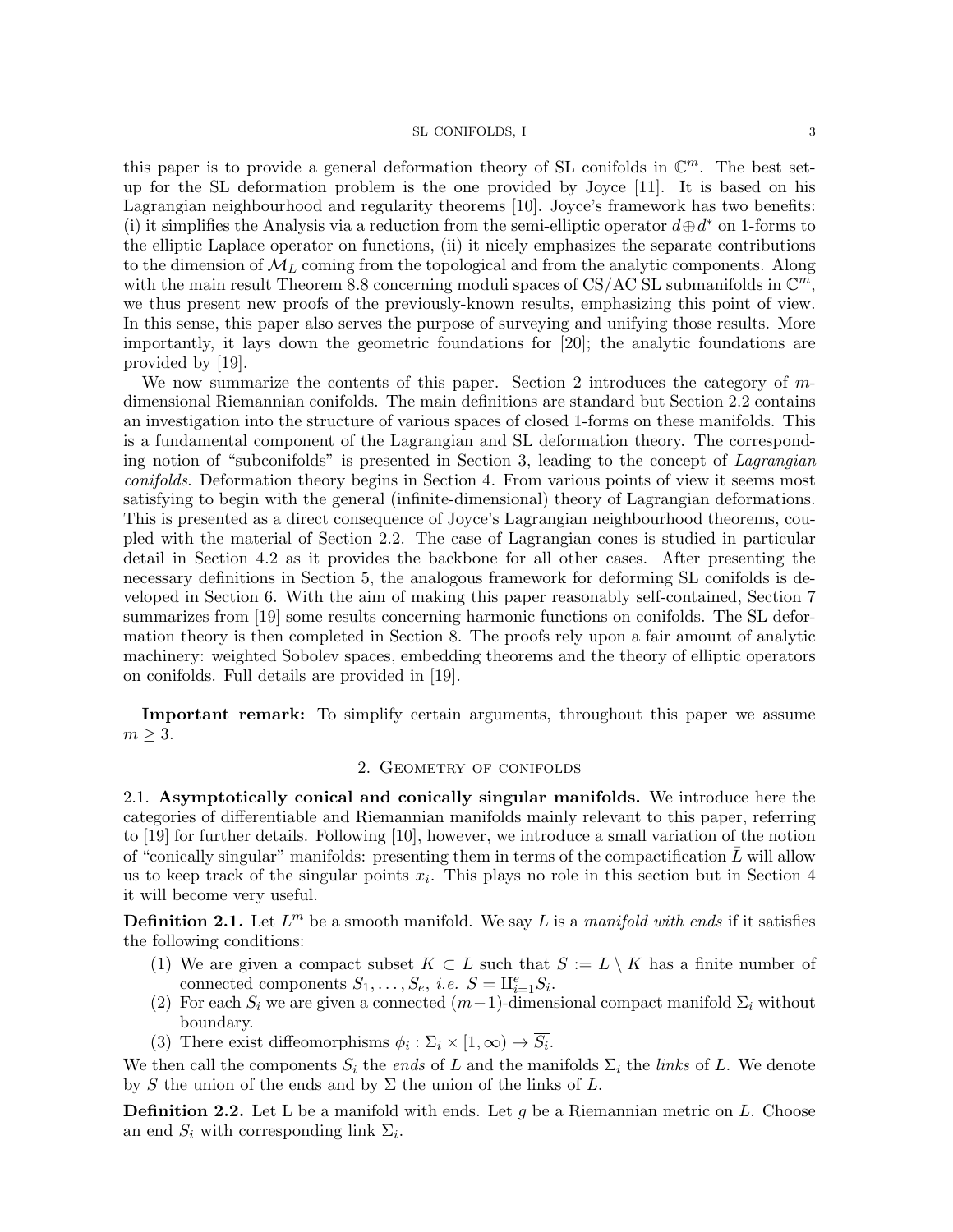this paper is to provide a general deformation theory of SL conifolds in $\mathbb{C}^m$. The best set-up for the SL deformation problem is the one provided by Joyce [11]. It is based on his Lagrangian neighbourhood and regularity theorems [10]. Joyce's framework has two benefits: (i) it simplifies the Analysis via a reduction from the semi-elliptic operator $d \oplus d^*$ on 1-forms to the elliptic Laplace operator on functions, (ii) it nicely emphasizes the separate contributions to the dimension of $\mathcal{M}_L$ coming from the topological and from the analytic components. Along with the main result Theorem 8.8 concerning moduli spaces of CS/AC SL submanifolds in $\mathbb{C}^m$, we thus present new proofs of the previously-known results, emphasizing this point of view. In this sense, this paper also serves the purpose of surveying and unifying those results. More importantly, it lays down the geometric foundations for [20]; the analytic foundations are provided by [19].

We now summarize the contents of this paper. Section 2 introduces the category of $m$-dimensional Riemannian conifolds. The main definitions are standard but Section 2.2 contains an investigation into the structure of various spaces of closed 1-forms on these manifolds. This is a fundamental component of the Lagrangian and SL deformation theory. The corresponding notion of "subconifolds" is presented in Section 3, leading to the concept of *Lagrangian conifolds*. Deformation theory begins in Section 4. From various points of view it seems most satisfying to begin with the general (infinite-dimensional) theory of Lagrangian deformations. This is presented as a direct consequence of Joyce's Lagrangian neighbourhood theorems, coupled with the material of Section 2.2. The case of Lagrangian cones is studied in particular detail in Section 4.2 as it provides the backbone for all other cases. After presenting the necessary definitions in Section 5, the analogous framework for deforming SL conifolds is developed in Section 6. With the aim of making this paper reasonably self-contained, Section 7 summarizes from [19] some results concerning harmonic functions on conifolds. The SL deformation theory is then completed in Section 8. The proofs rely upon a fair amount of analytic machinery: weighted Sobolev spaces, embedding theorems and the theory of elliptic operators on conifolds. Full details are provided in [19].

**Important remark:** To simplify certain arguments, throughout this paper we assume $m \geq 3$.

## 2. Geometry of conifolds

**2.1. Asymptotically conical and conically singular manifolds.** We introduce here the categories of differentiable and Riemannian manifolds mainly relevant to this paper, referring to [19] for further details. Followings [10], however, we introduce a small variation of the notion of "conically singular" manifolds: presenting them in terms of the compactification $\bar{L}$ will allow us to keep track of the singular points $x_i$. This plays no role in this section but in Section 4 it will become very useful.

**Definition 2.1.** Let $L^m$ be a smooth manifold. We say $L$ is a *manifold with ends* if it satisfies the following conditions:

1. We are given a compact subset $K \subset L$ such that $S := L \setminus K$ has a finite number of connected components $S_1, \dots, S_e$, *i.e.* $S = \amalg_{i=1}^e S_i$.
2. For each $S_i$ we are given a connected $(m-1)$-dimensional compact manifold $\Sigma_i$ without boundary.
3. There exist diffeomorphisms $\phi_i : \Sigma_i \times [1, \infty) \to \overline{S_i}$.

We then call the components $S_i$ the *ends* of $L$ and the manifolds $\Sigma_i$ the *links* of $L$. We denote by $S$ the union of the ends and by $\Sigma$ the union of the links of $L$.

**Definition 2.2.** Let L be a manifold with ends. Let $g$ be a Riemannian metric on $L$. Choose an end $S_i$ with corresponding link $\Sigma_i$.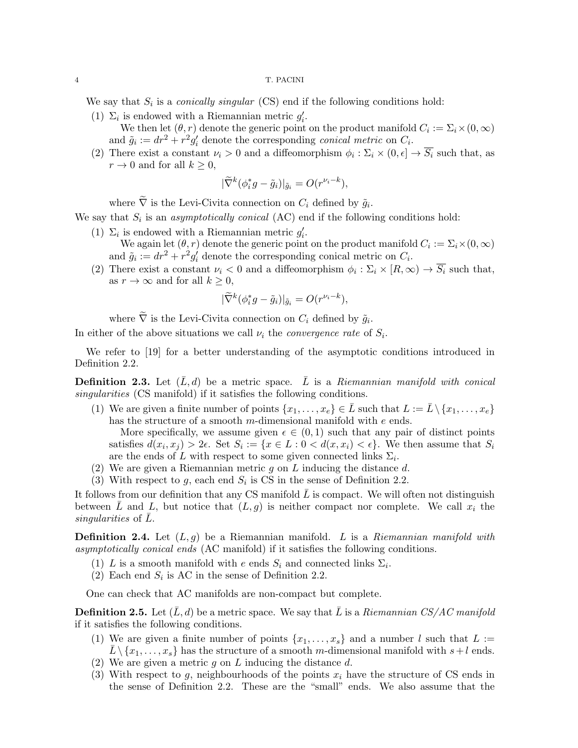We say that $S_i$ is a *conically singular* (CS) end if the following conditions hold:

(1) $\Sigma_i$ is endowed with a Riemannian metric $g_i'$.

We then let $(\theta, r)$ denote the generic point on the product manifold $C_i := \Sigma_i \times (0,\infty)$ and $\tilde{g}_i := dr^2 + r^2 g_i'$ denote the corresponding *conical metric* on $C_i$.

(2) There exist a constant $\nu_i > 0$ and a diffeomorphism $\phi_i : \Sigma_i \times (0,\epsilon] \to \overline{S_i}$ such that, as $r \to 0$ and for all $k \geq 0$,

$$|\widetilde{\nabla}^k(\phi_i^* g - \tilde{g}_i)|_{\tilde{g}_i} = O(r^{\nu_i - k}),$$

where $\widetilde{\nabla}$ is the Levi-Civita connection on $C_i$ defined by $\tilde{g}_i$.

We say that $S_i$ is an *asymptotically conical* (AC) end if the following conditions hold:

(1) $\Sigma_i$ is endowed with a Riemannian metric $g_i'$.

We again let $(\theta, r)$ denote the generic point on the product manifold $C_i := \Sigma_i \times (0,\infty)$ and $\tilde{g}_i := dr^2 + r^2 g_i'$ denote the corresponding conical metric on $C_i$.

(2) There exist a constant $\nu_i < 0$ and a diffeomorphism $\phi_i : \Sigma_i \times [R,\infty) \to \overline{S_i}$ such that, as $r \to \infty$ and for all $k \geq 0$,

$$|\widetilde{\nabla}^k(\phi_i^* g - \tilde{g}_i)|_{\tilde{g}_i} = O(r^{\nu_i - k}),$$

where $\widetilde{\nabla}$ is the Levi-Civita connection on $C_i$ defined by $\tilde{g}_i$.

In either of the above situations we call $\nu_i$ the *convergence rate* of $S_i$.

We refer to [19] for a better understanding of the asymptotic conditions introduced in Definition 2.2.

**Definition 2.3.** Let $(\bar{L}, d)$ be a metric space. $\bar{L}$ is a *Riemannian manifold with conical singularities* (CS manifold) if it satisfies the following conditions.

(1) We are given a finite number of points $\{x_1, \dots, x_e\} \in \bar{L}$ such that $L := \bar{L} \setminus \{x_1, \dots, x_e\}$ has the structure of a smooth $m$-dimensional manifold with $e$ ends.

More specifically, we assume given $\epsilon \in (0,1)$ such that any pair of distinct points satisfies $d(x_i, x_j) > 2\epsilon$. Set $S_i := \{x \in L : 0 < d(x, x_i) < \epsilon\}$. We then assume that $S_i$ are the ends of $L$ with respect to some given connected links $\Sigma_i$.

(2) We are given a Riemannian metric $g$ on $L$ inducing the distance $d$.

(3) With respect to $g$, each end $S_i$ is CS in the sense of Definition 2.2.

It follows from our definition that any CS manifold $\bar{L}$ is compact. We will often not distinguish between $\bar{L}$ and $L$, but notice that $(L, g)$ is neither compact nor complete. We call $x_i$ the *singularities* of $\bar{L}$.

**Definition 2.4.** Let $(L, g)$ be a Riemannian manifold. $L$ is a *Riemannian manifold with asymptotically conical ends* (AC manifold) if it satisfies the following conditions.

(1) $L$ is a smooth manifold with $e$ ends $S_i$ and connected links $\Sigma_i$.

(2) Each end $S_i$ is AC in the sense of Definition 2.2.

One can check that AC manifolds are non-compact but complete.

**Definition 2.5.** Let $(\bar{L}, d)$ be a metric space. We say that $\bar{L}$ is a *Riemannian CS/AC manifold* if it satisfies the following conditions.

(1) We are given a finite number of points $\{x_1, \dots, x_s\}$ and a number $l$ such that $L := \bar{L} \setminus \{x_1, \dots, x_s\}$ has the structure of a smooth $m$-dimensional manifold with $s + l$ ends.

(2) We are given a metric $g$ on $L$ inducing the distance $d$.

(3) With respect to $g$, neighbourhoods of the points $x_i$ have the structure of CS ends in the sense of Definition 2.2. These are the "small" ends. We also assume that the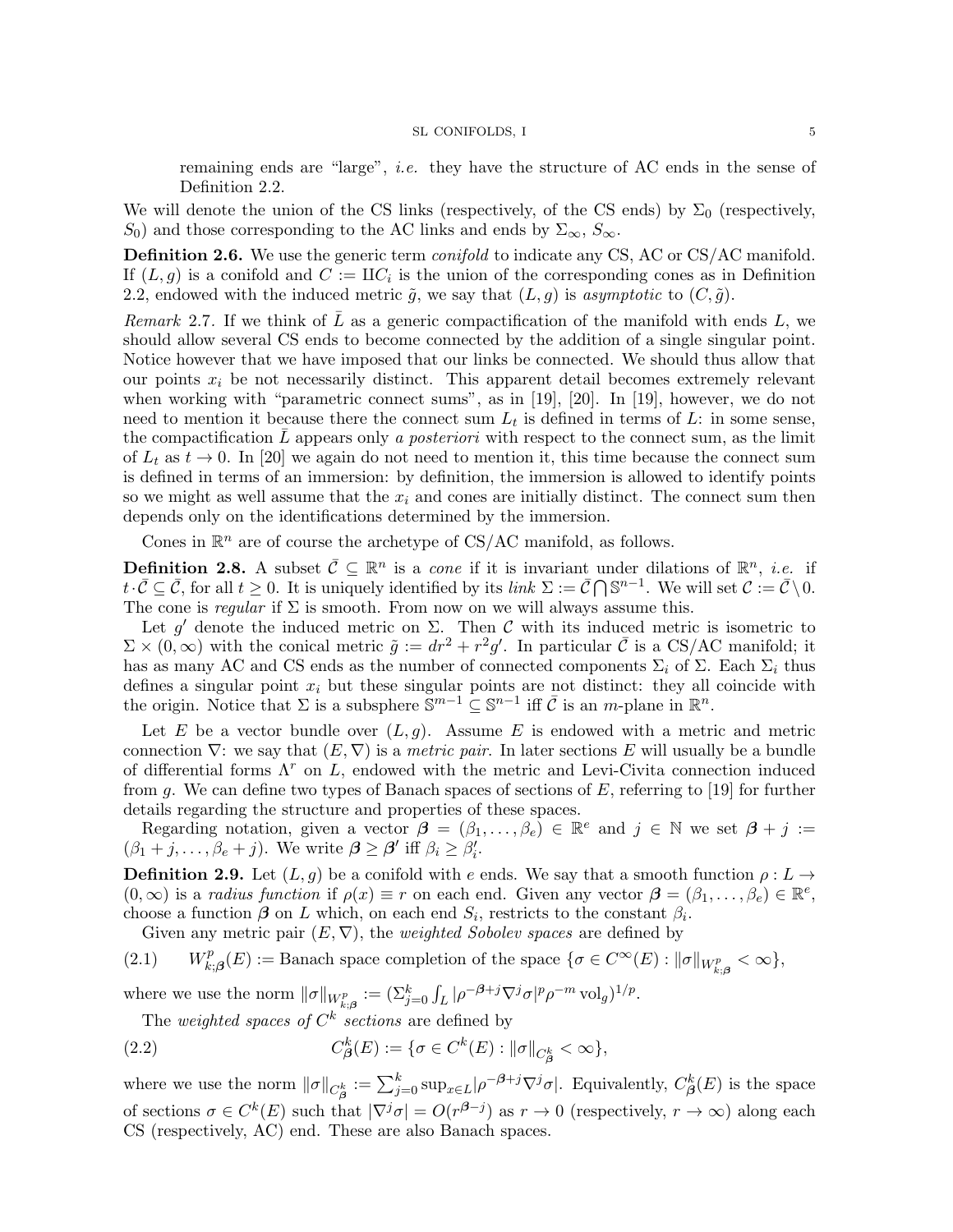remaining ends are "large", *i.e.* they have the structure of AC ends in the sense of Definition 2.2.

We will denote the union of the CS links (respectively, of the CS ends) by $\Sigma_0$ (respectively, $S_0$) and those corresponding to the AC links and ends by $\Sigma_\infty$, $S_\infty$.

**Definition 2.6.** We use the generic term *conifold* to indicate any CS, AC or CS/AC manifold. If $(L, g)$ is a conifold and $C := \amalg C_i$ is the union of the corresponding cones as in Definition 2.2, endowed with the induced metric $\tilde{g}$, we say that $(L, g)$ is *asymptotic* to $(C, \tilde{g})$.

*Remark* 2.7. If we think of $\bar{L}$ as a generic compactification of the manifold with ends $L$, we should allow several CS ends to become connected by the addition of a single singular point. Notice however that we have imposed that our links be connected. We should thus allow that our points $x_i$ be not necessarily distinct. This apparent detail becomes extremely relevant when working with "parametric connect sums", as in [19], [20]. In [19], however, we do not need to mention it because there the connect sum $L_t$ is defined in terms of $L$: in some sense, the compactification $\bar{L}$ appears only *a posteriori* with respect to the connect sum, as the limit of $L_t$ as $t \to 0$. In [20] we again do not need to mention it, this time because the connect sum is defined in terms of an immersion: by definition, the immersion is allowed to identify points so we might as well assume that the $x_i$ and cones are initially distinct. The connect sum then depends only on the identifications determined by the immersion.

Cones in $\mathbb{R}^n$ are of course the archetype of CS/AC manifold, as follows.

**Definition 2.8.** A subset $\bar{\mathcal{C}} \subseteq \mathbb{R}^n$ is a *cone* if it is invariant under dilations of $\mathbb{R}^n$, *i.e.* if $t \cdot \bar{\mathcal{C}} \subseteq \bar{\mathcal{C}}$, for all $t \geq 0$. It is uniquely identified by its *link* $\Sigma := \bar{\mathcal{C}} \bigcap \mathbb{S}^{n-1}$. We will set $\mathcal{C} := \bar{\mathcal{C}} \setminus 0$. The cone is *regular* if $\Sigma$ is smooth. From now on we will always assume this.

Let $g'$ denote the induced metric on $\Sigma$. Then $\mathcal{C}$ with its induced metric is isometric to $\Sigma \times (0, \infty)$ with the conical metric $\tilde{g} := dr^2 + r^2 g'$. In particular $\bar{\mathcal{C}}$ is a CS/AC manifold; it has as many AC and CS ends as the number of connected components $\Sigma_i$ of $\Sigma$. Each $\Sigma_i$ thus defines a singular point $x_i$ but these singular points are not distinct: they all coincide with the origin. Notice that $\Sigma$ is a subsphere $\mathbb{S}^{m-1} \subseteq \mathbb{S}^{n-1}$ iff $\bar{\mathcal{C}}$ is an $m$-plane in $\mathbb{R}^n$.

Let $E$ be a vector bundle over $(L, g)$. Assume $E$ is endowed with a metric and metric connection $\nabla$: we say that $(E, \nabla)$ is a *metric pair*. In later sections $E$ will usually be a bundle of differential forms $\Lambda^r$ on $L$, endowed with the metric and Levi-Civita connection induced from $g$. We can define two types of Banach spaces of sections of $E$, referring to [19] for further details regarding the structure and properties of these spaces.

Regarding notation, given a vector $\boldsymbol{\beta} = (\beta_1, \dots, \beta_e) \in \mathbb{R}^e$ and $j \in \mathbb{N}$ we set $\boldsymbol{\beta} + j := (\beta_1 + j, \dots, \beta_e + j)$. We write $\boldsymbol{\beta} \geq \boldsymbol{\beta}'$ iff $\beta_i \geq \beta_i'$.

**Definition 2.9.** Let $(L, g)$ be a conifold with $e$ ends. We say that a smooth function $\rho : L \to (0, \infty)$ is a *radius function* if $\rho(x) \equiv r$ on each end. Given any vector $\boldsymbol{\beta} = (\beta_1, \dots, \beta_e) \in \mathbb{R}^e$, choose a function $\boldsymbol{\beta}$ on $L$ which, on each end $S_i$, restricts to the constant $\beta_i$.

Given any metric pair $(E, \nabla)$, the *weighted Sobolev spaces* are defined by

$$W^p_{k;\boldsymbol{\beta}}(E) := \text{Banach space completion of the space } \{\sigma \in C^\infty(E) : \|\sigma\|_{W^p_{k;\boldsymbol{\beta}}} < \infty\}, \tag{2.1}$$

where we use the norm $\|\sigma\|_{W^p_{k;\boldsymbol{\beta}}} := (\Sigma_{j=0}^k \int_L |\rho^{-\boldsymbol{\beta}+j} \nabla^j \sigma|^p \rho^{-m} \operatorname{vol}_g)^{1/p}$.

The *weighted spaces of $C^k$ sections* are defined by

$$C^k_{\boldsymbol{\beta}}(E) := \{\sigma \in C^k(E) : \|\sigma\|_{C^k_{\boldsymbol{\beta}}} < \infty\}, \tag{2.2}$$

where we use the norm $\|\sigma\|_{C^k_{\boldsymbol{\beta}}} := \sum_{j=0}^k \sup_{x \in L} |\rho^{-\boldsymbol{\beta}+j} \nabla^j \sigma|$. Equivalently, $C^k_{\boldsymbol{\beta}}(E)$ is the space of sections $\sigma \in C^k(E)$ such that $|\nabla^j \sigma| = O(r^{\boldsymbol{\beta}-j})$ as $r \to 0$ (respectively, $r \to \infty$) along each CS (respectively, AC) end. These are also Banach spaces.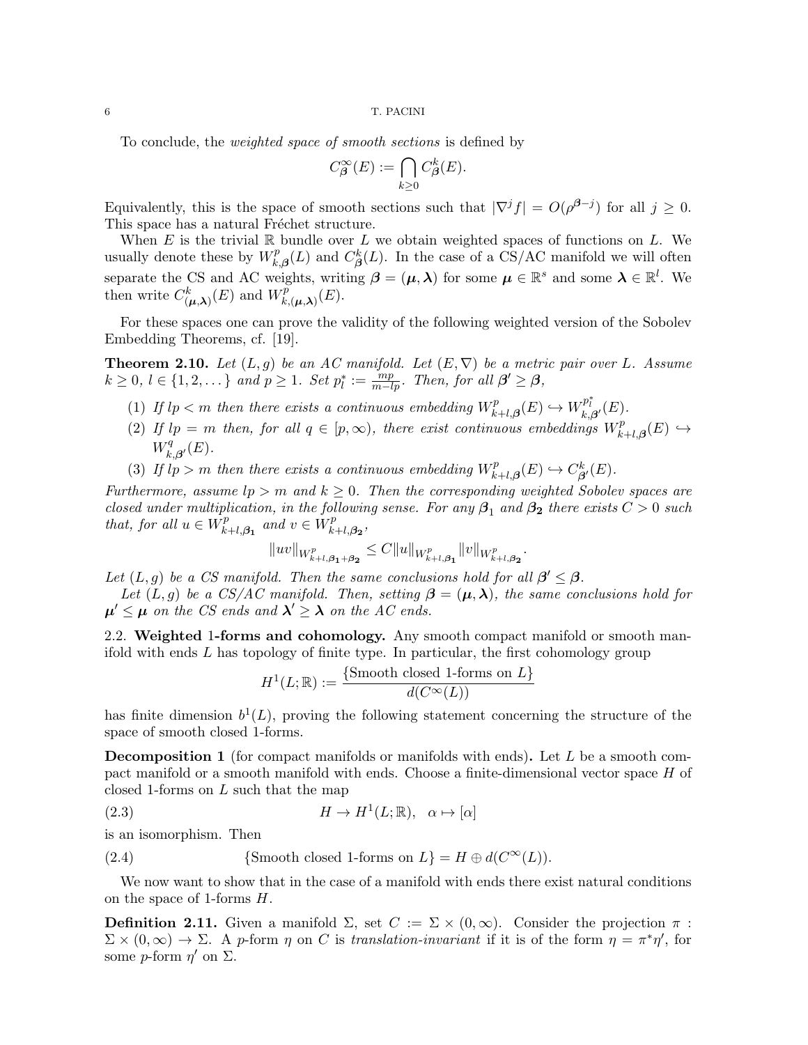To conclude, the *weighted space of smooth sections* is defined by

$$C^\infty_{\boldsymbol{\beta}}(E) := \bigcap_{k\geq 0} C^k_{\boldsymbol{\beta}}(E).$$

Equivalently, this is the space of smooth sections such that $|\nabla^j f| = O(\rho^{\boldsymbol{\beta}-j})$ for all $j \geq 0$. This space has a natural Fréchet structure.

When $E$ is the trivial $\mathbb{R}$ bundle over $L$ we obtain weighted spaces of functions on $L$. We usually denote these by $W^p_{k,\boldsymbol{\beta}}(L)$ and $C^k_{\boldsymbol{\beta}}(L)$. In the case of a CS/AC manifold we will often separate the CS and AC weights, writing $\boldsymbol{\beta} = (\boldsymbol{\mu}, \boldsymbol{\lambda})$ for some $\boldsymbol{\mu} \in \mathbb{R}^s$ and some $\boldsymbol{\lambda} \in \mathbb{R}^l$. We then write $C^k_{(\boldsymbol{\mu},\boldsymbol{\lambda})}(E)$ and $W^p_{k,(\boldsymbol{\mu},\boldsymbol{\lambda})}(E)$.

For these spaces one can prove the validity of the following weighted version of the Sobolev Embedding Theorems, cf. [19].

**Theorem 2.10.** *Let $(L, g)$ be an AC manifold. Let $(E, \nabla)$ be a metric pair over $L$. Assume $k \geq 0$, $l \in \{1, 2, \dots\}$ and $p \geq 1$. Set $p^*_l := \frac{mp}{m-lp}$. Then, for all $\boldsymbol{\beta}' \geq \boldsymbol{\beta}$,*

1. *If $lp < m$ then there exists a continuous embedding $W^p_{k+l,\boldsymbol{\beta}}(E) \hookrightarrow W^{p^*_l}_{k,\boldsymbol{\beta}'}(E)$.*
2. *If $lp = m$ then, for all $q \in [p, \infty)$, there exist continuous embeddings $W^p_{k+l,\boldsymbol{\beta}}(E) \hookrightarrow W^q_{k,\boldsymbol{\beta}'}(E)$.*
3. *If $lp > m$ then there exists a continuous embedding $W^p_{k+l,\boldsymbol{\beta}}(E) \hookrightarrow C^k_{\boldsymbol{\beta}'}(E)$.*

*Furthermore, assume $lp > m$ and $k \geq 0$. Then the corresponding weighted Sobolev spaces are closed under multiplication, in the following sense. For any $\boldsymbol{\beta_1}$ and $\boldsymbol{\beta_2}$ there exists $C > 0$ such that, for all $u \in W^p_{k+l,\boldsymbol{\beta_1}}$ and $v \in W^p_{k+l,\boldsymbol{\beta_2}}$,*

$$\|uv\|_{W^p_{k+l,\boldsymbol{\beta_1}+\boldsymbol{\beta_2}}} \leq C\|u\|_{W^p_{k+l,\boldsymbol{\beta_1}}}\|v\|_{W^p_{k+l,\boldsymbol{\beta_2}}}.$$

*Let $(L, g)$ be a CS manifold. Then the same conclusions hold for all $\boldsymbol{\beta}' \leq \boldsymbol{\beta}$.*

*Let $(L, g)$ be a CS/AC manifold. Then, setting $\boldsymbol{\beta} = (\boldsymbol{\mu}, \boldsymbol{\lambda})$, the same conclusions hold for $\boldsymbol{\mu}' \leq \boldsymbol{\mu}$ on the CS ends and $\boldsymbol{\lambda}' \geq \boldsymbol{\lambda}$ on the AC ends.*

## 2.2. Weighted 1-forms and cohomology.

Any smooth compact manifold or smooth manifold with ends $L$ has topology of finite type. In particular, the first cohomology group

$$H^1(L; \mathbb{R}) := \frac{\{\text{Smooth closed 1-forms on } L\}}{d(C^\infty(L))}$$

has finite dimension $b^1(L)$, proving the following statement concerning the structure of the space of smooth closed 1-forms.

**Decomposition 1** (for compact manifolds or manifolds with ends)**.** Let $L$ be a smooth compact manifold or a smooth manifold with ends. Choose a finite-dimensional vector space $H$ of closed 1-forms on $L$ such that the map

$$H \to H^1(L; \mathbb{R}), \quad \alpha \mapsto [\alpha] \tag{2.3}$$

is an isomorphism. Then

$$\{\text{Smooth closed 1-forms on } L\} = H \oplus d(C^\infty(L)). \tag{2.4}$$

We now want to show that in the case of a manifold with ends there exist natural conditions on the space of 1-forms $H$.

**Definition 2.11.** Given a manifold $\Sigma$, set $C := \Sigma \times (0, \infty)$. Consider the projection $\pi : \Sigma \times (0, \infty) \to \Sigma$. A $p$-form $\eta$ on $C$ is *translation-invariant* if it is of the form $\eta = \pi^*\eta'$, for some $p$-form $\eta'$ on $\Sigma$.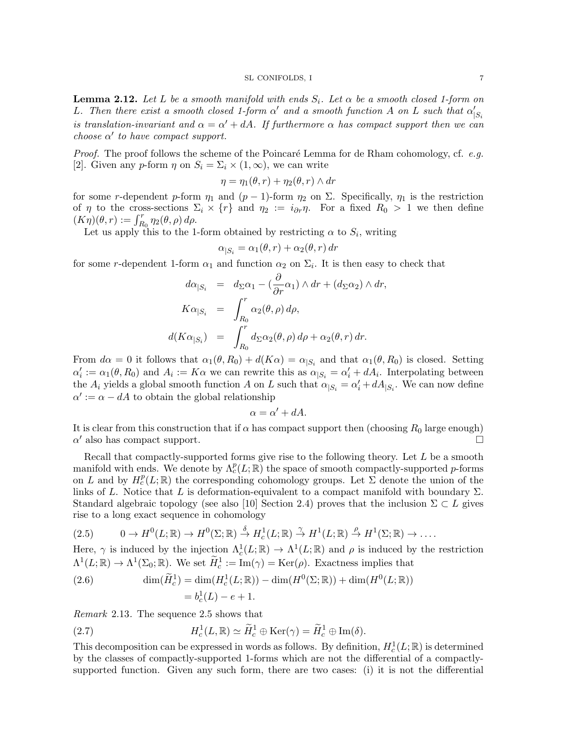**Lemma 2.12.** *Let $L$ be a smooth manifold with ends $S_i$. Let $\alpha$ be a smooth closed 1-form on $L$. Then there exist a smooth closed 1-form $\alpha'$ and a smooth function $A$ on $L$ such that $\alpha'_{|S_i}$ is translation-invariant and $\alpha = \alpha' + dA$. If furthermore $\alpha$ has compact support then we can choose $\alpha'$ to have compact support.*

*Proof.* The proof follows the scheme of the Poincaré Lemma for de Rham cohomology, cf. *e.g.* [2]. Given any $p$-form $\eta$ on $S_i = \Sigma_i \times (1, \infty)$, we can write

$$\eta = \eta_1(\theta, r) + \eta_2(\theta, r) \wedge dr$$

for some $r$-dependent $p$-form $\eta_1$ and $(p-1)$-form $\eta_2$ on $\Sigma$. Specifically, $\eta_1$ is the restriction of $\eta$ to the cross-sections $\Sigma_i \times \{r\}$ and $\eta_2 := i_{\partial r}\eta$. For a fixed $R_0 > 1$ we then define $(K\eta)(\theta, r) := \int_{R_0}^r \eta_2(\theta, \rho)\, d\rho$.

Let us apply this to the 1-form obtained by restricting $\alpha$ to $S_i$, writing

$$\alpha_{|S_i} = \alpha_1(\theta, r) + \alpha_2(\theta, r)\, dr$$

for some $r$-dependent 1-form $\alpha_1$ and function $\alpha_2$ on $\Sigma_i$. It is then easy to check that

$$\begin{aligned}
d\alpha_{|S_i} &= d_\Sigma \alpha_1 - \left(\frac{\partial}{\partial r}\alpha_1\right) \wedge dr + (d_\Sigma \alpha_2) \wedge dr, \\
K\alpha_{|S_i} &= \int_{R_0}^r \alpha_2(\theta, \rho)\, d\rho, \\
d(K\alpha_{|S_i}) &= \int_{R_0}^r d_\Sigma \alpha_2(\theta, \rho)\, d\rho + \alpha_2(\theta, r)\, dr.
\end{aligned}$$

From $d\alpha = 0$ it follows that $\alpha_1(\theta, R_0) + d(K\alpha) = \alpha_{|S_i}$ and that $\alpha_1(\theta, R_0)$ is closed. Setting $\alpha'_i := \alpha_1(\theta, R_0)$ and $A_i := K\alpha$ we can rewrite this as $\alpha_{|S_i} = \alpha'_i + dA_i$. Interpolating between the $A_i$ yields a global smooth function $A$ on $L$ such that $\alpha_{|S_i} = \alpha'_i + dA_{|S_i}$. We can now define $\alpha' := \alpha - dA$ to obtain the global relationship

$$\alpha = \alpha' + dA.$$

It is clear from this construction that if $\alpha$ has compact support then (choosing $R_0$ large enough) $\alpha'$ also has compact support. $\square$

Recall that compactly-supported forms give rise to the following theory. Let $L$ be a smooth manifold with ends. We denote by $\Lambda^p_c(L; \mathbb{R})$ the space of smooth compactly-supported $p$-forms on $L$ and by $H^p_c(L; \mathbb{R})$ the corresponding cohomology groups. Let $\Sigma$ denote the union of the links of $L$. Notice that $L$ is deformation-equivalent to a compact manifold with boundary $\Sigma$. Standard algebraic topology (see also [10] Section 2.4) proves that the inclusion $\Sigma \subset L$ gives rise to a long exact sequence in cohomology

$$0 \to H^0(L; \mathbb{R}) \to H^0(\Sigma; \mathbb{R}) \xrightarrow{\delta} H^1_c(L; \mathbb{R}) \xrightarrow{\gamma} H^1(L; \mathbb{R}) \xrightarrow{\rho} H^1(\Sigma; \mathbb{R}) \to \dots. \tag{2.5}$$

Here, $\gamma$ is induced by the injection $\Lambda^1_c(L; \mathbb{R}) \to \Lambda^1(L; \mathbb{R})$ and $\rho$ is induced by the restriction $\Lambda^1(L; \mathbb{R}) \to \Lambda^1(\Sigma_0; \mathbb{R})$. We set $\widetilde{H}^1_c := \mathrm{Im}(\gamma) = \mathrm{Ker}(\rho)$. Exactness implies that

$$\begin{aligned}
\dim(\widetilde{H}^1_c) &= \dim(H^1_c(L; \mathbb{R})) - \dim(H^0(\Sigma; \mathbb{R})) + \dim(H^0(L; \mathbb{R})) \\
&= b^1_c(L) - e + 1.
\end{aligned} \tag{2.6}$$

*Remark* 2.13. The sequence 2.5 shows that

$$H^1_c(L, \mathbb{R}) \simeq \widetilde{H}^1_c \oplus \mathrm{Ker}(\gamma) = \widetilde{H}^1_c \oplus \mathrm{Im}(\delta). \tag{2.7}$$

This decomposition can be expressed in words as follows. By definition, $H^1_c(L; \mathbb{R})$ is determined by the classes of compactly-supported 1-forms which are not the differential of a compactly-supported function. Given any such form, there are two cases: (i) it is not the differential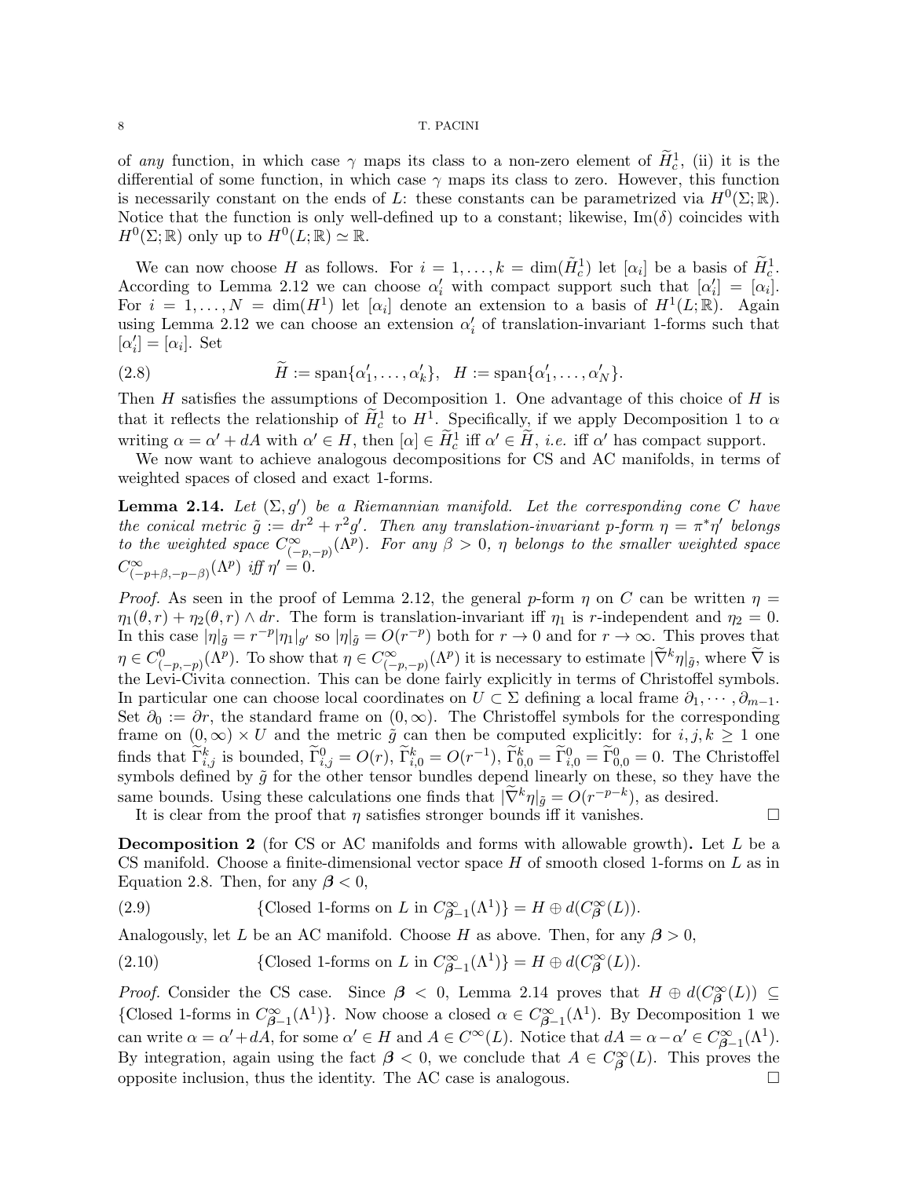of *any* function, in which case $\gamma$ maps its class to a non-zero element of $\widetilde{H}^1_c$, (ii) it is the differential of some function, in which case $\gamma$ maps its class to zero. However, this function is necessarily constant on the ends of $L$: these constants can be parametrized via $H^0(\Sigma;\mathbb{R})$. Notice that the function is only well-defined up to a constant; likewise, $\mathrm{Im}(\delta)$ coincides with $H^0(\Sigma;\mathbb{R})$ only up to $H^0(L;\mathbb{R}) \simeq \mathbb{R}$.

We can now choose $H$ as follows. For $i = 1, \dots, k = \dim(\tilde{H}^1_c)$ let $[\alpha_i]$ be a basis of $\widetilde{H}^1_c$. According to Lemma 2.12 we can choose $\alpha_i'$ with compact support such that $[\alpha_i'] = [\alpha_i]$. For $i = 1, \dots, N = \dim(H^1)$ let $[\alpha_i]$ denote an extension to a basis of $H^1(L;\mathbb{R})$. Again using Lemma 2.12 we can choose an extension $\alpha_i'$ of translation-invariant 1-forms such that $[\alpha_i'] = [\alpha_i]$. Set

$$\widetilde{H} := \mathrm{span}\{\alpha_1', \dots, \alpha_k'\}, \quad H := \mathrm{span}\{\alpha_1', \dots, \alpha_N'\}. \tag{2.8}$$

Then $H$ satisfies the assumptions of Decomposition 1. One advantage of this choice of $H$ is that it reflects the relationship of $\widetilde{H}^1_c$ to $H^1$. Specifically, if we apply Decomposition 1 to $\alpha$ writing $\alpha = \alpha' + dA$ with $\alpha' \in H$, then $[\alpha] \in \widetilde{H}^1_c$ iff $\alpha' \in \widetilde{H}$, *i.e.* iff $\alpha'$ has compact support.

We now want to achieve analogous decompositions for CS and AC manifolds, in terms of weighted spaces of closed and exact 1-forms.

**Lemma 2.14.** *Let $(\Sigma, g')$ be a Riemannian manifold. Let the corresponding cone $C$ have the conical metric $\tilde{g} := dr^2 + r^2 g'$. Then any translation-invariant $p$-form $\eta = \pi^*\eta'$ belongs to the weighted space $C^\infty_{(-p,-p)}(\Lambda^p)$. For any $\beta > 0$, $\eta$ belongs to the smaller weighted space $C^\infty_{(-p+\beta,-p-\beta)}(\Lambda^p)$ iff $\eta' = 0$.*

*Proof.* As seen in the proof of Lemma 2.12, the general $p$-form $\eta$ on $C$ can be written $\eta = \eta_1(\theta, r) + \eta_2(\theta, r) \wedge dr$. The form is translation-invariant iff $\eta_1$ is $r$-independent and $\eta_2 = 0$. In this case $|\eta|_{\tilde{g}} = r^{-p}|\eta_1|_{g'}$ so $|\eta|_{\tilde{g}} = O(r^{-p})$ both for $r \to 0$ and for $r \to \infty$. This proves that $\eta \in C^0_{(-p,-p)}(\Lambda^p)$. To show that $\eta \in C^\infty_{(-p,-p)}(\Lambda^p)$ it is necessary to estimate $|\widetilde{\nabla}^k \eta|_{\tilde{g}}$, where $\widetilde{\nabla}$ is the Levi-Civita connection. This can be done fairly explicitly in terms of Christoffel symbols. In particular one can choose local coordinates on $U \subset \Sigma$ defining a local frame $\partial_1, \cdots, \partial_{m-1}$. Set $\partial_0 := \partial r$, the standard frame on $(0, \infty)$. The Christoffel symbols for the corresponding frame on $(0, \infty) \times U$ and the metric $\tilde{g}$ can then be computed explicitly: for $i, j, k \geq 1$ one finds that $\widetilde{\Gamma}^k_{i,j}$ is bounded, $\widetilde{\Gamma}^0_{i,j} = O(r)$, $\widetilde{\Gamma}^k_{i,0} = O(r^{-1})$, $\widetilde{\Gamma}^k_{0,0} = \widetilde{\Gamma}^0_{i,0} = \widetilde{\Gamma}^0_{0,0} = 0$. The Christoffel symbols defined by $\tilde{g}$ for the other tensor bundles depend linearly on these, so they have the same bounds. Using these calculations one finds that $|\widetilde{\nabla}^k \eta|_{\tilde{g}} = O(r^{-p-k})$, as desired.

It is clear from the proof that $\eta$ satisfies stronger bounds iff it vanishes. $\square$

**Decomposition 2** (for CS or AC manifolds and forms with allowable growth)**.** Let $L$ be a CS manifold. Choose a finite-dimensional vector space $H$ of smooth closed 1-forms on $L$ as in Equation 2.8. Then, for any $\boldsymbol{\beta} < 0$,

$$\{\text{Closed 1-forms on } L \text{ in } C^\infty_{\boldsymbol{\beta}-1}(\Lambda^1)\} = H \oplus d(C^\infty_{\boldsymbol{\beta}}(L)). \tag{2.9}$$

Analogously, let $L$ be an AC manifold. Choose $H$ as above. Then, for any $\boldsymbol{\beta} > 0$,

$$\{\text{Closed 1-forms on } L \text{ in } C^\infty_{\boldsymbol{\beta}-1}(\Lambda^1)\} = H \oplus d(C^\infty_{\boldsymbol{\beta}}(L)). \tag{2.10}$$

*Proof.* Consider the CS case. Since $\boldsymbol{\beta} < 0$, Lemma 2.14 proves that $H \oplus d(C^\infty_{\boldsymbol{\beta}}(L)) \subseteq \{\text{Closed 1-forms in } C^\infty_{\boldsymbol{\beta}-1}(\Lambda^1)\}$. Now choose a closed $\alpha \in C^\infty_{\boldsymbol{\beta}-1}(\Lambda^1)$. By Decomposition 1 we can write $\alpha = \alpha' + dA$, for some $\alpha' \in H$ and $A \in C^\infty(L)$. Notice that $dA = \alpha - \alpha' \in C^\infty_{\boldsymbol{\beta}-1}(\Lambda^1)$. By integration, again using the fact $\boldsymbol{\beta} < 0$, we conclude that $A \in C^\infty_{\boldsymbol{\beta}}(L)$. This proves the opposite inclusion, thus the identity. The AC case is analogous. $\square$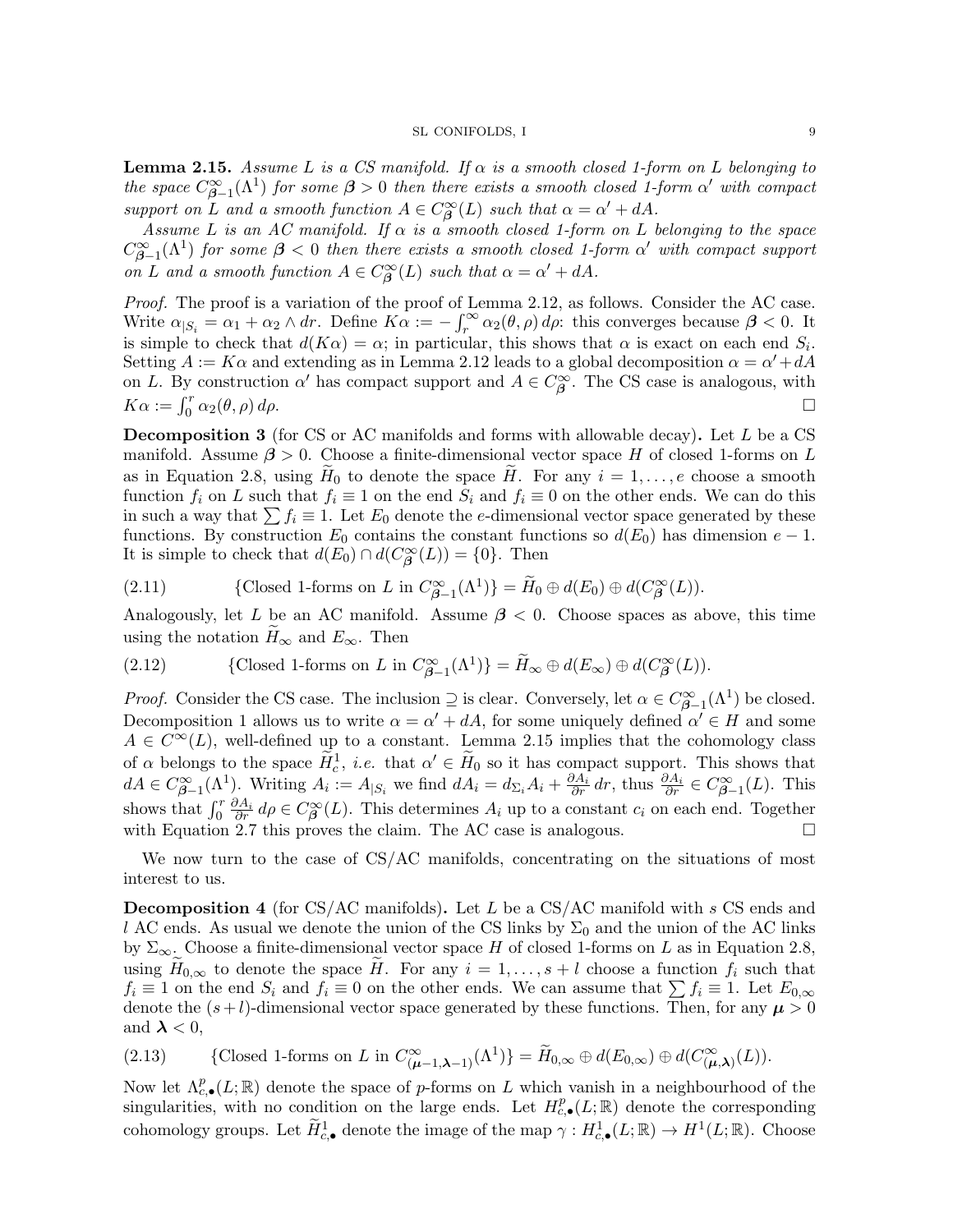**Lemma 2.15.** *Assume $L$ is a CS manifold. If $\alpha$ is a smooth closed 1-form on $L$ belonging to the space $C^\infty_{\boldsymbol{\beta}-1}(\Lambda^1)$ for some $\boldsymbol{\beta} > 0$ then there exists a smooth closed 1-form $\alpha'$ with compact support on $L$ and a smooth function $A \in C^\infty_{\boldsymbol{\beta}}(L)$ such that $\alpha = \alpha' + dA$.*

*Assume $L$ is an AC manifold. If $\alpha$ is a smooth closed 1-form on $L$ belonging to the space $C^\infty_{\boldsymbol{\beta}-1}(\Lambda^1)$ for some $\boldsymbol{\beta} < 0$ then there exists a smooth closed 1-form $\alpha'$ with compact support on $L$ and a smooth function $A \in C^\infty_{\boldsymbol{\beta}}(L)$ such that $\alpha = \alpha' + dA$.*

*Proof.* The proof is a variation of the proof of Lemma 2.12, as follows. Consider the AC case. Write $\alpha_{|S_i} = \alpha_1 + \alpha_2 \wedge dr$. Define $K\alpha := -\int_r^\infty \alpha_2(\theta, \rho)\, d\rho$: this converges because $\boldsymbol{\beta} < 0$. It is simple to check that $d(K\alpha) = \alpha$; in particular, this shows that $\alpha$ is exact on each end $S_i$. Setting $A := K\alpha$ and extending as in Lemma 2.12 leads to a global decomposition $\alpha = \alpha' + dA$ on $L$. By construction $\alpha'$ has compact support and $A \in C^\infty_{\boldsymbol{\beta}}$. The CS case is analogous, with $K\alpha := \int_0^r \alpha_2(\theta, \rho)\, d\rho$. □

**Decomposition 3** (for CS or AC manifolds and forms with allowable decay)**.** Let $L$ be a CS manifold. Assume $\boldsymbol{\beta} > 0$. Choose a finite-dimensional vector space $H$ of closed 1-forms on $L$ as in Equation 2.8, using $\widetilde{H}_0$ to denote the space $\widetilde{H}$. For any $i = 1, \ldots, e$ choose a smooth function $f_i$ on $L$ such that $f_i \equiv 1$ on the end $S_i$ and $f_i \equiv 0$ on the other ends. We can do this in such a way that $\sum f_i \equiv 1$. Let $E_0$ denote the $e$-dimensional vector space generated by these functions. By construction $E_0$ contains the constant functions so $d(E_0)$ has dimension $e - 1$. It is simple to check that $d(E_0) \cap d(C^\infty_{\boldsymbol{\beta}}(L)) = \{0\}$. Then

$$\{\text{Closed 1-forms on } L \text{ in } C^\infty_{\boldsymbol{\beta}-1}(\Lambda^1)\} = \widetilde{H}_0 \oplus d(E_0) \oplus d(C^\infty_{\boldsymbol{\beta}}(L)). \tag{2.11}$$

Analogously, let $L$ be an AC manifold. Assume $\boldsymbol{\beta} < 0$. Choose spaces as above, this time using the notation $\widetilde{H}_\infty$ and $E_\infty$. Then

$$\{\text{Closed 1-forms on } L \text{ in } C^\infty_{\boldsymbol{\beta}-1}(\Lambda^1)\} = \widetilde{H}_\infty \oplus d(E_\infty) \oplus d(C^\infty_{\boldsymbol{\beta}}(L)). \tag{2.12}$$

*Proof.* Consider the CS case. The inclusion $\supseteq$ is clear. Conversely, let $\alpha \in C^\infty_{\boldsymbol{\beta}-1}(\Lambda^1)$ be closed. Decomposition 1 allows us to write $\alpha = \alpha' + dA$, for some uniquely defined $\alpha' \in H$ and some $A \in C^\infty(L)$, well-defined up to a constant. Lemma 2.15 implies that the cohomology class of $\alpha$ belongs to the space $\widetilde{H}^1_c$, *i.e.* that $\alpha' \in \widetilde{H}_0$ so it has compact support. This shows that $dA \in C^\infty_{\boldsymbol{\beta}-1}(\Lambda^1)$. Writing $A_i := A_{|S_i}$ we find $dA_i = d_{\Sigma_i} A_i + \frac{\partial A_i}{\partial r}\, dr$, thus $\frac{\partial A_i}{\partial r} \in C^\infty_{\boldsymbol{\beta}-1}(L)$. This shows that $\int_0^r \frac{\partial A_i}{\partial r}\, d\rho \in C^\infty_{\boldsymbol{\beta}}(L)$. This determines $A_i$ up to a constant $c_i$ on each end. Together with Equation 2.7 this proves the claim. The AC case is analogous. □

We now turn to the case of CS/AC manifolds, concentrating on the situations of most interest to us.

**Decomposition 4** (for CS/AC manifolds)**.** Let $L$ be a CS/AC manifold with $s$ CS ends and $l$ AC ends. As usual we denote the union of the CS links by $\Sigma_0$ and the union of the AC links by $\Sigma_\infty$. Choose a finite-dimensional vector space $H$ of closed 1-forms on $L$ as in Equation 2.8, using $\widetilde{H}_{0,\infty}$ to denote the space $\widetilde{H}$. For any $i = 1, \ldots, s + l$ choose a function $f_i$ such that $f_i \equiv 1$ on the end $S_i$ and $f_i \equiv 0$ on the other ends. We can assume that $\sum f_i \equiv 1$. Let $E_{0,\infty}$ denote the $(s + l)$-dimensional vector space generated by these functions. Then, for any $\boldsymbol{\mu} > 0$ and $\boldsymbol{\lambda} < 0$,

$$\{\text{Closed 1-forms on } L \text{ in } C^\infty_{(\boldsymbol{\mu}-1,\boldsymbol{\lambda}-1)}(\Lambda^1)\} = \widetilde{H}_{0,\infty} \oplus d(E_{0,\infty}) \oplus d(C^\infty_{(\boldsymbol{\mu},\boldsymbol{\lambda})}(L)). \tag{2.13}$$

Now let $\Lambda^p_{c,\bullet}(L;\mathbb{R})$ denote the space of $p$-forms on $L$ which vanish in a neighbourhood of the singularities, with no condition on the large ends. Let $H^p_{c,\bullet}(L;\mathbb{R})$ denote the corresponding cohomology groups. Let $\widetilde{H}^1_{c,\bullet}$ denote the image of the map $\gamma : H^1_{c,\bullet}(L;\mathbb{R}) \to H^1(L;\mathbb{R})$. Choose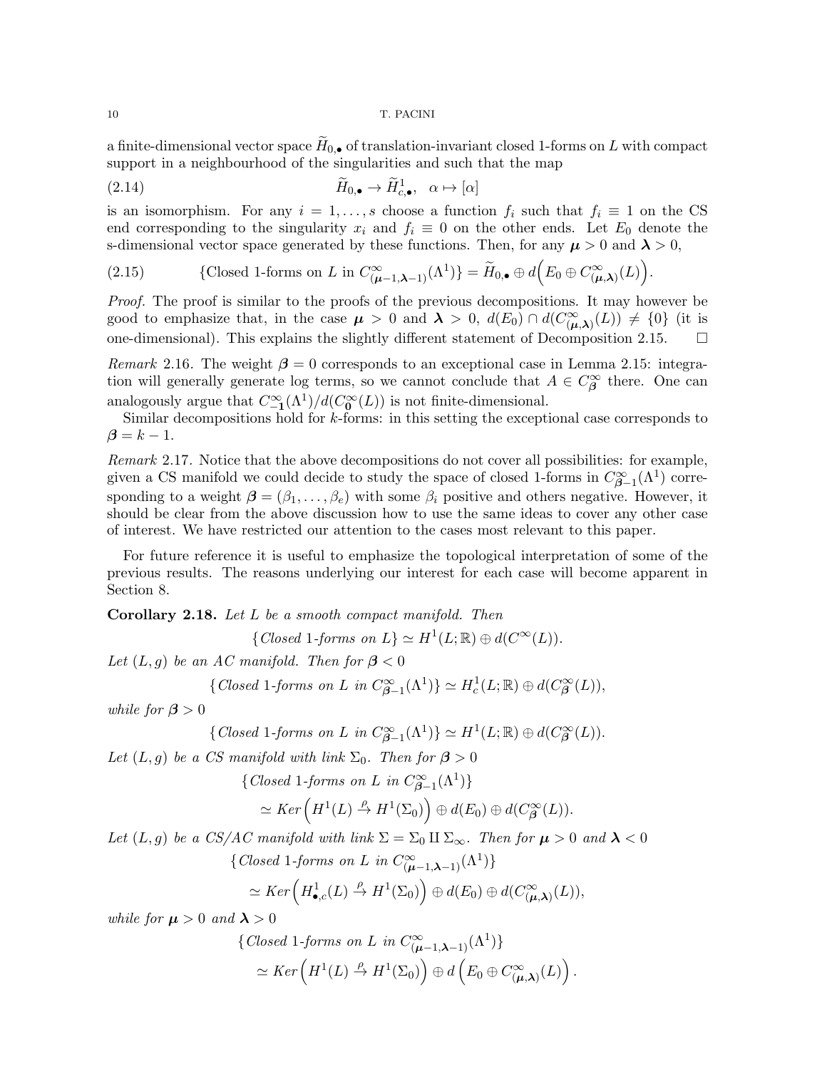a finite-dimensional vector space $\widetilde{H}_{0,\bullet}$ of translation-invariant closed 1-forms on $L$ with compact support in a neighbourhood of the singularities and such that the map

$$\widetilde{H}_{0,\bullet} \to \widetilde{H}^1_{c,\bullet}, \quad \alpha \mapsto [\alpha] \tag{2.14}$$

is an isomorphism. For any $i = 1, \dots, s$ choose a function $f_i$ such that $f_i \equiv 1$ on the CS end corresponding to the singularity $x_i$ and $f_i \equiv 0$ on the other ends. Let $E_0$ denote the s-dimensional vector space generated by these functions. Then, for any $\boldsymbol{\mu} > 0$ and $\boldsymbol{\lambda} > 0$,

$$\{\text{Closed 1-forms on } L \text{ in } C^\infty_{(\boldsymbol{\mu}-1,\boldsymbol{\lambda}-1)}(\Lambda^1)\} = \widetilde{H}_{0,\bullet} \oplus d\Big(E_0 \oplus C^\infty_{(\boldsymbol{\mu},\boldsymbol{\lambda})}(L)\Big). \tag{2.15}$$

*Proof.* The proof is similar to the proofs of the previous decompositions. It may however be good to emphasize that, in the case $\boldsymbol{\mu} > 0$ and $\boldsymbol{\lambda} > 0$, $d(E_0) \cap d(C^\infty_{(\boldsymbol{\mu},\boldsymbol{\lambda})}(L)) \neq \{0\}$ (it is one-dimensional). This explains the slightly different statement of Decomposition 2.15. $\square$

*Remark* 2.16. The weight $\boldsymbol{\beta} = 0$ corresponds to an exceptional case in Lemma 2.15: integration will generally generate log terms, so we cannot conclude that $A \in C^\infty_{\boldsymbol{\beta}}$ there. One can analogously argue that $C^\infty_{-\mathbf{1}}(\Lambda^1)/d(C^\infty_{\mathbf{0}}(L))$ is not finite-dimensional.

Similar decompositions hold for $k$-forms: in this setting the exceptional case corresponds to $\boldsymbol{\beta} = k - 1$.

*Remark* 2.17. Notice that the above decompositions do not cover all possibilities: for example, given a CS manifold we could decide to study the space of closed 1-forms in $C^\infty_{\boldsymbol{\beta}-1}(\Lambda^1)$ corresponding to a weight $\boldsymbol{\beta} = (\beta_1, \dots, \beta_e)$ with some $\beta_i$ positive and others negative. However, it should be clear from the above discussion how to use the same ideas to cover any other case of interest. We have restricted our attention to the cases most relevant to this paper.

For future reference it is useful to emphasize the topological interpretation of some of the previous results. The reasons underlying our interest for each case will become apparent in Section 8.

**Corollary 2.18.** *Let $L$ be a smooth compact manifold. Then*

$$\{\textit{Closed 1-forms on } L\} \simeq H^1(L;\mathbb{R}) \oplus d(C^\infty(L)).$$

*Let $(L, g)$ be an AC manifold. Then for $\boldsymbol{\beta} < 0$*

$$\{\textit{Closed 1-forms on } L \textit{ in } C^\infty_{\boldsymbol{\beta}-1}(\Lambda^1)\} \simeq H^1_c(L;\mathbb{R}) \oplus d(C^\infty_{\boldsymbol{\beta}}(L)),$$

*while for $\boldsymbol{\beta} > 0$*

$$\{\textit{Closed 1-forms on } L \textit{ in } C^\infty_{\boldsymbol{\beta}-1}(\Lambda^1)\} \simeq H^1(L;\mathbb{R}) \oplus d(C^\infty_{\boldsymbol{\beta}}(L)).$$

*Let $(L, g)$ be a CS manifold with link $\Sigma_0$. Then for $\boldsymbol{\beta} > 0$*

$$\begin{aligned}&\{\textit{Closed 1-forms on } L \textit{ in } C^\infty_{\boldsymbol{\beta}-1}(\Lambda^1)\}\\ &\quad \simeq Ker\Big(H^1(L) \xrightarrow{\rho} H^1(\Sigma_0)\Big) \oplus d(E_0) \oplus d(C^\infty_{\boldsymbol{\beta}}(L)).\end{aligned}$$

*Let $(L, g)$ be a CS/AC manifold with link $\Sigma = \Sigma_0 \amalg \Sigma_\infty$. Then for $\boldsymbol{\mu} > 0$ and $\boldsymbol{\lambda} < 0$*

$$\begin{aligned}&\{\textit{Closed 1-forms on } L \textit{ in } C^\infty_{(\boldsymbol{\mu}-1,\boldsymbol{\lambda}-1)}(\Lambda^1)\}\\ &\quad \simeq Ker\Big(H^1_{\bullet,c}(L) \xrightarrow{\rho} H^1(\Sigma_0)\Big) \oplus d(E_0) \oplus d(C^\infty_{(\boldsymbol{\mu},\boldsymbol{\lambda})}(L)),\end{aligned}$$

*while for $\boldsymbol{\mu} > 0$ and $\boldsymbol{\lambda} > 0$*

$$\begin{aligned}&\{\textit{Closed 1-forms on } L \textit{ in } C^\infty_{(\boldsymbol{\mu}-1,\boldsymbol{\lambda}-1)}(\Lambda^1)\}\\ &\quad \simeq Ker\Big(H^1(L) \xrightarrow{\rho} H^1(\Sigma_0)\Big) \oplus d\left(E_0 \oplus C^\infty_{(\boldsymbol{\mu},\boldsymbol{\lambda})}(L)\right).\end{aligned}$$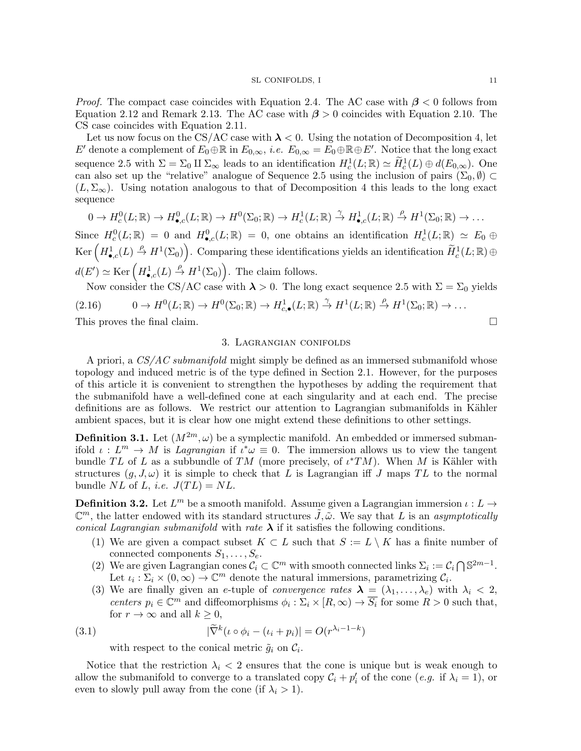*Proof.* The compact case coincides with Equation 2.4. The AC case with $\boldsymbol{\beta} < 0$ follows from Equation 2.12 and Remark 2.13. The AC case with $\boldsymbol{\beta} > 0$ coincides with Equation 2.10. The CS case coincides with Equation 2.11.

Let us now focus on the CS/AC case with $\boldsymbol{\lambda} < 0$. Using the notation of Decomposition 4, let $E'$ denote a complement of $E_0 \oplus \mathbb{R}$ in $E_{0,\infty}$, *i.e.* $E_{0,\infty} = E_0 \oplus \mathbb{R} \oplus E'$. Notice that the long exact sequence 2.5 with $\Sigma = \Sigma_0 \amalg \Sigma_\infty$ leads to an identification $H^1_c(L;\mathbb{R}) \simeq \widetilde{H}^1_c(L) \oplus d(E_{0,\infty})$. One can also set up the "relative" analogue of Sequence 2.5 using the inclusion of pairs $(\Sigma_0, \emptyset) \subset (L, \Sigma_\infty)$. Using notation analogous to that of Decomposition 4 this leads to the long exact sequence

$$0 \to H^0_c(L;\mathbb{R}) \to H^0_{\bullet,c}(L;\mathbb{R}) \to H^0(\Sigma_0;\mathbb{R}) \to H^1_c(L;\mathbb{R}) \xrightarrow{\gamma} H^1_{\bullet,c}(L;\mathbb{R}) \xrightarrow{\rho} H^1(\Sigma_0;\mathbb{R}) \to \dots$$

Since $H^0_c(L;\mathbb{R}) = 0$ and $H^0_{\bullet,c}(L;\mathbb{R}) = 0$, one obtains an identification $H^1_c(L;\mathbb{R}) \simeq E_0 \oplus \operatorname{Ker}\left(H^1_{\bullet,c}(L) \xrightarrow{\rho} H^1(\Sigma_0)\right)$. Comparing these identifications yields an identification $\widetilde{H}^1_c(L;\mathbb{R}) \oplus d(E') \simeq \operatorname{Ker}\left(H^1_{\bullet,c}(L) \xrightarrow{\rho} H^1(\Sigma_0)\right)$. The claim follows.

Now consider the CS/AC case with $\boldsymbol{\lambda} > 0$. The long exact sequence 2.5 with $\Sigma = \Sigma_0$ yields

$$0 \to H^0(L;\mathbb{R}) \to H^0(\Sigma_0;\mathbb{R}) \to H^1_{c,\bullet}(L;\mathbb{R}) \xrightarrow{\gamma} H^1(L;\mathbb{R}) \xrightarrow{\rho} H^1(\Sigma_0;\mathbb{R}) \to \dots \tag{2.16}$$

This proves the final claim. $\square$

## 3. Lagrangian conifolds

A priori, a *CS/AC submanifold* might simply be defined as an immersed submanifold whose topology and induced metric is of the type defined in Section 2.1. However, for the purposes of this article it is convenient to strengthen the hypotheses by adding the requirement that the submanifold have a well-defined cone at each singularity and at each end. The precise definitions are as follows. We restrict our attention to Lagrangian submanifolds in Kähler ambient spaces, but it is clear how one might extend these definitions to other settings.

**Definition 3.1.** Let $(M^{2m}, \omega)$ be a symplectic manifold. An embedded or immersed submanifold $\iota : L^m \to M$ is *Lagrangian* if $\iota^*\omega \equiv 0$. The immersion allows us to view the tangent bundle $TL$ of $L$ as a subbundle of $TM$ (more precisely, of $\iota^*TM$). When $M$ is Kähler with structures $(g, J, \omega)$ it is simple to check that $L$ is Lagrangian iff $J$ maps $TL$ to the normal bundle $NL$ of $L$, *i.e.* $J(TL) = NL$.

**Definition 3.2.** Let $L^m$ be a smooth manifold. Assume given a Lagrangian immersion $\iota : L \to \mathbb{C}^m$, the latter endowed with its standard structures $\tilde{J}, \tilde{\omega}$. We say that $L$ is an *asymptotically conical Lagrangian submanifold* with *rate* $\boldsymbol{\lambda}$ if it satisfies the following conditions.

1. We are given a compact subset $K \subset L$ such that $S := L \setminus K$ has a finite number of connected components $S_1, \dots, S_e$.
2. We are given Lagrangian cones $\mathcal{C}_i \subset \mathbb{C}^m$ with smooth connected links $\Sigma_i := \mathcal{C}_i \bigcap \mathbb{S}^{2m-1}$. Let $\iota_i : \Sigma_i \times (0,\infty) \to \mathbb{C}^m$ denote the natural immersions, parametrizing $\mathcal{C}_i$.
3. We are finally given an $e$-tuple of *convergence rates* $\boldsymbol{\lambda} = (\lambda_1, \dots, \lambda_e)$ with $\lambda_i < 2$, *centers* $p_i \in \mathbb{C}^m$ and diffeomorphisms $\phi_i : \Sigma_i \times [R, \infty) \to \overline{S_i}$ for some $R > 0$ such that, for $r \to \infty$ and all $k \geq 0$,

$$|\widetilde{\nabla}^k(\iota \circ \phi_i - (\iota_i + p_i)| = O(r^{\lambda_i - 1 - k}) \tag{3.1}$$

   with respect to the conical metric $\tilde{g}_i$ on $\mathcal{C}_i$.

Notice that the restriction $\lambda_i < 2$ ensures that the cone is unique but is weak enough to allow the submanifold to converge to a translated copy $\mathcal{C}_i + p'_i$ of the cone (*e.g.* if $\lambda_i = 1$), or even to slowly pull away from the cone (if $\lambda_i > 1$).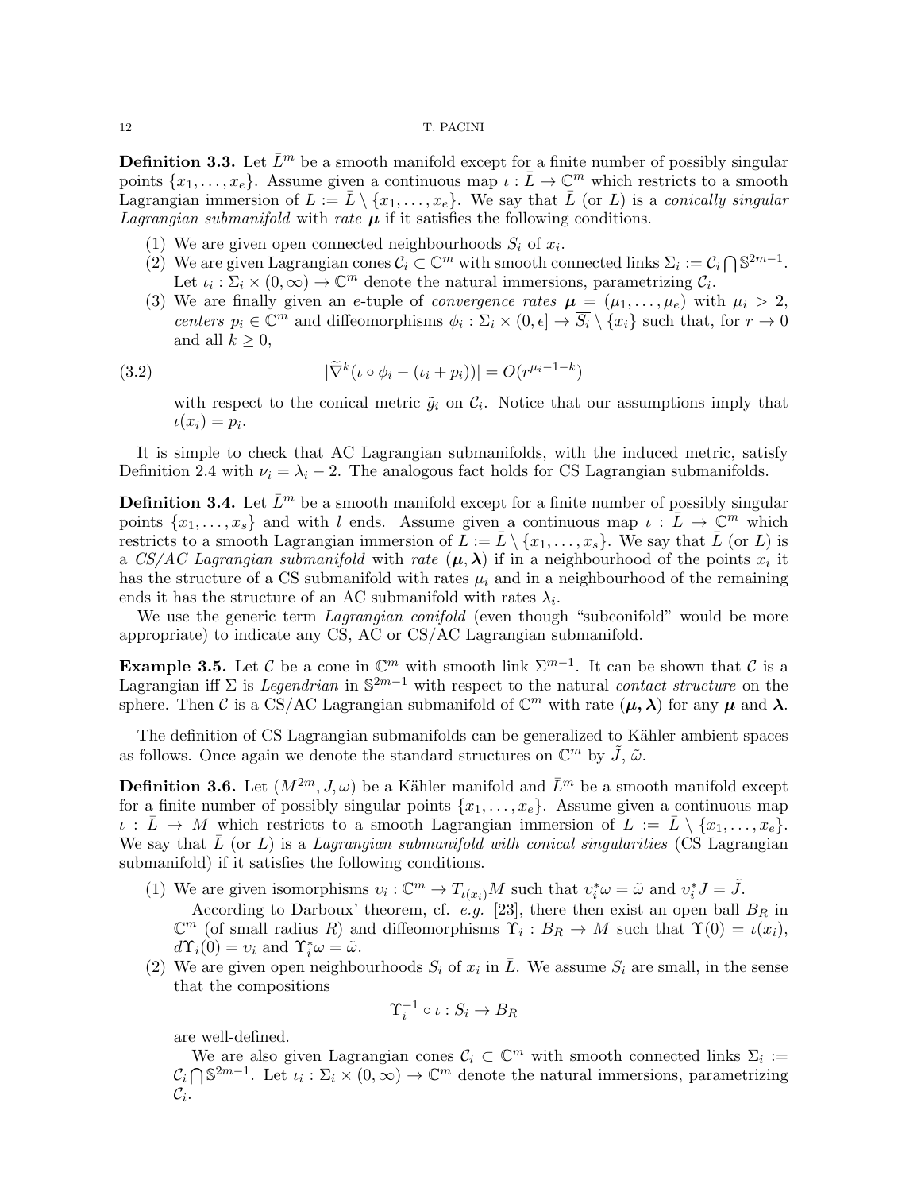**Definition 3.3.** Let $\bar{L}^m$ be a smooth manifold except for a finite number of possibly singular points $\{x_1, \dots, x_e\}$. Assume given a continuous map $\iota : \bar{L} \to \mathbb{C}^m$ which restricts to a smooth Lagrangian immersion of $L := \bar{L} \setminus \{x_1, \dots, x_e\}$. We say that $\bar{L}$ (or $L$) is a *conically singular Lagrangian submanifold* with *rate* $\boldsymbol{\mu}$ if it satisfies the following conditions.

1. We are given open connected neighbourhoods $S_i$ of $x_i$.
2. We are given Lagrangian cones $\mathcal{C}_i \subset \mathbb{C}^m$ with smooth connected links $\Sigma_i := \mathcal{C}_i \bigcap \mathbb{S}^{2m-1}$. Let $\iota_i : \Sigma_i \times (0, \infty) \to \mathbb{C}^m$ denote the natural immersions, parametrizing $\mathcal{C}_i$.
3. We are finally given an $e$-tuple of *convergence rates* $\boldsymbol{\mu} = (\mu_1, \dots, \mu_e)$ with $\mu_i > 2$, *centers* $p_i \in \mathbb{C}^m$ and diffeomorphisms $\phi_i : \Sigma_i \times (0, \epsilon] \to \overline{S_i} \setminus \{x_i\}$ such that, for $r \to 0$ and all $k \geq 0$,

$$|\widetilde{\nabla}^k(\iota \circ \phi_i - (\iota_i + p_i))| = O(r^{\mu_i - 1 - k}) \tag{3.2}$$

   with respect to the conical metric $\tilde{g}_i$ on $\mathcal{C}_i$. Notice that our assumptions imply that $\iota(x_i) = p_i$.

It is simple to check that AC Lagrangian submanifolds, with the induced metric, satisfy Definition 2.4 with $\nu_i = \lambda_i - 2$. The analogous fact holds for CS Lagrangian submanifolds.

**Definition 3.4.** Let $\bar{L}^m$ be a smooth manifold except for a finite number of possibly singular points $\{x_1, \dots, x_s\}$ and with $l$ ends. Assume given a continuous map $\iota : \bar{L} \to \mathbb{C}^m$ which restricts to a smooth Lagrangian immersion of $L := \bar{L} \setminus \{x_1, \dots, x_s\}$. We say that $\bar{L}$ (or $L$) is a *CS/AC Lagrangian submanifold* with *rate* $(\boldsymbol{\mu}, \boldsymbol{\lambda})$ if in a neighbourhood of the points $x_i$ it has the structure of a CS submanifold with rates $\mu_i$ and in a neighbourhood of the remaining ends it has the structure of an AC submanifold with rates $\lambda_i$.

We use the generic term *Lagrangian conifold* (even though "subconifold" would be more appropriate) to indicate any CS, AC or CS/AC Lagrangian submanifold.

**Example 3.5.** Let $\mathcal{C}$ be a cone in $\mathbb{C}^m$ with smooth link $\Sigma^{m-1}$. It can be shown that $\mathcal{C}$ is a Lagrangian iff $\Sigma$ is *Legendrian* in $\mathbb{S}^{2m-1}$ with respect to the natural *contact structure* on the sphere. Then $\mathcal{C}$ is a CS/AC Lagrangian submanifold of $\mathbb{C}^m$ with rate $(\boldsymbol{\mu}, \boldsymbol{\lambda})$ for any $\boldsymbol{\mu}$ and $\boldsymbol{\lambda}$.

The definition of CS Lagrangian submanifolds can be generalized to Kähler ambient spaces as follows. Once again we denote the standard structures on $\mathbb{C}^m$ by $\tilde{J}$, $\tilde{\omega}$.

**Definition 3.6.** Let $(M^{2m}, J, \omega)$ be a Kähler manifold and $\bar{L}^m$ be a smooth manifold except for a finite number of possibly singular points $\{x_1, \dots, x_e\}$. Assume given a continuous map $\iota : \bar{L} \to M$ which restricts to a smooth Lagrangian immersion of $L := \bar{L} \setminus \{x_1, \dots, x_e\}$. We say that $\bar{L}$ (or $L$) is a *Lagrangian submanifold with conical singularities* (CS Lagrangian submanifold) if it satisfies the following conditions.

1. We are given isomorphisms $\upsilon_i : \mathbb{C}^m \to T_{\iota(x_i)}M$ such that $\upsilon_i^* \omega = \tilde{\omega}$ and $\upsilon_i^* J = \tilde{J}$.

   According to Darboux' theorem, cf. *e.g.* [23], there then exist an open ball $B_R$ in $\mathbb{C}^m$ (of small radius $R$) and diffeomorphisms $\Upsilon_i : B_R \to M$ such that $\Upsilon(0) = \iota(x_i)$, $d\Upsilon_i(0) = \upsilon_i$ and $\Upsilon_i^* \omega = \tilde{\omega}$.
2. We are given open neighbourhoods $S_i$ of $x_i$ in $\bar{L}$. We assume $S_i$ are small, in the sense that the compositions

$$\Upsilon_i^{-1} \circ \iota : S_i \to B_R$$

   are well-defined.

   We are also given Lagrangian cones $\mathcal{C}_i \subset \mathbb{C}^m$ with smooth connected links $\Sigma_i := \mathcal{C}_i \bigcap \mathbb{S}^{2m-1}$. Let $\iota_i : \Sigma_i \times (0, \infty) \to \mathbb{C}^m$ denote the natural immersions, parametrizing $\mathcal{C}_i$.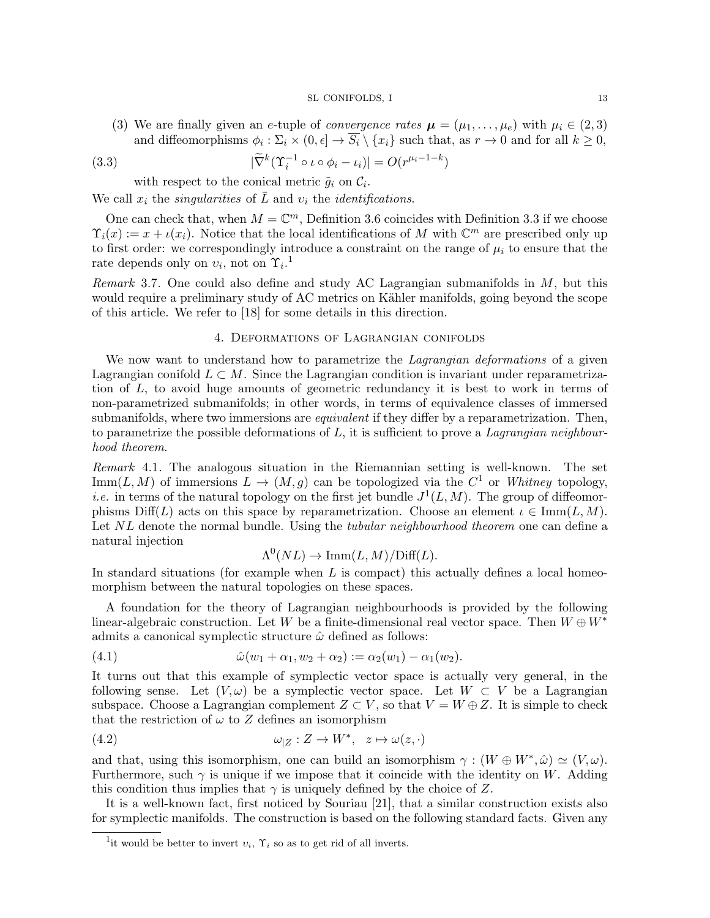(3) We are finally given an $e$-tuple of *convergence rates* $\boldsymbol{\mu} = (\mu_1, \ldots, \mu_e)$ with $\mu_i \in (2, 3)$ and diffeomorphisms $\phi_i : \Sigma_i \times (0, \epsilon] \to \overline{S_i} \setminus \{x_i\}$ such that, as $r \to 0$ and for all $k \geq 0$,

$$|\widetilde{\nabla}^k (\Upsilon_i^{-1} \circ \iota \circ \phi_i - \iota_i)| = O(r^{\mu_i - 1 - k}) \tag{3.3}$$

with respect to the conical metric $\tilde{g}_i$ on $\mathcal{C}_i$.

We call $x_i$ the *singularities* of $\bar{L}$ and $\upsilon_i$ the *identifications*.

One can check that, when $M = \mathbb{C}^m$, Definition 3.6 coincides with Definition 3.3 if we choose $\Upsilon_i(x) := x + \iota(x_i)$. Notice that the local identifications of $M$ with $\mathbb{C}^m$ are prescribed only up to first order: we correspondingly introduce a constraint on the range of $\mu_i$ to ensure that the rate depends only on $\upsilon_i$, not on $\Upsilon_i$.[1]

*Remark* 3.7. One could also define and study AC Lagrangian submanifolds in $M$, but this would require a preliminary study of AC metrics on Kähler manifolds, going beyond the scope of this article. We refer to [18] for some details in this direction.

## 4. Deformations of Lagrangian conifolds

We now want to understand how to parametrize the *Lagrangian deformations* of a given Lagrangian conifold $L \subset M$. Since the Lagrangian condition is invariant under reparametrization of $L$, to avoid huge amounts of geometric redundancy it is best to work in terms of non-parametrized submanifolds; in other words, in terms of equivalence classes of immersed submanifolds, where two immersions are *equivalent* if they differ by a reparametrization. Then, to parametrize the possible deformations of $L$, it is sufficient to prove a *Lagrangian neighbourhood theorem*.

*Remark* 4.1. The analogous situation in the Riemannian setting is well-known. The set $\text{Imm}(L, M)$ of immersions $L \to (M, g)$ can be topologized via the $C^1$ or *Whitney* topology, *i.e.* in terms of the natural topology on the first jet bundle $J^1(L, M)$. The group of diffeomorphisms $\text{Diff}(L)$ acts on this space by reparametrization. Choose an element $\iota \in \text{Imm}(L, M)$. Let $NL$ denote the normal bundle. Using the *tubular neighbourhood theorem* one can define a natural injection

$$\Lambda^0(NL) \to \text{Imm}(L, M)/\text{Diff}(L).$$

In standard situations (for example when $L$ is compact) this actually defines a local homeomorphism between the natural topologies on these spaces.

A foundation for the theory of Lagrangian neighbourhoods is provided by the following linear-algebraic construction. Let $W$ be a finite-dimensional real vector space. Then $W \oplus W^*$ admits a canonical symplectic structure $\hat{\omega}$ defined as follows:

$$\hat{\omega}(w_1 + \alpha_1, w_2 + \alpha_2) := \alpha_2(w_1) - \alpha_1(w_2). \tag{4.1}$$

It turns out that this example of symplectic vector space is actually very general, in the following sense. Let $(V, \omega)$ be a symplectic vector space. Let $W \subset V$ be a Lagrangian subspace. Choose a Lagrangian complement $Z \subset V$, so that $V = W \oplus Z$. It is simple to check that the restriction of $\omega$ to $Z$ defines an isomorphism

$$\omega_{|Z} : Z \to W^*, \quad z \mapsto \omega(z, \cdot) \tag{4.2}$$

and that, using this isomorphism, one can build an isomorphism $\gamma : (W \oplus W^*, \hat{\omega}) \simeq (V, \omega)$. Furthermore, such $\gamma$ is unique if we impose that it coincide with the identity on $W$. Adding this condition thus implies that $\gamma$ is uniquely defined by the choice of $Z$.

It is a well-known fact, first noticed by Souriau [21], that a similar construction exists also for symplectic manifolds. The construction is based on the following standard facts. Given any

[1] it would be better to invert $\upsilon_i$, $\Upsilon_i$ so as to get rid of all inverts.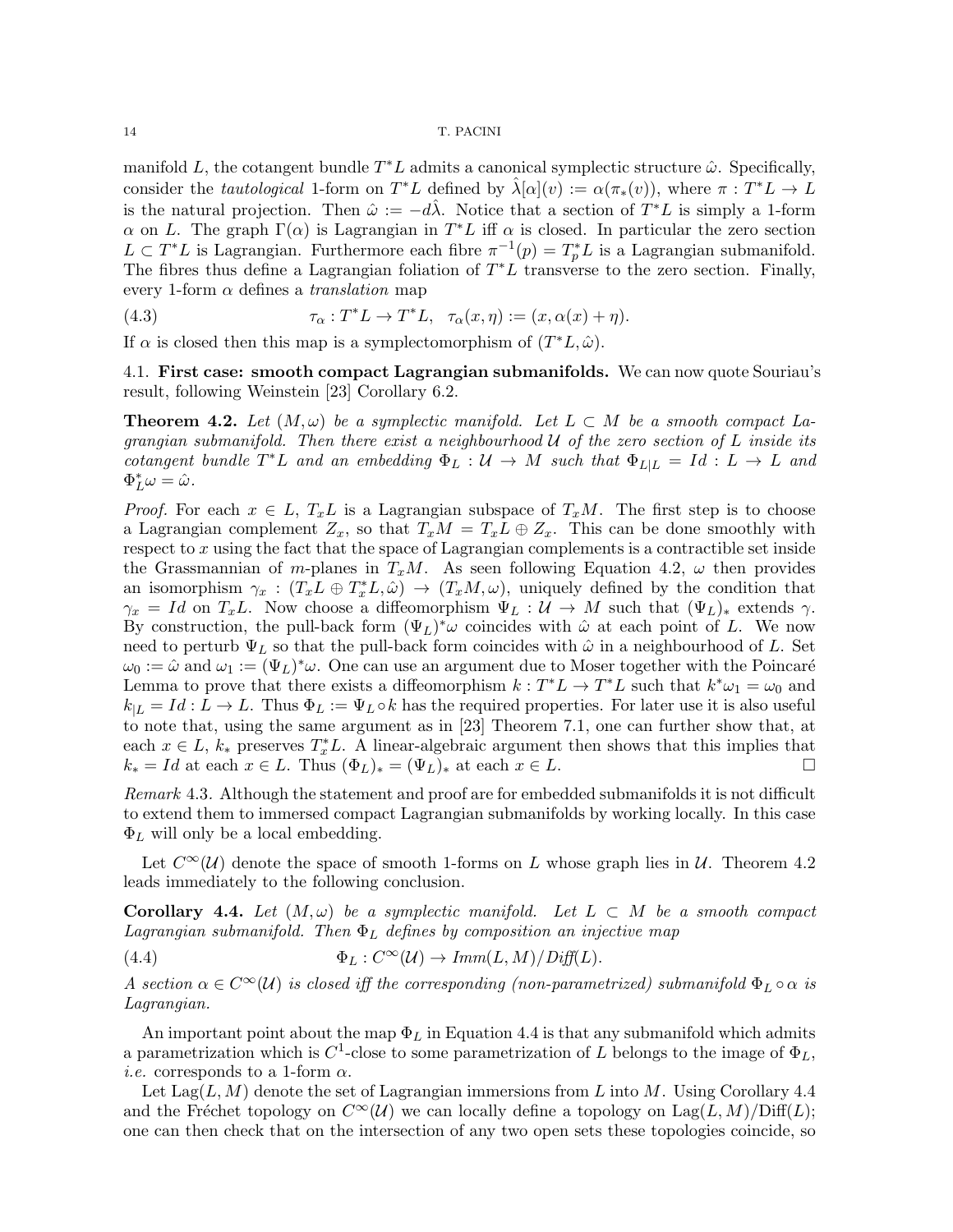manifold $L$, the cotangent bundle $T^*L$ admits a canonical symplectic structure $\hat{\omega}$. Specifically, consider the *tautological* 1-form on $T^*L$ defined by $\hat{\lambda}[\alpha](v) := \alpha(\pi_*(v))$, where $\pi : T^*L \to L$ is the natural projection. Then $\hat{\omega} := -d\hat{\lambda}$. Notice that a section of $T^*L$ is simply a 1-form $\alpha$ on $L$. The graph $\Gamma(\alpha)$ is Lagrangian in $T^*L$ iff $\alpha$ is closed. In particular the zero section $L \subset T^*L$ is Lagrangian. Furthermore each fibre $\pi^{-1}(p) = T^*_pL$ is a Lagrangian submanifold. The fibres thus define a Lagrangian foliation of $T^*L$ transverse to the zero section. Finally, every 1-form $\alpha$ defines a *translation* map

$$\tau_\alpha : T^*L \to T^*L, \quad \tau_\alpha(x, \eta) := (x, \alpha(x) + \eta). \tag{4.3}$$

If $\alpha$ is closed then this map is a symplectomorphism of $(T^*L, \hat{\omega})$.

## 4.1. First case: smooth compact Lagrangian submanifolds.

We can now quote Souriau's result, following Weinstein [23] Corollary 6.2.

**Theorem 4.2.** *Let $(M, \omega)$ be a symplectic manifold. Let $L \subset M$ be a smooth compact Lagrangian submanifold. Then there exist a neighbourhood $\mathcal{U}$ of the zero section of $L$ inside its cotangent bundle $T^*L$ and an embedding $\Phi_L : \mathcal{U} \to M$ such that $\Phi_{L|L} = Id : L \to L$ and $\Phi_L^*\omega = \hat{\omega}$.*

*Proof.* For each $x \in L$, $T_xL$ is a Lagrangian subspace of $T_xM$. The first step is to choose a Lagrangian complement $Z_x$, so that $T_xM = T_xL \oplus Z_x$. This can be done smoothly with respect to $x$ using the fact that the space of Lagrangian complements is a contractible set inside the Grassmannian of $m$-planes in $T_xM$. As seen following Equation 4.2, $\omega$ then provides an isomorphism $\gamma_x : (T_xL \oplus T^*_xL, \hat{\omega}) \to (T_xM, \omega)$, uniquely defined by the condition that $\gamma_x = Id$ on $T_xL$. Now choose a diffeomorphism $\Psi_L : \mathcal{U} \to M$ such that $(\Psi_L)_*$ extends $\gamma$. By construction, the pull-back form $(\Psi_L)^*\omega$ coincides with $\hat{\omega}$ at each point of $L$. We now need to perturb $\Psi_L$ so that the pull-back form coincides with $\hat{\omega}$ in a neighbourhood of $L$. Set $\omega_0 := \hat{\omega}$ and $\omega_1 := (\Psi_L)^*\omega$. One can use an argument due to Moser together with the Poincaré Lemma to prove that there exists a diffeomorphism $k : T^*L \to T^*L$ such that $k^*\omega_1 = \omega_0$ and $k_{|L} = Id : L \to L$. Thus $\Phi_L := \Psi_L \circ k$ has the required properties. For later use it is also useful to note that, using the same argument as in [23] Theorem 7.1, one can further show that, at each $x \in L$, $k_*$ preserves $T^*_xL$. A linear-algebraic argument then shows that this implies that $k_* = Id$ at each $x \in L$. Thus $(\Phi_L)_* = (\Psi_L)_*$ at each $x \in L$. □

*Remark* 4.3. Although the statement and proof are for embedded submanifolds it is not difficult to extend them to immersed compact Lagrangian submanifolds by working locally. In this case $\Phi_L$ will only be a local embedding.

Let $C^\infty(\mathcal{U})$ denote the space of smooth 1-forms on $L$ whose graph lies in $\mathcal{U}$. Theorem 4.2 leads immediately to the following conclusion.

**Corollary 4.4.** *Let $(M, \omega)$ be a symplectic manifold. Let $L \subset M$ be a smooth compact Lagrangian submanifold. Then $\Phi_L$ defines by composition an injective map*

$$\Phi_L : C^\infty(\mathcal{U}) \to Imm(L, M)/Diff(L). \tag{4.4}$$

*A section $\alpha \in C^\infty(\mathcal{U})$ is closed iff the corresponding (non-parametrized) submanifold $\Phi_L \circ \alpha$ is Lagrangian.*

An important point about the map $\Phi_L$ in Equation 4.4 is that any submanifold which admits a parametrization which is $C^1$-close to some parametrization of $L$ belongs to the image of $\Phi_L$, *i.e.* corresponds to a 1-form $\alpha$.

Let $\mathrm{Lag}(L, M)$ denote the set of Lagrangian immersions from $L$ into $M$. Using Corollary 4.4 and the Fréchet topology on $C^\infty(\mathcal{U})$ we can locally define a topology on $\mathrm{Lag}(L, M)/\mathrm{Diff}(L)$; one can then check that on the intersection of any two open sets these topologies coincide, so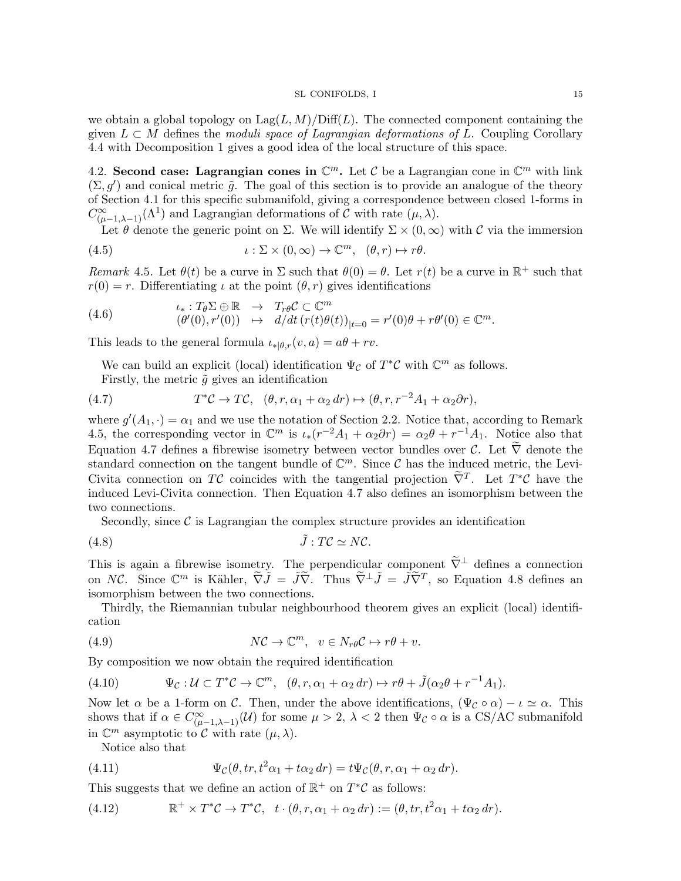we obtain a global topology on $\mathrm{Lag}(L, M)/\mathrm{Diff}(L)$. The connected component containing the given $L \subset M$ defines the *moduli space of Lagrangian deformations of* $L$. Coupling Corollary 4.4 with Decomposition 1 gives a good idea of the local structure of this space.

### 4.2. Second case: Lagrangian cones in $\mathbb{C}^m$.

Let $\mathcal{C}$ be a Lagrangian cone in $\mathbb{C}^m$ with link $(\Sigma, g')$ and conical metric $\tilde{g}$. The goal of this section is to provide an analogue of the theory of Section 4.1 for this specific submanifold, giving a correspondence between closed 1-forms in $C^\infty_{(\mu-1,\lambda-1)}(\Lambda^1)$ and Lagrangian deformations of $\mathcal{C}$ with rate $(\mu, \lambda)$.

Let $\theta$ denote the generic point on $\Sigma$. We will identify $\Sigma \times (0, \infty)$ with $\mathcal{C}$ via the immersion

$$\iota : \Sigma \times (0, \infty) \to \mathbb{C}^m, \quad (\theta, r) \mapsto r\theta. \tag{4.5}$$

*Remark* 4.5. Let $\theta(t)$ be a curve in $\Sigma$ such that $\theta(0) = \theta$. Let $r(t)$ be a curve in $\mathbb{R}^+$ such that $r(0) = r$. Differentiating $\iota$ at the point $(\theta, r)$ gives identifications

$$\begin{array}{rcl} \iota_* : T_\theta\Sigma \oplus \mathbb{R} & \to & T_{r\theta}\mathcal{C} \subset \mathbb{C}^m \\ (\theta'(0), r'(0)) & \mapsto & d/dt\,(r(t)\theta(t))_{|t=0} = r'(0)\theta + r\theta'(0) \in \mathbb{C}^m. \end{array} \tag{4.6}$$

This leads to the general formula $\iota_{*|\theta,r}(v, a) = a\theta + rv$.

We can build an explicit (local) identification $\Psi_\mathcal{C}$ of $T^*\mathcal{C}$ with $\mathbb{C}^m$ as follows.

Firstly, the metric $\tilde{g}$ gives an identification

$$T^*\mathcal{C} \to T\mathcal{C}, \quad (\theta, r, \alpha_1 + \alpha_2\, dr) \mapsto (\theta, r, r^{-2}A_1 + \alpha_2 \partial r), \tag{4.7}$$

where $g'(A_1, \cdot) = \alpha_1$ and we use the notation of Section 2.2. Notice that, according to Remark 4.5, the corresponding vector in $\mathbb{C}^m$ is $\iota_*(r^{-2}A_1 + \alpha_2\partial r) = \alpha_2\theta + r^{-1}A_1$. Notice also that Equation 4.7 defines a fibrewise isometry between vector bundles over $\mathcal{C}$. Let $\widetilde{\nabla}$ denote the standard connection on the tangent bundle of $\mathbb{C}^m$. Since $\mathcal{C}$ has the induced metric, the Levi-Civita connection on $T\mathcal{C}$ coincides with the tangential projection $\widetilde{\nabla}^T$. Let $T^*\mathcal{C}$ have the induced Levi-Civita connection. Then Equation 4.7 also defines an isomorphism between the two connections.

Secondly, since $\mathcal{C}$ is Lagrangian the complex structure provides an identification

$$\tilde{J} : T\mathcal{C} \simeq N\mathcal{C}. \tag{4.8}$$

This is again a fibrewise isometry. The perpendicular component $\widetilde{\nabla}^\perp$ defines a connection on $N\mathcal{C}$. Since $\mathbb{C}^m$ is Kähler, $\widetilde{\nabla}\tilde{J} = \tilde{J}\widetilde{\nabla}$. Thus $\widetilde{\nabla}^\perp\tilde{J} = \tilde{J}\widetilde{\nabla}^T$, so Equation 4.8 defines an isomorphism between the two connections.

Thirdly, the Riemannian tubular neighbourhood theorem gives an explicit (local) identification

$$N\mathcal{C} \to \mathbb{C}^m, \quad v \in N_{r\theta}\mathcal{C} \mapsto r\theta + v. \tag{4.9}$$

By composition we now obtain the required identification

$$\Psi_\mathcal{C} : \mathcal{U} \subset T^*\mathcal{C} \to \mathbb{C}^m, \quad (\theta, r, \alpha_1 + \alpha_2\, dr) \mapsto r\theta + \tilde{J}(\alpha_2\theta + r^{-1}A_1). \tag{4.10}$$

Now let $\alpha$ be a 1-form on $\mathcal{C}$. Then, under the above identifications, $(\Psi_\mathcal{C} \circ \alpha) - \iota \simeq \alpha$. This shows that if $\alpha \in C^\infty_{(\mu-1,\lambda-1)}(\mathcal{U})$ for some $\mu > 2$, $\lambda < 2$ then $\Psi_\mathcal{C} \circ \alpha$ is a CS/AC submanifold in $\mathbb{C}^m$ asymptotic to $\mathcal{C}$ with rate $(\mu, \lambda)$.

Notice also that

$$\Psi_\mathcal{C}(\theta, tr, t^2\alpha_1 + t\alpha_2\, dr) = t\Psi_\mathcal{C}(\theta, r, \alpha_1 + \alpha_2\, dr). \tag{4.11}$$

This suggests that we define an action of $\mathbb{R}^+$ on $T^*\mathcal{C}$ as follows:

$$\mathbb{R}^+ \times T^*\mathcal{C} \to T^*\mathcal{C}, \quad t \cdot (\theta, r, \alpha_1 + \alpha_2\, dr) := (\theta, tr, t^2\alpha_1 + t\alpha_2\, dr). \tag{4.12}$$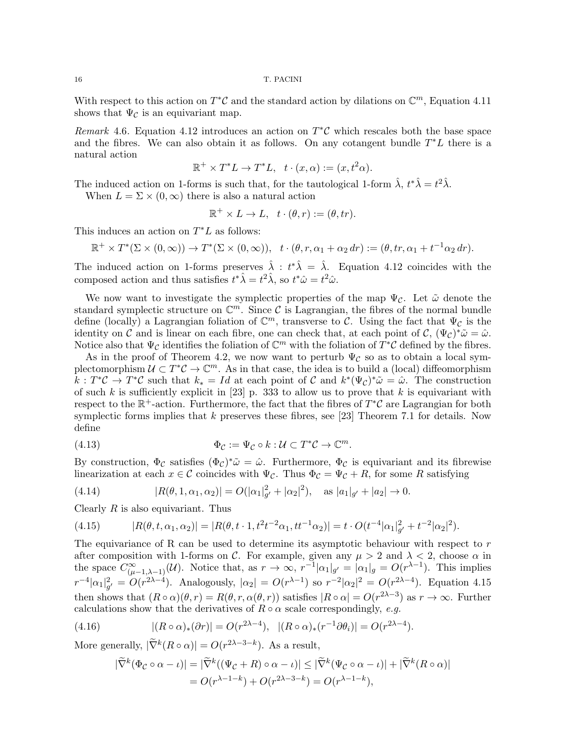With respect to this action on $T^*\mathcal{C}$ and the standard action by dilations on $\mathbb{C}^m$, Equation 4.11 shows that $\Psi_{\mathcal{C}}$ is an equivariant map.

*Remark* 4.6. Equation 4.12 introduces an action on $T^*\mathcal{C}$ which rescales both the base space and the fibres. We can also obtain it as follows. On any cotangent bundle $T^*L$ there is a natural action

$$\mathbb{R}^+ \times T^*L \to T^*L, \quad t \cdot (x, \alpha) := (x, t^2\alpha).$$

The induced action on 1-forms is such that, for the tautological 1-form $\hat{\lambda}$, $t^*\hat{\lambda} = t^2\hat{\lambda}$.

When $L = \Sigma \times (0, \infty)$ there is also a natural action

$$\mathbb{R}^+ \times L \to L, \quad t \cdot (\theta, r) := (\theta, tr).$$

This induces an action on $T^*L$ as follows:

$$\mathbb{R}^+ \times T^*(\Sigma \times (0,\infty)) \to T^*(\Sigma \times (0,\infty)), \quad t \cdot (\theta, r, \alpha_1 + \alpha_2\, dr) := (\theta, tr, \alpha_1 + t^{-1}\alpha_2\, dr).$$

The induced action on 1-forms preserves $\hat{\lambda}$ : $t^*\hat{\lambda} = \hat{\lambda}$. Equation 4.12 coincides with the composed action and thus satisfies $t^*\hat{\lambda} = t^2\hat{\lambda}$, so $t^*\hat{\omega} = t^2\hat{\omega}$.

We now want to investigate the symplectic properties of the map $\Psi_{\mathcal{C}}$. Let $\tilde{\omega}$ denote the standard symplectic structure on $\mathbb{C}^m$. Since $\mathcal{C}$ is Lagrangian, the fibres of the normal bundle define (locally) a Lagrangian foliation of $\mathbb{C}^m$, transverse to $\mathcal{C}$. Using the fact that $\Psi_{\mathcal{C}}$ is the identity on $\mathcal{C}$ and is linear on each fibre, one can check that, at each point of $\mathcal{C}$, $(\Psi_{\mathcal{C}})^*\tilde{\omega} = \hat{\omega}$. Notice also that $\Psi_{\mathcal{C}}$ identifies the foliation of $\mathbb{C}^m$ with the foliation of $T^*\mathcal{C}$ defined by the fibres.

As in the proof of Theorem 4.2, we now want to perturb $\Psi_{\mathcal{C}}$ so as to obtain a local symplectomorphism $\mathcal{U} \subset T^*\mathcal{C} \to \mathbb{C}^m$. As in that case, the idea is to build a (local) diffeomorphism $k : T^*\mathcal{C} \to T^*\mathcal{C}$ such that $k_* = Id$ at each point of $\mathcal{C}$ and $k^*(\Psi_{\mathcal{C}})^*\tilde{\omega} = \hat{\omega}$. The construction of such $k$ is sufficiently explicit in [23] p. 333 to allow us to prove that $k$ is equivariant with respect to the $\mathbb{R}^+$-action. Furthermore, the fact that the fibres of $T^*\mathcal{C}$ are Lagrangian for both symplectic forms implies that $k$ preserves these fibres, see [23] Theorem 7.1 for details. Now define

$$\Phi_{\mathcal{C}} := \Psi_{\mathcal{C}} \circ k : \mathcal{U} \subset T^*\mathcal{C} \to \mathbb{C}^m. \tag{4.13}$$

By construction, $\Phi_{\mathcal{C}}$ satisfies $(\Phi_{\mathcal{C}})^*\tilde{\omega} = \hat{\omega}$. Furthermore, $\Phi_{\mathcal{C}}$ is equivariant and its fibrewise linearization at each $x \in \mathcal{C}$ coincides with $\Psi_{\mathcal{C}}$. Thus $\Phi_{\mathcal{C}} = \Psi_{\mathcal{C}} + R$, for some $R$ satisfying

$$|R(\theta, 1, \alpha_1, \alpha_2)| = O(|\alpha_1|^2_{g'} + |\alpha_2|^2), \quad \text{as } |a_1|_{g'} + |a_2| \to 0. \tag{4.14}$$

Clearly $R$ is also equivariant. Thus

$$|R(\theta, t, \alpha_1, \alpha_2)| = |R(\theta, t \cdot 1, t^2 t^{-2}\alpha_1, tt^{-1}\alpha_2)| = t \cdot O(t^{-4}|\alpha_1|^2_{g'} + t^{-2}|\alpha_2|^2). \tag{4.15}$$

The equivariance of R can be used to determine its asymptotic behaviour with respect to $r$ after composition with 1-forms on $\mathcal{C}$. For example, given any $\mu > 2$ and $\lambda < 2$, choose $\alpha$ in the space $C^\infty_{(\mu-1,\lambda-1)}(\mathcal{U})$. Notice that, as $r \to \infty$, $r^{-1}|\alpha_1|_{g'} = |\alpha_1|_g = O(r^{\lambda-1})$. This implies $r^{-4}|\alpha_1|^2_{g'} = O(r^{2\lambda-4})$. Analogously, $|\alpha_2| = O(r^{\lambda-1})$ so $r^{-2}|\alpha_2|^2 = O(r^{2\lambda-4})$. Equation 4.15 then shows that $(R \circ \alpha)(\theta, r) = R(\theta, r, \alpha(\theta, r))$ satisfies $|R \circ \alpha| = O(r^{2\lambda-3})$ as $r \to \infty$. Further calculations show that the derivatives of $R \circ \alpha$ scale correspondingly, *e.g.*

$$|(R \circ \alpha)_*(\partial r)| = O(r^{2\lambda-4}), \quad |(R \circ \alpha)_*(r^{-1}\partial\theta_i)| = O(r^{2\lambda-4}). \tag{4.16}$$

More generally, $|\widetilde{\nabla}^k(R \circ \alpha)| = O(r^{2\lambda-3-k})$. As a result,

$$\begin{aligned}
|\widetilde{\nabla}^k(\Phi_{\mathcal{C}} \circ \alpha - \iota)| = |\widetilde{\nabla}^k((\Psi_{\mathcal{C}} + R) \circ \alpha - \iota)| &\leq |\widetilde{\nabla}^k(\Psi_{\mathcal{C}} \circ \alpha - \iota)| + |\widetilde{\nabla}^k(R \circ \alpha)| \\
&= O(r^{\lambda-1-k}) + O(r^{2\lambda-3-k}) = O(r^{\lambda-1-k}),
\end{aligned}$$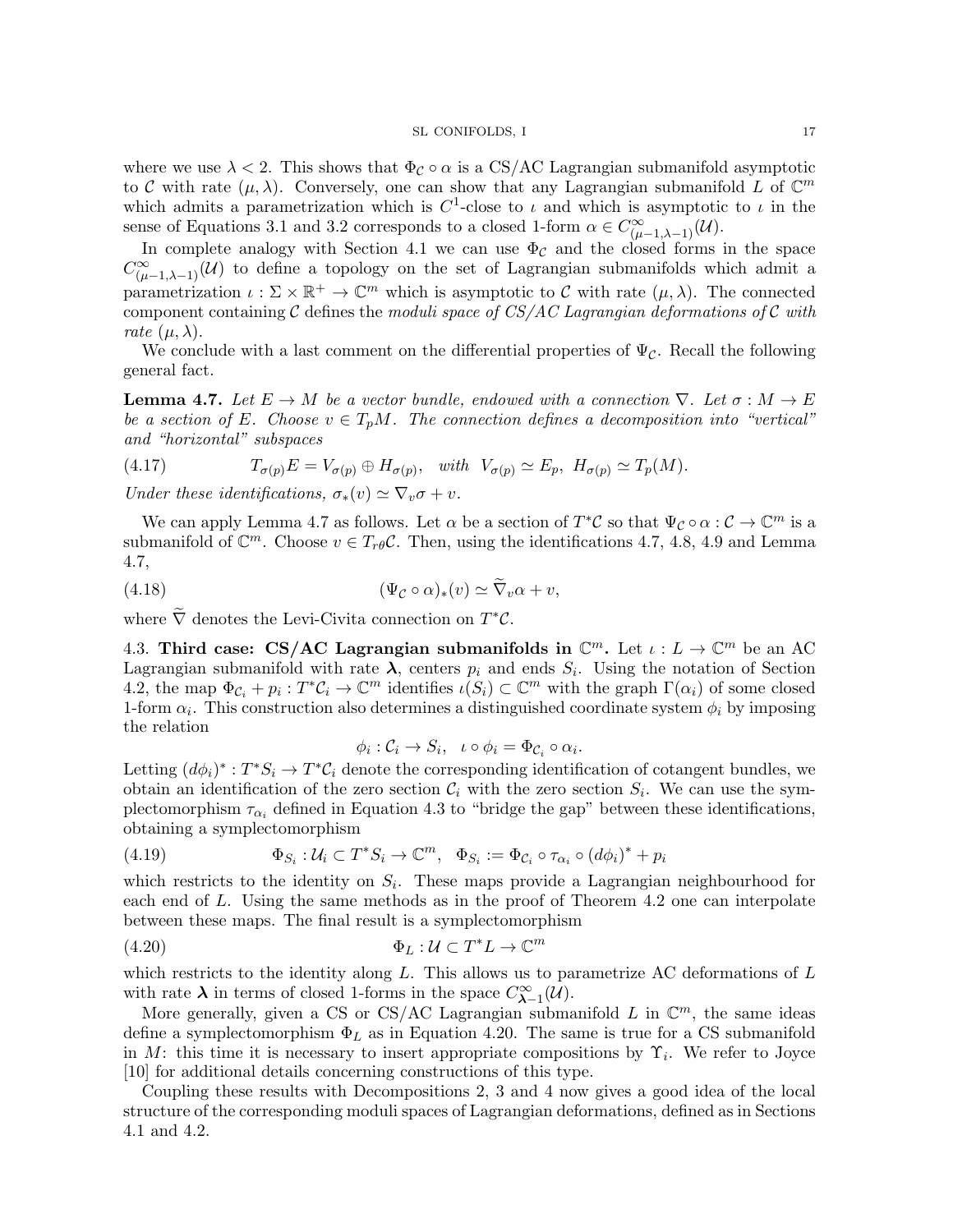where we use $\lambda < 2$. This shows that $\Phi_{\mathcal{C}} \circ \alpha$ is a CS/AC Lagrangian submanifold asymptotic to $\mathcal{C}$ with rate $(\mu, \lambda)$. Conversely, one can show that any Lagrangian submanifold $L$ of $\mathbb{C}^m$ which admits a parametrization which is $C^1$-close to $\iota$ and which is asymptotic to $\iota$ in the sense of Equations 3.1 and 3.2 corresponds to a closed 1-form $\alpha \in C^\infty_{(\mu-1,\lambda-1)}(\mathcal{U})$.

In complete analogy with Section 4.1 we can use $\Phi_{\mathcal{C}}$ and the closed forms in the space $C^\infty_{(\mu-1,\lambda-1)}(\mathcal{U})$ to define a topology on the set of Lagrangian submanifolds which admit a parametrization $\iota : \Sigma \times \mathbb{R}^+ \to \mathbb{C}^m$ which is asymptotic to $\mathcal{C}$ with rate $(\mu, \lambda)$. The connected component containing $\mathcal{C}$ defines the *moduli space of CS/AC Lagrangian deformations of $\mathcal{C}$ with rate $(\mu, \lambda)$*.

We conclude with a last comment on the differential properties of $\Psi_{\mathcal{C}}$. Recall the following general fact.

**Lemma 4.7.** *Let $E \to M$ be a vector bundle, endowed with a connection $\nabla$. Let $\sigma : M \to E$ be a section of $E$. Choose $v \in T_pM$. The connection defines a decomposition into "vertical" and "horizontal" subspaces*

$$T_{\sigma(p)}E = V_{\sigma(p)} \oplus H_{\sigma(p)}, \quad \text{with} \;\; V_{\sigma(p)} \simeq E_p, \;\; H_{\sigma(p)} \simeq T_p(M). \tag{4.17}$$

*Under these identifications, $\sigma_*(v) \simeq \nabla_v \sigma + v$.*

We can apply Lemma 4.7 as follows. Let $\alpha$ be a section of $T^*\mathcal{C}$ so that $\Psi_{\mathcal{C}} \circ \alpha : \mathcal{C} \to \mathbb{C}^m$ is a submanifold of $\mathbb{C}^m$. Choose $v \in T_{r\theta}\mathcal{C}$. Then, using the identifications 4.7, 4.8, 4.9 and Lemma 4.7,

$$(\Psi_{\mathcal{C}} \circ \alpha)_*(v) \simeq \widetilde{\nabla}_v \alpha + v, \tag{4.18}$$

where $\widetilde{\nabla}$ denotes the Levi-Civita connection on $T^*\mathcal{C}$.

### 4.3. Third case: CS/AC Lagrangian submanifolds in $\mathbb{C}^m$.

Let $\iota : L \to \mathbb{C}^m$ be an AC Lagrangian submanifold with rate $\boldsymbol{\lambda}$, centers $p_i$ and ends $S_i$. Using the notation of Section 4.2, the map $\Phi_{\mathcal{C}_i} + p_i : T^*\mathcal{C}_i \to \mathbb{C}^m$ identifies $\iota(S_i) \subset \mathbb{C}^m$ with the graph $\Gamma(\alpha_i)$ of some closed 1-form $\alpha_i$. This construction also determines a distinguished coordinate system $\phi_i$ by imposing the relation

$$\phi_i : \mathcal{C}_i \to S_i, \quad \iota \circ \phi_i = \Phi_{\mathcal{C}_i} \circ \alpha_i.$$

Letting $(d\phi_i)^* : T^*S_i \to T^*\mathcal{C}_i$ denote the corresponding identification of cotangent bundles, we obtain an identification of the zero section $\mathcal{C}_i$ with the zero section $S_i$. We can use the symplectomorphism $\tau_{\alpha_i}$ defined in Equation 4.3 to "bridge the gap" between these identifications, obtaining a symplectomorphism

$$\Phi_{S_i} : \mathcal{U}_i \subset T^*S_i \to \mathbb{C}^m, \quad \Phi_{S_i} := \Phi_{\mathcal{C}_i} \circ \tau_{\alpha_i} \circ (d\phi_i)^* + p_i \tag{4.19}$$

which restricts to the identity on $S_i$. These maps provide a Lagrangian neighbourhood for each end of $L$. Using the same methods as in the proof of Theorem 4.2 one can interpolate between these maps. The final result is a symplectomorphism

$$\Phi_L : \mathcal{U} \subset T^*L \to \mathbb{C}^m \tag{4.20}$$

which restricts to the identity along $L$. This allows us to parametrize AC deformations of $L$ with rate $\boldsymbol{\lambda}$ in terms of closed 1-forms in the space $C^\infty_{\boldsymbol{\lambda}-1}(\mathcal{U})$.

More generally, given a CS or CS/AC Lagrangian submanifold $L$ in $\mathbb{C}^m$, the same ideas define a symplectomorphism $\Phi_L$ as in Equation 4.20. The same is true for a CS submanifold in $M$: this time it is necessary to insert appropriate compositions by $\Upsilon_i$. We refer to Joyce [10] for additional details concerning constructions of this type.

Coupling these results with Decompositions 2, 3 and 4 now gives a good idea of the local structure of the corresponding moduli spaces of Lagrangian deformations, defined as in Sections 4.1 and 4.2.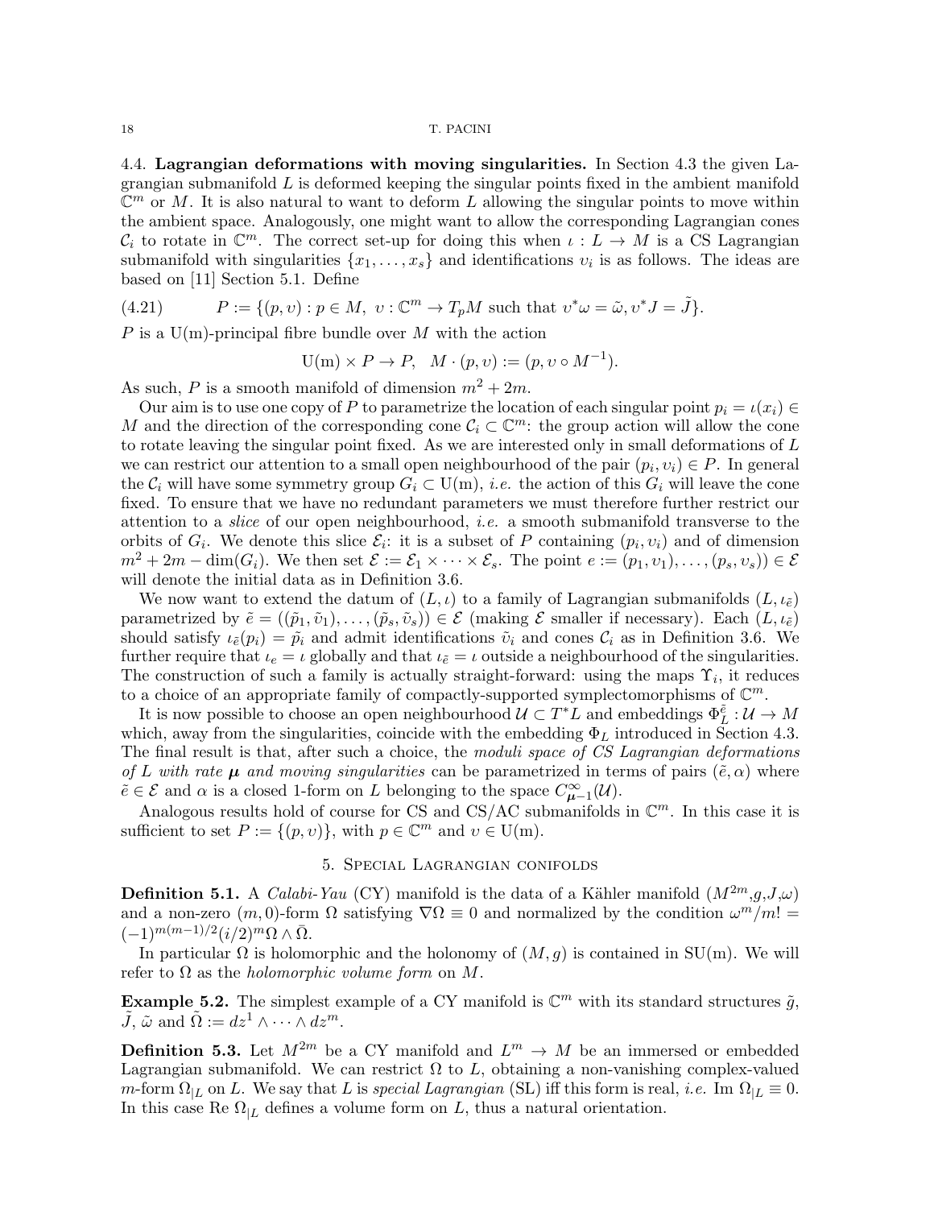## 4.4. Lagrangian deformations with moving singularities.

In Section 4.3 the given Lagrangian submanifold $L$ is deformed keeping the singular points fixed in the ambient manifold $\mathbb{C}^m$ or $M$. It is also natural to want to deform $L$ allowing the singular points to move within the ambient space. Analogously, one might want to allow the corresponding Lagrangian cones $\mathcal{C}_i$ to rotate in $\mathbb{C}^m$. The correct set-up for doing this when $\iota : L \to M$ is a CS Lagrangian submanifold with singularities $\{x_1, \dots, x_s\}$ and identifications $\upsilon_i$ is as follows. The ideas are based on [11] Section 5.1. Define

$$P := \{(p, \upsilon) : p \in M,\ \upsilon : \mathbb{C}^m \to T_pM \text{ such that } \upsilon^*\omega = \tilde{\omega}, \upsilon^*J = \tilde{J}\}. \tag{4.21}$$

$P$ is a U(m)-principal fibre bundle over $M$ with the action

$$\mathrm{U(m)} \times P \to P, \quad M \cdot (p, \upsilon) := (p, \upsilon \circ M^{-1}).$$

As such, $P$ is a smooth manifold of dimension $m^2 + 2m$.

Our aim is to use one copy of $P$ to parametrize the location of each singular point $p_i = \iota(x_i) \in M$ and the direction of the corresponding cone $\mathcal{C}_i \subset \mathbb{C}^m$: the group action will allow the cone to rotate leaving the singular point fixed. As we are interested only in small deformations of $L$ we can restrict our attention to a small open neighbourhood of the pair $(p_i, \upsilon_i) \in P$. In general the $\mathcal{C}_i$ will have some symmetry group $G_i \subset \mathrm{U(m)}$, *i.e.* the action of this $G_i$ will leave the cone fixed. To ensure that we have no redundant parameters we must therefore further restrict our attention to a *slice* of our open neighbourhood, *i.e.* a smooth submanifold transverse to the orbits of $G_i$. We denote this slice $\mathcal{E}_i$: it is a subset of $P$ containing $(p_i, \upsilon_i)$ and of dimension $m^2 + 2m - \dim(G_i)$. We then set $\mathcal{E} := \mathcal{E}_1 \times \cdots \times \mathcal{E}_s$. The point $e := ((p_1, \upsilon_1), \dots, (p_s, \upsilon_s)) \in \mathcal{E}$ will denote the initial data as in Definition 3.6.

We now want to extend the datum of $(L, \iota)$ to a family of Lagrangian submanifolds $(L, \iota_{\tilde{e}})$ parametrized by $\tilde{e} = ((\tilde{p}_1, \tilde{\upsilon}_1), \dots, (\tilde{p}_s, \tilde{\upsilon}_s)) \in \mathcal{E}$ (making $\mathcal{E}$ smaller if necessary). Each $(L, \iota_{\tilde{e}})$ should satisfy $\iota_{\tilde{e}}(p_i) = \tilde{p}_i$ and admit identifications $\tilde{\upsilon}_i$ and cones $\mathcal{C}_i$ as in Definition 3.6. We further require that $\iota_e = \iota$ globally and that $\iota_{\tilde{e}} = \iota$ outside a neighbourhood of the singularities. The construction of such a family is actually straight-forward: using the maps $\Upsilon_i$, it reduces to a choice of an appropriate family of compactly-supported symplectomorphisms of $\mathbb{C}^m$.

It is now possible to choose an open neighbourhood $\mathcal{U} \subset T^*L$ and embeddings $\Phi_L^{\tilde{e}} : \mathcal{U} \to M$ which, away from the singularities, coincide with the embedding $\Phi_L$ introduced in Section 4.3. The final result is that, after such a choice, the *moduli space of CS Lagrangian deformations of $L$ with rate $\boldsymbol{\mu}$ and moving singularities* can be parametrized in terms of pairs $(\tilde{e}, \alpha)$ where $\tilde{e} \in \mathcal{E}$ and $\alpha$ is a closed 1-form on $L$ belonging to the space $C^\infty_{\boldsymbol{\mu}-1}(\mathcal{U})$.

Analogous results hold of course for CS and CS/AC submanifolds in $\mathbb{C}^m$. In this case it is sufficient to set $P := \{(p, \upsilon)\}$, with $p \in \mathbb{C}^m$ and $\upsilon \in \mathrm{U(m)}$.

# 5. Special Lagrangian conifolds

**Definition 5.1.** A *Calabi-Yau* (CY) manifold is the data of a Kähler manifold $(M^{2m}, g, J, \omega)$ and a non-zero $(m, 0)$-form $\Omega$ satisfying $\nabla\Omega \equiv 0$ and normalized by the condition $\omega^m/m! = (-1)^{m(m-1)/2}(i/2)^m \Omega \wedge \bar{\Omega}$.

In particular $\Omega$ is holomorphic and the holonomy of $(M, g)$ is contained in SU(m). We will refer to $\Omega$ as the *holomorphic volume form* on $M$.

**Example 5.2.** The simplest example of a CY manifold is $\mathbb{C}^m$ with its standard structures $\tilde{g}$, $\tilde{J}$, $\tilde{\omega}$ and $\tilde{\Omega} := dz^1 \wedge \cdots \wedge dz^m$.

**Definition 5.3.** Let $M^{2m}$ be a CY manifold and $L^m \to M$ be an immersed or embedded Lagrangian submanifold. We can restrict $\Omega$ to $L$, obtaining a non-vanishing complex-valued $m$-form $\Omega_{|L}$ on $L$. We say that $L$ is *special Lagrangian* (SL) iff this form is real, *i.e.* $\mathrm{Im}\ \Omega_{|L} \equiv 0$. In this case $\mathrm{Re}\ \Omega_{|L}$ defines a volume form on $L$, thus a natural orientation.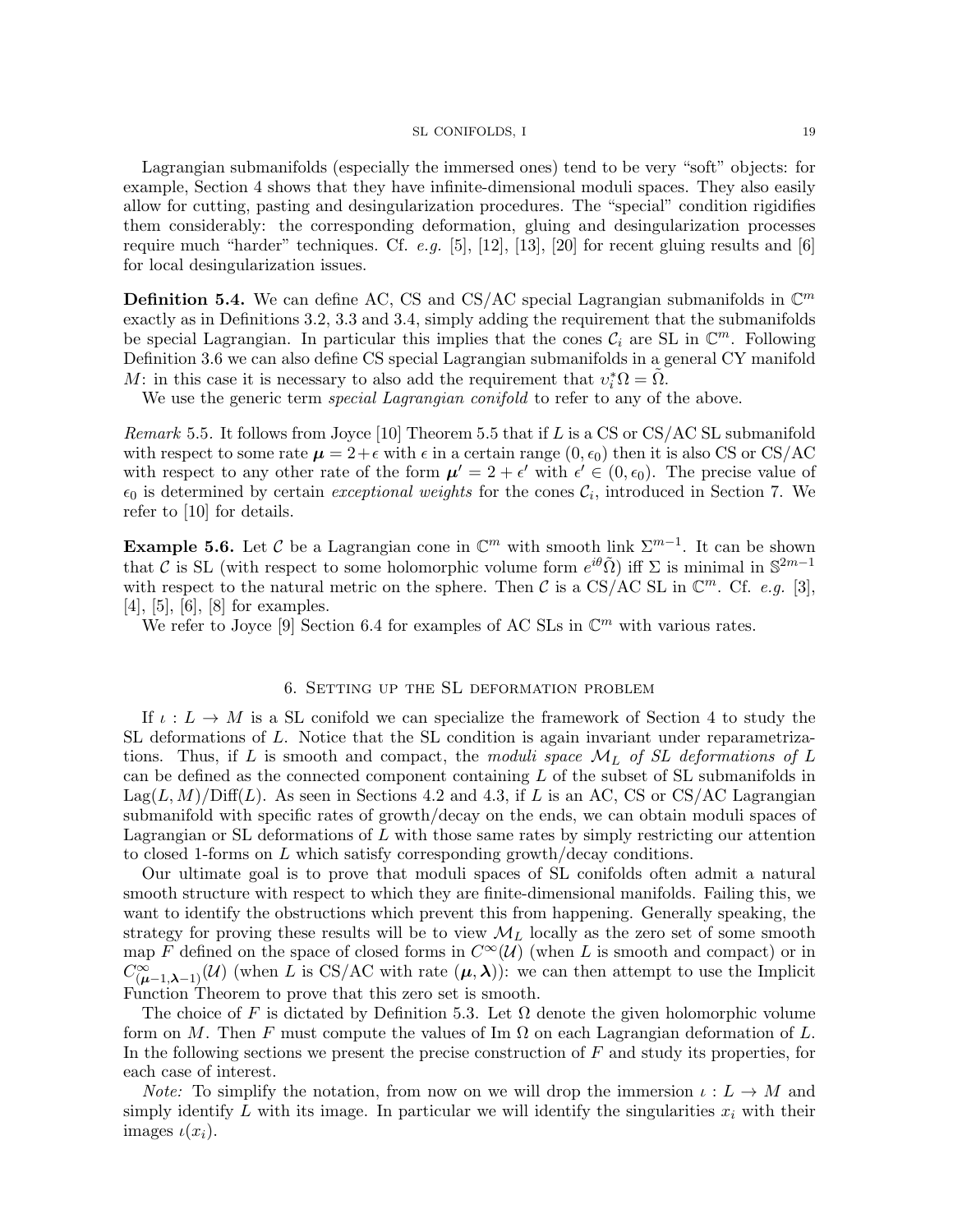Lagrangian submanifolds (especially the immersed ones) tend to be very "soft" objects: for example, Section 4 shows that they have infinite-dimensional moduli spaces. They also easily allow for cutting, pasting and desingularization procedures. The "special" condition rigidifies them considerably: the corresponding deformation, gluing and desingularization processes require much "harder" techniques. Cf. *e.g.* [5], [12], [13], [20] for recent gluing results and [6] for local desingularization issues.

**Definition 5.4.** We can define AC, CS and CS/AC special Lagrangian submanifolds in $\mathbb{C}^m$ exactly as in Definitions 3.2, 3.3 and 3.4, simply adding the requirement that the submanifolds be special Lagrangian. In particular this implies that the cones $\mathcal{C}_i$ are SL in $\mathbb{C}^m$. Following Definition 3.6 we can also define CS special Lagrangian submanifolds in a general CY manifold $M$: in this case it is necessary to also add the requirement that $\upsilon_i^*\Omega = \tilde{\Omega}$.

We use the generic term *special Lagrangian conifold* to refer to any of the above.

*Remark* 5.5. It follows from Joyce [10] Theorem 5.5 that if $L$ is a CS or CS/AC SL submanifold with respect to some rate $\boldsymbol{\mu} = 2+\epsilon$ with $\epsilon$ in a certain range $(0, \epsilon_0)$ then it is also CS or CS/AC with respect to any other rate of the form $\boldsymbol{\mu}' = 2 + \epsilon'$ with $\epsilon' \in (0, \epsilon_0)$. The precise value of $\epsilon_0$ is determined by certain *exceptional weights* for the cones $\mathcal{C}_i$, introduced in Section 7. We refer to [10] for details.

**Example 5.6.** Let $\mathcal{C}$ be a Lagrangian cone in $\mathbb{C}^m$ with smooth link $\Sigma^{m-1}$. It can be shown that $\mathcal{C}$ is SL (with respect to some holomorphic volume form $e^{i\theta}\tilde{\Omega}$) iff $\Sigma$ is minimal in $\mathbb{S}^{2m-1}$ with respect to the natural metric on the sphere. Then $\mathcal{C}$ is a CS/AC SL in $\mathbb{C}^m$. Cf. *e.g.* [3], [4], [5], [6], [8] for examples.

We refer to Joyce [9] Section 6.4 for examples of AC SLs in $\mathbb{C}^m$ with various rates.

## 6. Setting up the SL deformation problem

If $\iota : L \to M$ is a SL conifold we can specialize the framework of Section 4 to study the SL deformations of $L$. Notice that the SL condition is again invariant under reparametrizations. Thus, if $L$ is smooth and compact, the *moduli space* $\mathcal{M}_L$ *of SL deformations of* $L$ can be defined as the connected component containing $L$ of the subset of SL submanifolds in $\mathrm{Lag}(L, M)/\mathrm{Diff}(L)$. As seen in Sections 4.2 and 4.3, if $L$ is an AC, CS or CS/AC Lagrangian submanifold with specific rates of growth/decay on the ends, we can obtain moduli spaces of Lagrangian or SL deformations of $L$ with those same rates by simply restricting our attention to closed 1-forms on $L$ which satisfy corresponding growth/decay conditions.

Our ultimate goal is to prove that moduli spaces of SL conifolds often admit a natural smooth structure with respect to which they are finite-dimensional manifolds. Failing this, we want to identify the obstructions which prevent this from happening. Generally speaking, the strategy for proving these results will be to view $\mathcal{M}_L$ locally as the zero set of some smooth map $F$ defined on the space of closed forms in $C^\infty(\mathcal{U})$ (when $L$ is smooth and compact) or in $C^\infty_{(\boldsymbol{\mu}-1,\boldsymbol{\lambda}-1)}(\mathcal{U})$ (when $L$ is CS/AC with rate $(\boldsymbol{\mu}, \boldsymbol{\lambda})$): we can then attempt to use the Implicit Function Theorem to prove that this zero set is smooth.

The choice of $F$ is dictated by Definition 5.3. Let $\Omega$ denote the given holomorphic volume form on $M$. Then $F$ must compute the values of Im $\Omega$ on each Lagrangian deformation of $L$. In the following sections we present the precise construction of $F$ and study its properties, for each case of interest.

*Note:* To simplify the notation, from now on we will drop the immersion $\iota : L \to M$ and simply identify $L$ with its image. In particular we will identify the singularities $x_i$ with their images $\iota(x_i)$.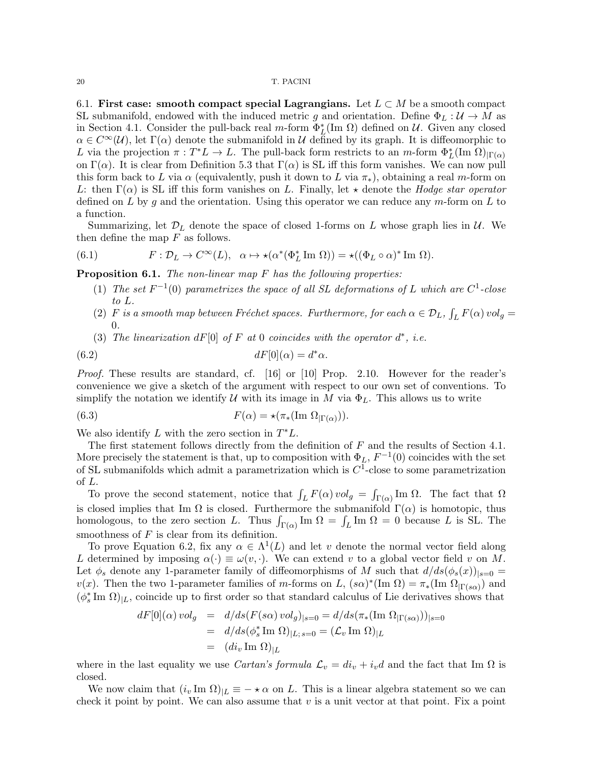6.1. **First case: smooth compact special Lagrangians.** Let $L \subset M$ be a smooth compact SL submanifold, endowed with the induced metric $g$ and orientation. Define $\Phi_L : \mathcal{U} \to M$ as in Section 4.1. Consider the pull-back real $m$-form $\Phi_L^*(\mathrm{Im}\ \Omega)$ defined on $\mathcal{U}$. Given any closed $\alpha \in C^\infty(\mathcal{U})$, let $\Gamma(\alpha)$ denote the submanifold in $\mathcal{U}$ defined by its graph. It is diffeomorphic to $L$ via the projection $\pi : T^*L \to L$. The pull-back form restricts to an $m$-form $\Phi_L^*(\mathrm{Im}\ \Omega)_{|\Gamma(\alpha)}$ on $\Gamma(\alpha)$. It is clear from Definition 5.3 that $\Gamma(\alpha)$ is SL iff this form vanishes. We can now pull this form back to $L$ via $\alpha$ (equivalently, push it down to $L$ via $\pi_*$), obtaining a real $m$-form on $L$: then $\Gamma(\alpha)$ is SL iff this form vanishes on $L$. Finally, let $\star$ denote the *Hodge star operator* defined on $L$ by $g$ and the orientation. Using this operator we can reduce any $m$-form on $L$ to a function.

Summarizing, let $\mathcal{D}_L$ denote the space of closed 1-forms on $L$ whose graph lies in $\mathcal{U}$. We then define the map $F$ as follows.

$$F : \mathcal{D}_L \to C^\infty(L), \quad \alpha \mapsto \star(\alpha^*(\Phi_L^* \mathrm{Im}\ \Omega)) = \star((\Phi_L \circ \alpha)^* \mathrm{Im}\ \Omega). \tag{6.1}$$

**Proposition 6.1.** *The non-linear map $F$ has the following properties:*

1. *The set $F^{-1}(0)$ parametrizes the space of all SL deformations of $L$ which are $C^1$-close to $L$.*
2. *$F$ is a smooth map between Fréchet spaces. Furthermore, for each $\alpha \in \mathcal{D}_L$, $\int_L F(\alpha)\, vol_g = 0$.*
3. *The linearization $dF[0]$ of $F$ at $0$ coincides with the operator $d^*$, i.e.*

$$dF[0](\alpha) = d^*\alpha. \tag{6.2}$$

*Proof.* These results are standard, cf. [16] or [10] Prop. 2.10. However for the reader's convenience we give a sketch of the argument with respect to our own set of conventions. To simplify the notation we identify $\mathcal{U}$ with its image in $M$ via $\Phi_L$. This allows us to write

$$F(\alpha) = \star(\pi_*(\mathrm{Im}\ \Omega_{|\Gamma(\alpha)})). \tag{6.3}$$

We also identify $L$ with the zero section in $T^*L$.

The first statement follows directly from the definition of $F$ and the results of Section 4.1. More precisely the statement is that, up to composition with $\Phi_L$, $F^{-1}(0)$ coincides with the set of SL submanifolds which admit a parametrization which is $C^1$-close to some parametrization of $L$.

To prove the second statement, notice that $\int_L F(\alpha)\, vol_g = \int_{\Gamma(\alpha)} \mathrm{Im}\ \Omega$. The fact that $\Omega$ is closed implies that $\mathrm{Im}\ \Omega$ is closed. Furthermore the submanifold $\Gamma(\alpha)$ is homotopic, thus homologous, to the zero section $L$. Thus $\int_{\Gamma(\alpha)} \mathrm{Im}\ \Omega = \int_L \mathrm{Im}\ \Omega = 0$ because $L$ is SL. The smoothness of $F$ is clear from its definition.

To prove Equation 6.2, fix any $\alpha \in \Lambda^1(L)$ and let $v$ denote the normal vector field along $L$ determined by imposing $\alpha(\cdot) \equiv \omega(v, \cdot)$. We can extend $v$ to a global vector field $v$ on $M$. Let $\phi_s$ denote any 1-parameter family of diffeomorphisms of $M$ such that $d/ds(\phi_s(x))_{|s=0} = v(x)$. Then the two 1-parameter families of $m$-forms on $L$, $(s\alpha)^*(\mathrm{Im}\ \Omega) = \pi_*(\mathrm{Im}\ \Omega_{|\Gamma(s\alpha)})$ and $(\phi_s^* \mathrm{Im}\ \Omega)_{|L}$, coincide up to first order so that standard calculus of Lie derivatives shows that

$$\begin{aligned}
dF[0](\alpha)\, vol_g &= d/ds(F(s\alpha)\, vol_g)_{|s=0} = d/ds(\pi_*(\mathrm{Im}\ \Omega_{|\Gamma(s\alpha)}))_{|s=0} \\
&= d/ds(\phi_s^* \mathrm{Im}\ \Omega)_{|L;\, s=0} = (\mathcal{L}_v \mathrm{Im}\ \Omega)_{|L} \\
&= (di_v \mathrm{Im}\ \Omega)_{|L}
\end{aligned}$$

where in the last equality we use *Cartan's formula* $\mathcal{L}_v = di_v + i_v d$ and the fact that $\mathrm{Im}\ \Omega$ is closed.

We now claim that $(i_v \mathrm{Im}\ \Omega)_{|L} \equiv - \star \alpha$ on $L$. This is a linear algebra statement so we can check it point by point. We can also assume that $v$ is a unit vector at that point. Fix a point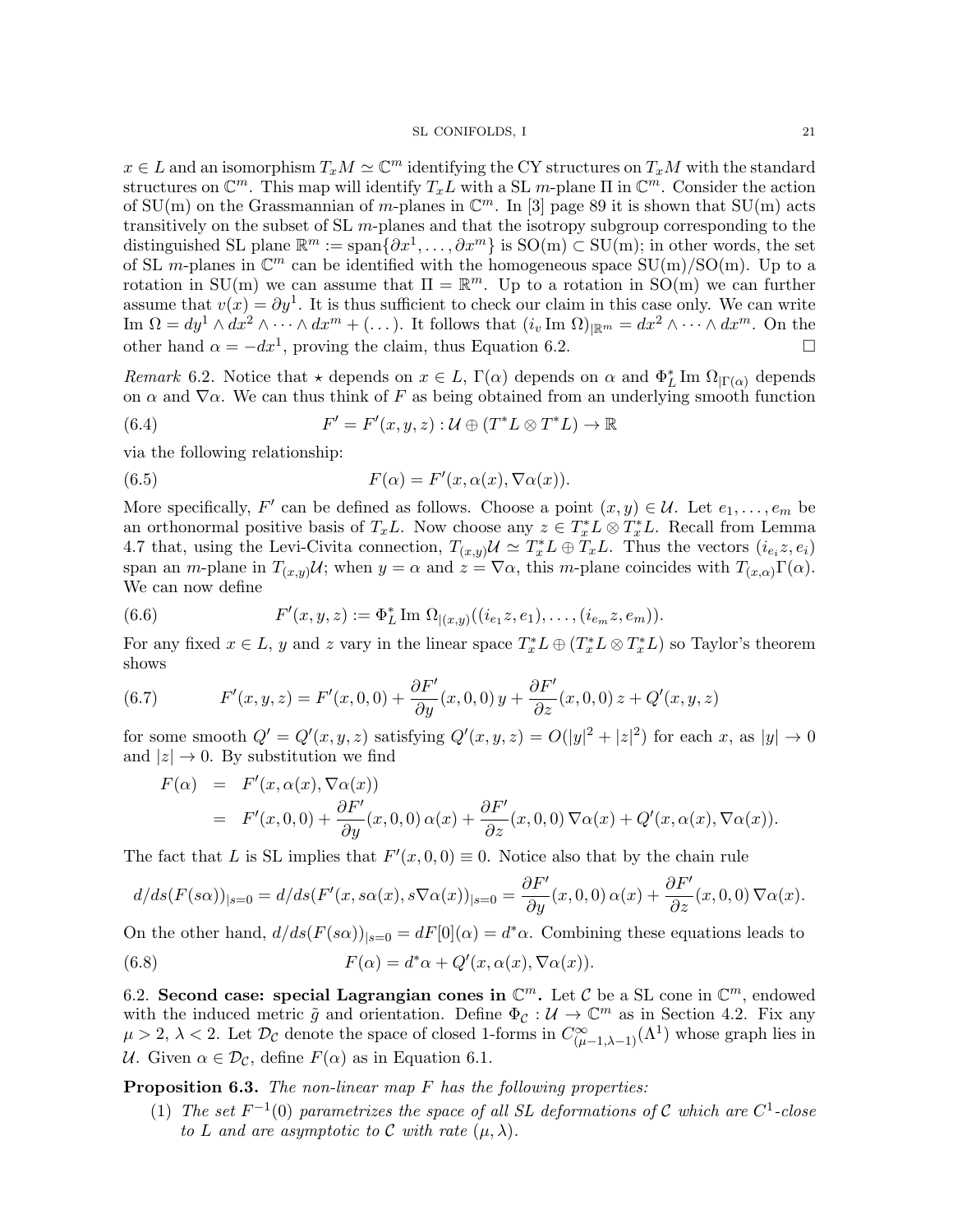$x \in L$ and an isomorphism $T_xM \simeq \mathbb{C}^m$ identifying the CY structures on $T_xM$ with the standard structures on $\mathbb{C}^m$. This map will identify $T_xL$ with a SL $m$-plane $\Pi$ in $\mathbb{C}^m$. Consider the action of SU(m) on the Grassmannian of $m$-planes in $\mathbb{C}^m$. In [3] page 89 it is shown that SU(m) acts transitively on the subset of SL $m$-planes and that the isotropy subgroup corresponding to the distinguished SL plane $\mathbb{R}^m := \text{span}\{\partial x^1, \dots, \partial x^m\}$ is SO(m) $\subset$ SU(m); in other words, the set of SL $m$-planes in $\mathbb{C}^m$ can be identified with the homogeneous space SU(m)/SO(m). Up to a rotation in SU(m) we can assume that $\Pi = \mathbb{R}^m$. Up to a rotation in SO(m) we can further assume that $v(x) = \partial y^1$. It is thus sufficient to check our claim in this case only. We can write $\text{Im}\ \Omega = dy^1 \wedge dx^2 \wedge \dots \wedge dx^m + (\dots)$. It follows that $(i_v \text{Im}\ \Omega)_{|\mathbb{R}^m} = dx^2 \wedge \dots \wedge dx^m$. On the other hand $\alpha = -dx^1$, proving the claim, thus Equation 6.2. □

*Remark* 6.2. Notice that $\star$ depends on $x \in L$, $\Gamma(\alpha)$ depends on $\alpha$ and $\Phi_L^* \text{Im}\ \Omega_{|\Gamma(\alpha)}$ depends on $\alpha$ and $\nabla\alpha$. We can thus think of $F$ as being obtained from an underlying smooth function

$$F' = F'(x, y, z) : \mathcal{U} \oplus (T^*L \otimes T^*L) \to \mathbb{R} \tag{6.4}$$

via the following relationship:

$$F(\alpha) = F'(x, \alpha(x), \nabla\alpha(x)). \tag{6.5}$$

More specifically, $F'$ can be defined as follows. Choose a point $(x, y) \in \mathcal{U}$. Let $e_1, \dots, e_m$ be an orthonormal positive basis of $T_xL$. Now choose any $z \in T_x^*L \otimes T_x^*L$. Recall from Lemma 4.7 that, using the Levi-Civita connection, $T_{(x,y)}\mathcal{U} \simeq T_x^*L \oplus T_xL$. Thus the vectors $(i_{e_i}z, e_i)$ span an $m$-plane in $T_{(x,y)}\mathcal{U}$; when $y = \alpha$ and $z = \nabla\alpha$, this $m$-plane coincides with $T_{(x,\alpha)}\Gamma(\alpha)$. We can now define

$$F'(x, y, z) := \Phi_L^* \text{Im}\ \Omega_{|(x,y)}((i_{e_1}z, e_1), \dots, (i_{e_m}z, e_m)). \tag{6.6}$$

For any fixed $x \in L$, $y$ and $z$ vary in the linear space $T_x^*L \oplus (T_x^*L \otimes T_x^*L)$ so Taylor's theorem shows

$$F'(x, y, z) = F'(x, 0, 0) + \frac{\partial F'}{\partial y}(x, 0, 0)\, y + \frac{\partial F'}{\partial z}(x, 0, 0)\, z + Q'(x, y, z) \tag{6.7}$$

for some smooth $Q' = Q'(x, y, z)$ satisfying $Q'(x, y, z) = O(|y|^2 + |z|^2)$ for each $x$, as $|y| \to 0$ and $|z| \to 0$. By substitution we find

$$\begin{aligned} F(\alpha) &= F'(x, \alpha(x), \nabla\alpha(x)) \\ &= F'(x, 0, 0) + \frac{\partial F'}{\partial y}(x, 0, 0)\, \alpha(x) + \frac{\partial F'}{\partial z}(x, 0, 0)\, \nabla\alpha(x) + Q'(x, \alpha(x), \nabla\alpha(x)). \end{aligned}$$

The fact that $L$ is SL implies that $F'(x, 0, 0) \equiv 0$. Notice also that by the chain rule

$$d/ds(F(s\alpha))_{|s=0} = d/ds(F'(x, s\alpha(x), s\nabla\alpha(x))_{|s=0} = \frac{\partial F'}{\partial y}(x, 0, 0)\, \alpha(x) + \frac{\partial F'}{\partial z}(x, 0, 0)\, \nabla\alpha(x).$$

On the other hand, $d/ds(F(s\alpha))_{|s=0} = dF[0](\alpha) = d^*\alpha$. Combining these equations leads to

$$F(\alpha) = d^*\alpha + Q'(x, \alpha(x), \nabla\alpha(x)). \tag{6.8}$$

## 6.2. Second case: special Lagrangian cones in $\mathbb{C}^m$.

Let $\mathcal{C}$ be a SL cone in $\mathbb{C}^m$, endowed with the induced metric $\tilde{g}$ and orientation. Define $\Phi_{\mathcal{C}} : \mathcal{U} \to \mathbb{C}^m$ as in Section 4.2. Fix any $\mu > 2$, $\lambda < 2$. Let $\mathcal{D}_{\mathcal{C}}$ denote the space of closed 1-forms in $C^\infty_{(\mu-1,\lambda-1)}(\Lambda^1)$ whose graph lies in $\mathcal{U}$. Given $\alpha \in \mathcal{D}_{\mathcal{C}}$, define $F(\alpha)$ as in Equation 6.1.

**Proposition 6.3.** *The non-linear map $F$ has the following properties:*

1. *The set $F^{-1}(0)$ parametrizes the space of all SL deformations of $\mathcal{C}$ which are $C^1$-close to $L$ and are asymptotic to $\mathcal{C}$ with rate $(\mu, \lambda)$.*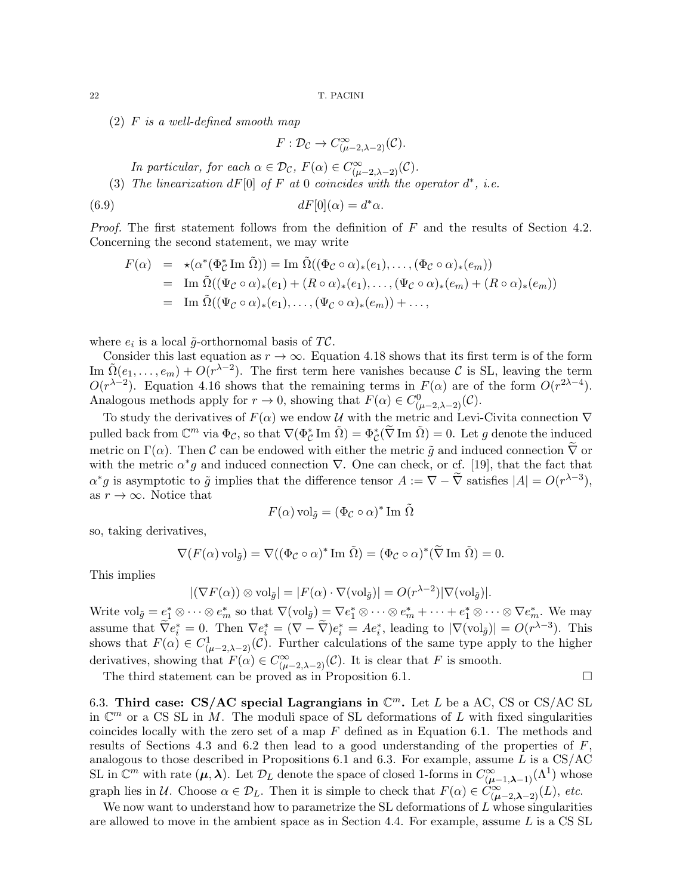(2) *$F$ is a well-defined smooth map*

$$F : \mathcal{D}_{\mathcal{C}} \to C^\infty_{(\mu-2,\lambda-2)}(\mathcal{C}).$$

*In particular, for each $\alpha \in \mathcal{D}_{\mathcal{C}}$, $F(\alpha) \in C^\infty_{(\mu-2,\lambda-2)}(\mathcal{C})$.*

(3) *The linearization $dF[0]$ of $F$ at 0 coincides with the operator $d^*$, i.e.*

$$dF[0](\alpha) = d^*\alpha. \tag{6.9}$$

*Proof.* The first statement follows from the definition of $F$ and the results of Section 4.2. Concerning the second statement, we may write

$$\begin{aligned}
F(\alpha) &= \star(\alpha^*(\Phi_{\mathcal{C}}^* \operatorname{Im} \tilde{\Omega})) = \operatorname{Im} \tilde{\Omega}((\Phi_{\mathcal{C}} \circ \alpha)_*(e_1), \dots, (\Phi_{\mathcal{C}} \circ \alpha)_*(e_m)) \\
&= \operatorname{Im} \tilde{\Omega}((\Psi_{\mathcal{C}} \circ \alpha)_*(e_1) + (R \circ \alpha)_*(e_1), \dots, (\Psi_{\mathcal{C}} \circ \alpha)_*(e_m) + (R \circ \alpha)_*(e_m)) \\
&= \operatorname{Im} \tilde{\Omega}((\Psi_{\mathcal{C}} \circ \alpha)_*(e_1), \dots, (\Psi_{\mathcal{C}} \circ \alpha)_*(e_m)) + \dots,
\end{aligned}$$

where $e_i$ is a local $\tilde{g}$-orthornomal basis of $T\mathcal{C}$.

Consider this last equation as $r \to \infty$. Equation 4.18 shows that its first term is of the form $\operatorname{Im} \tilde{\Omega}(e_1, \dots, e_m) + O(r^{\lambda-2})$. The first term here vanishes because $\mathcal{C}$ is SL, leaving the term $O(r^{\lambda-2})$. Equation 4.16 shows that the remaining terms in $F(\alpha)$ are of the form $O(r^{2\lambda-4})$. Analogous methods apply for $r \to 0$, showing that $F(\alpha) \in C^0_{(\mu-2,\lambda-2)}(\mathcal{C})$.

To study the derivatives of $F(\alpha)$ we endow $\mathcal{U}$ with the metric and Levi-Civita connection $\nabla$ pulled back from $\mathbb{C}^m$ via $\Phi_{\mathcal{C}}$, so that $\nabla(\Phi_{\mathcal{C}}^* \operatorname{Im} \tilde{\Omega}) = \Phi_{\mathcal{C}}^*(\widetilde{\nabla} \operatorname{Im} \tilde{\Omega}) = 0$. Let $g$ denote the induced metric on $\Gamma(\alpha)$. Then $\mathcal{C}$ can be endowed with either the metric $\tilde{g}$ and induced connection $\widetilde{\nabla}$ or with the metric $\alpha^* g$ and induced connection $\nabla$. One can check, or cf. [19], that the fact that $\alpha^* g$ is asymptotic to $\tilde{g}$ implies that the difference tensor $A := \nabla - \widetilde{\nabla}$ satisfies $|A| = O(r^{\lambda-3})$, as $r \to \infty$. Notice that

$$F(\alpha) \operatorname{vol}_{\tilde{g}} = (\Phi_{\mathcal{C}} \circ \alpha)^* \operatorname{Im} \tilde{\Omega}$$

so, taking derivatives,

$$\nabla(F(\alpha) \operatorname{vol}_{\tilde{g}}) = \nabla((\Phi_{\mathcal{C}} \circ \alpha)^* \operatorname{Im} \tilde{\Omega}) = (\Phi_{\mathcal{C}} \circ \alpha)^*(\widetilde{\nabla} \operatorname{Im} \tilde{\Omega}) = 0.$$

This implies

$$|(\nabla F(\alpha)) \otimes \operatorname{vol}_{\tilde{g}}| = |F(\alpha) \cdot \nabla(\operatorname{vol}_{\tilde{g}})| = O(r^{\lambda-2}) |\nabla(\operatorname{vol}_{\tilde{g}})|.$$

Write $\operatorname{vol}_{\tilde{g}} = e_1^* \otimes \dots \otimes e_m^*$ so that $\nabla(\operatorname{vol}_{\tilde{g}}) = \nabla e_1^* \otimes \dots \otimes e_m^* + \dots + e_1^* \otimes \dots \otimes \nabla e_m^*$. We may assume that $\widetilde{\nabla} e_i^* = 0$. Then $\nabla e_i^* = (\nabla - \widetilde{\nabla}) e_i^* = A e_i^*$, leading to $|\nabla(\operatorname{vol}_{\tilde{g}})| = O(r^{\lambda-3})$. This shows that $F(\alpha) \in C^1_{(\mu-2,\lambda-2)}(\mathcal{C})$. Further calculations of the same type apply to the higher derivatives, showing that $F(\alpha) \in C^\infty_{(\mu-2,\lambda-2)}(\mathcal{C})$. It is clear that $F$ is smooth.

The third statement can be proved as in Proposition 6.1. $\square$

6.3. **Third case: CS/AC special Lagrangians in $\mathbb{C}^m$.** Let $L$ be a AC, CS or CS/AC SL in $\mathbb{C}^m$ or a CS SL in $M$. The moduli space of SL deformations of $L$ with fixed singularities coincides locally with the zero set of a map $F$ defined as in Equation 6.1. The methods and results of Sections 4.3 and 6.2 then lead to a good understanding of the properties of $F$, analogous to those described in Propositions 6.1 and 6.3. For example, assume $L$ is a CS/AC SL in $\mathbb{C}^m$ with rate $(\boldsymbol{\mu}, \boldsymbol{\lambda})$. Let $\mathcal{D}_L$ denote the space of closed 1-forms in $C^\infty_{(\boldsymbol{\mu}-1,\boldsymbol{\lambda}-1)}(\Lambda^1)$ whose graph lies in $\mathcal{U}$. Choose $\alpha \in \mathcal{D}_L$. Then it is simple to check that $F(\alpha) \in C^\infty_{(\boldsymbol{\mu}-2,\boldsymbol{\lambda}-2)}(L)$, *etc.*

We now want to understand how to parametrize the SL deformations of $L$ whose singularities are allowed to move in the ambient space as in Section 4.4. For example, assume $L$ is a CS SL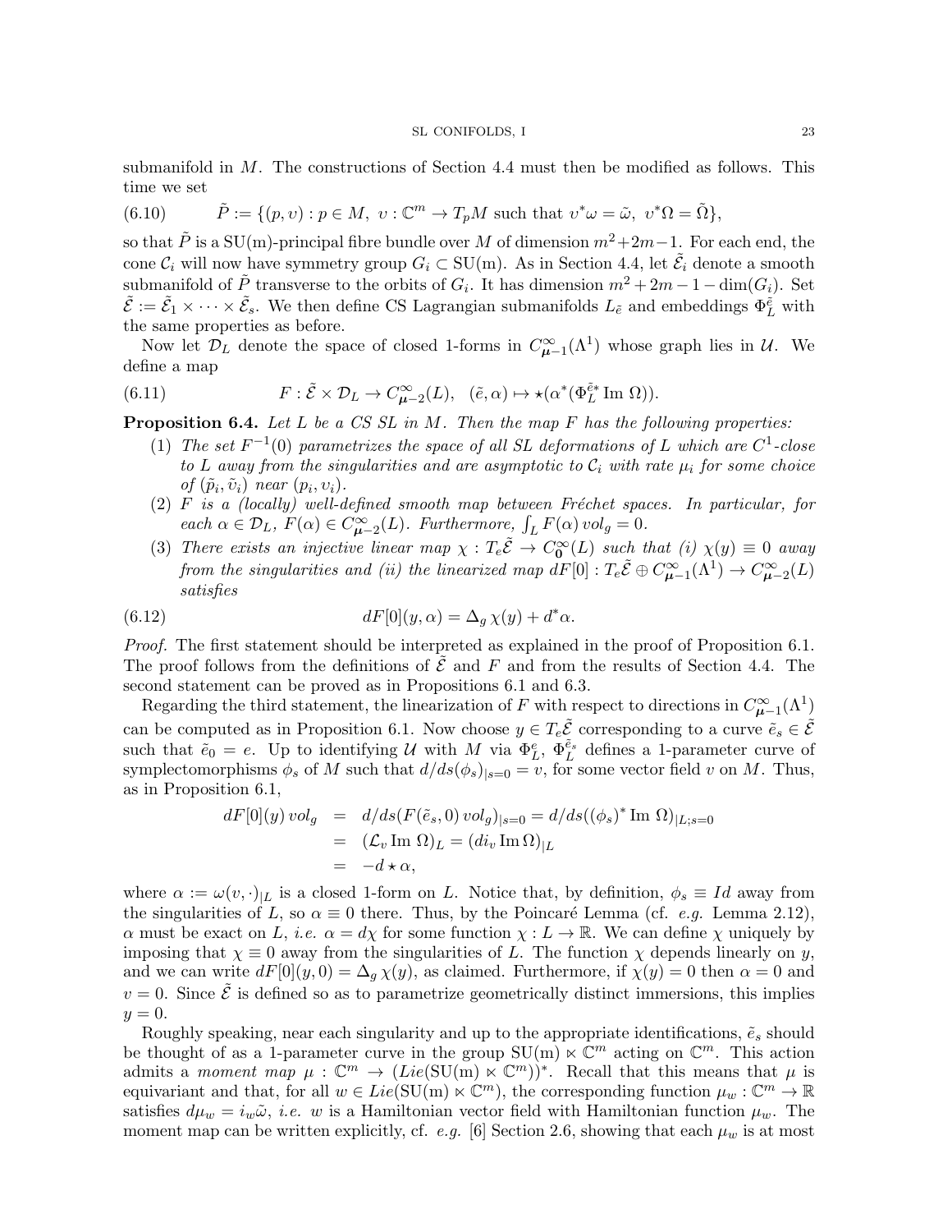submanifold in $M$. The constructions of Section 4.4 must then be modified as follows. This time we set

$$\tilde{P} := \{(p, \upsilon) : p \in M,\ \upsilon : \mathbb{C}^m \to T_pM \text{ such that } \upsilon^*\omega = \tilde{\omega},\ \upsilon^*\Omega = \tilde{\Omega}\}, \tag{6.10}$$

so that $\tilde{P}$ is a SU(m)-principal fibre bundle over $M$ of dimension $m^2+2m-1$. For each end, the cone $\mathcal{C}_i$ will now have symmetry group $G_i \subset \mathrm{SU(m)}$. As in Section 4.4, let $\tilde{\mathcal{E}}_i$ denote a smooth submanifold of $\tilde{P}$ transverse to the orbits of $G_i$. It has dimension $m^2+2m-1-\dim(G_i)$. Set $\tilde{\mathcal{E}} := \tilde{\mathcal{E}}_1 \times \cdots \times \tilde{\mathcal{E}}_s$. We then define CS Lagrangian submanifolds $L_{\tilde{e}}$ and embeddings $\Phi_L^{\tilde{e}}$ with the same properties as before.

Now let $\mathcal{D}_L$ denote the space of closed 1-forms in $C^\infty_{\boldsymbol{\mu}-1}(\Lambda^1)$ whose graph lies in $\mathcal{U}$. We define a map

$$F : \tilde{\mathcal{E}} \times \mathcal{D}_L \to C^\infty_{\boldsymbol{\mu}-2}(L), \quad (\tilde{e}, \alpha) \mapsto \star(\alpha^*(\Phi_L^{\tilde{e}*} \operatorname{Im} \Omega)). \tag{6.11}$$

**Proposition 6.4.** *Let $L$ be a CS SL in $M$. Then the map $F$ has the following properties:*

1. *The set $F^{-1}(0)$ parametrizes the space of all SL deformations of $L$ which are $C^1$-close to $L$ away from the singularities and are asymptotic to $\mathcal{C}_i$ with rate $\mu_i$ for some choice of $(\tilde{p}_i, \tilde{\upsilon}_i)$ near $(p_i, \upsilon_i)$.*
2. *$F$ is a (locally) well-defined smooth map between Fréchet spaces. In particular, for each $\alpha \in \mathcal{D}_L$, $F(\alpha) \in C^\infty_{\boldsymbol{\mu}-2}(L)$. Furthermore, $\int_L F(\alpha)\, vol_g = 0$.*
3. *There exists an injective linear map $\chi : T_e\tilde{\mathcal{E}} \to C^\infty_{\mathbf{0}}(L)$ such that (i) $\chi(y) \equiv 0$ away from the singularities and (ii) the linearized map $dF[0] : T_e\tilde{\mathcal{E}} \oplus C^\infty_{\boldsymbol{\mu}-1}(\Lambda^1) \to C^\infty_{\boldsymbol{\mu}-2}(L)$ satisfies*

$$dF[0](y, \alpha) = \Delta_g\, \chi(y) + d^*\alpha. \tag{6.12}$$

*Proof.* The first statement should be interpreted as explained in the proof of Proposition 6.1. The proof follows from the definitions of $\tilde{\mathcal{E}}$ and $F$ and from the results of Section 4.4. The second statement can be proved as in Propositions 6.1 and 6.3.

Regarding the third statement, the linearization of $F$ with respect to directions in $C^\infty_{\boldsymbol{\mu}-1}(\Lambda^1)$ can be computed as in Proposition 6.1. Now choose $y \in T_e\tilde{\mathcal{E}}$ corresponding to a curve $\tilde{e}_s \in \tilde{\mathcal{E}}$ such that $\tilde{e}_0 = e$. Up to identifying $\mathcal{U}$ with $M$ via $\Phi_L^e$, $\Phi_L^{\tilde{e}_s}$ defines a 1-parameter curve of symplectomorphisms $\phi_s$ of $M$ such that $d/ds(\phi_s)_{|s=0} = v$, for some vector field $v$ on $M$. Thus, as in Proposition 6.1,

$$\begin{aligned} dF[0](y)\, vol_g &= d/ds(F(\tilde{e}_s, 0)\, vol_g)_{|s=0} = d/ds((\phi_s)^* \operatorname{Im} \Omega)_{|L;s=0} \\ &= (\mathcal{L}_v \operatorname{Im} \Omega)_L = (d i_v \operatorname{Im} \Omega)_{|L} \\ &= -d \star \alpha, \end{aligned}$$

where $\alpha := \omega(v, \cdot)_{|L}$ is a closed 1-form on $L$. Notice that, by definition, $\phi_s \equiv Id$ away from the singularities of $L$, so $\alpha \equiv 0$ there. Thus, by the Poincaré Lemma (cf. *e.g.* Lemma 2.12), $\alpha$ must be exact on $L$, *i.e.* $\alpha = d\chi$ for some function $\chi : L \to \mathbb{R}$. We can define $\chi$ uniquely by imposing that $\chi \equiv 0$ away from the singularities of $L$. The function $\chi$ depends linearly on $y$, and we can write $dF[0](y, 0) = \Delta_g\, \chi(y)$, as claimed. Furthermore, if $\chi(y) = 0$ then $\alpha = 0$ and $v = 0$. Since $\tilde{\mathcal{E}}$ is defined so as to parametrize geometrically distinct immersions, this implies $y = 0$.

Roughly speaking, near each singularity and up to the appropriate identifications, $\tilde{e}_s$ should be thought of as a 1-parameter curve in the group $\mathrm{SU(m)} \ltimes \mathbb{C}^m$ acting on $\mathbb{C}^m$. This action admits a *moment map* $\mu : \mathbb{C}^m \to (Lie(\mathrm{SU(m)} \ltimes \mathbb{C}^m))^*$. Recall that this means that $\mu$ is equivariant and that, for all $w \in Lie(\mathrm{SU(m)} \ltimes \mathbb{C}^m)$, the corresponding function $\mu_w : \mathbb{C}^m \to \mathbb{R}$ satisfies $d\mu_w = i_w\tilde{\omega}$, *i.e.* $w$ is a Hamiltonian vector field with Hamiltonian function $\mu_w$. The moment map can be written explicitly, cf. *e.g.* [6] Section 2.6, showing that each $\mu_w$ is at most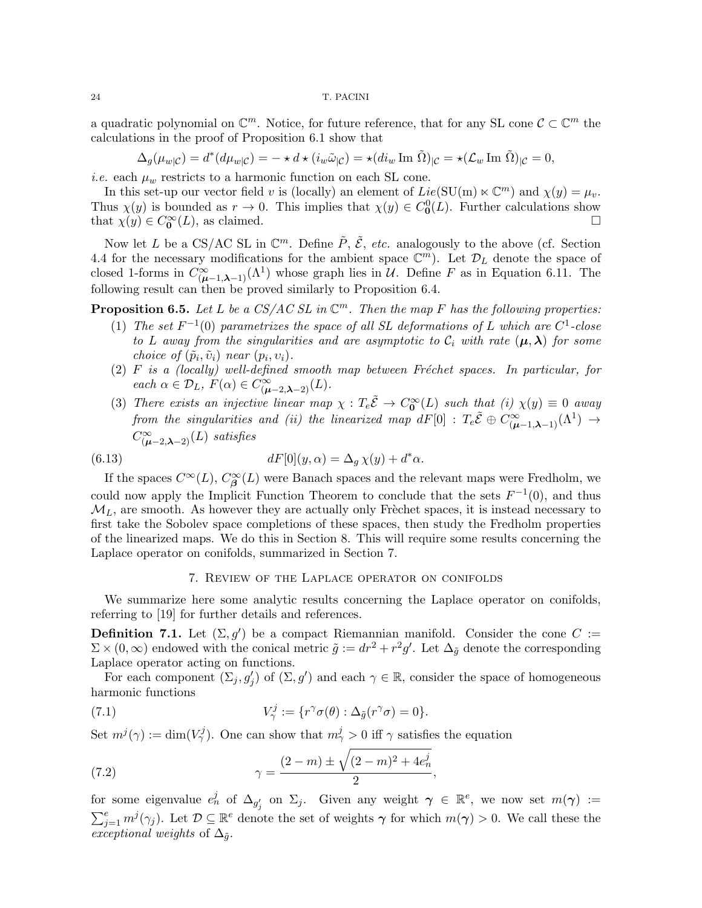a quadratic polynomial on $\mathbb{C}^m$. Notice, for future reference, that for any SL cone $\mathcal{C} \subset \mathbb{C}^m$ the calculations in the proof of Proposition 6.1 show that

$$\Delta_g(\mu_{w|\mathcal{C}}) = d^*(d\mu_{w|\mathcal{C}}) = -\star d \star (i_w \tilde{\omega}_{|\mathcal{C}}) = \star(di_w \operatorname{Im} \tilde{\Omega})_{|\mathcal{C}} = \star(\mathcal{L}_w \operatorname{Im} \tilde{\Omega})_{|\mathcal{C}} = 0,$$

*i.e.* each $\mu_w$ restricts to a harmonic function on each SL cone.

In this set-up our vector field $v$ is (locally) an element of $Lie(\mathrm{SU(m)} \ltimes \mathbb{C}^m)$ and $\chi(y) = \mu_v$. Thus $\chi(y)$ is bounded as $r \to 0$. This implies that $\chi(y) \in C^0_{\mathbf{0}}(L)$. Further calculations show that $\chi(y) \in C^\infty_{\mathbf{0}}(L)$, as claimed. □

Now let $L$ be a CS/AC SL in $\mathbb{C}^m$. Define $\tilde{P}$, $\tilde{\mathcal{E}}$, *etc.* analogously to the above (cf. Section 4.4 for the necessary modifications for the ambient space $\mathbb{C}^m$). Let $\mathcal{D}_L$ denote the space of closed 1-forms in $C^\infty_{(\boldsymbol{\mu}-1,\boldsymbol{\lambda}-1)}(\Lambda^1)$ whose graph lies in $\mathcal{U}$. Define $F$ as in Equation 6.11. The following result can then be proved similarly to Proposition 6.4.

**Proposition 6.5.** *Let $L$ be a CS/AC SL in $\mathbb{C}^m$. Then the map $F$ has the following properties:*

1. *The set $F^{-1}(0)$ parametrizes the space of all SL deformations of $L$ which are $C^1$-close to $L$ away from the singularities and are asymptotic to $\mathcal{C}_i$ with rate $(\boldsymbol{\mu}, \boldsymbol{\lambda})$ for some choice of $(\tilde{p}_i, \tilde{\upsilon}_i)$ near $(p_i, \upsilon_i)$.*
2. *$F$ is a (locally) well-defined smooth map between Fréchet spaces. In particular, for each $\alpha \in \mathcal{D}_L$, $F(\alpha) \in C^\infty_{(\boldsymbol{\mu}-2,\boldsymbol{\lambda}-2)}(L)$.*
3. *There exists an injective linear map $\chi : T_e\tilde{\mathcal{E}} \to C^\infty_{\mathbf{0}}(L)$ such that (i) $\chi(y) \equiv 0$ away from the singularities and (ii) the linearized map $dF[0] : T_e\tilde{\mathcal{E}} \oplus C^\infty_{(\boldsymbol{\mu}-1,\boldsymbol{\lambda}-1)}(\Lambda^1) \to C^\infty_{(\boldsymbol{\mu}-2,\boldsymbol{\lambda}-2)}(L)$ satisfies*

$$dF[0](y, \alpha) = \Delta_g \chi(y) + d^*\alpha. \tag{6.13}$$

If the spaces $C^\infty(L)$, $C^\infty_{\boldsymbol{\beta}}(L)$ were Banach spaces and the relevant maps were Fredholm, we could now apply the Implicit Function Theorem to conclude that the sets $F^{-1}(0)$, and thus $\mathcal{M}_L$, are smooth. As however they are actually only Frèchet spaces, it is instead necessary to first take the Sobolev space completions of these spaces, then study the Fredholm properties of the linearized maps. We do this in Section 8. This will require some results concerning the Laplace operator on conifolds, summarized in Section 7.

## 7. Review of the Laplace operator on conifolds

We summarize here some analytic results concerning the Laplace operator on conifolds, referring to [19] for further details and references.

**Definition 7.1.** Let $(\Sigma, g')$ be a compact Riemannian manifold. Consider the cone $C := \Sigma \times (0, \infty)$ endowed with the conical metric $\tilde{g} := dr^2 + r^2 g'$. Let $\Delta_{\tilde{g}}$ denote the corresponding Laplace operator acting on functions.

For each component $(\Sigma_j, g'_j)$ of $(\Sigma, g')$ and each $\gamma \in \mathbb{R}$, consider the space of homogeneous harmonic functions

$$V^j_\gamma := \{r^\gamma \sigma(\theta) : \Delta_{\tilde{g}}(r^\gamma \sigma) = 0\}. \tag{7.1}$$

Set $m^j(\gamma) := \dim(V^j_\gamma)$. One can show that $m^j_\gamma > 0$ iff $\gamma$ satisfies the equation

$$\gamma = \frac{(2-m) \pm \sqrt{(2-m)^2 + 4e^j_n}}{2}, \tag{7.2}$$

for some eigenvalue $e^j_n$ of $\Delta_{g'_j}$ on $\Sigma_j$. Given any weight $\boldsymbol{\gamma} \in \mathbb{R}^e$, we now set $m(\boldsymbol{\gamma}) := \sum_{j=1}^e m^j(\gamma_j)$. Let $\mathcal{D} \subseteq \mathbb{R}^e$ denote the set of weights $\boldsymbol{\gamma}$ for which $m(\boldsymbol{\gamma}) > 0$. We call these the *exceptional weights* of $\Delta_{\tilde{g}}$.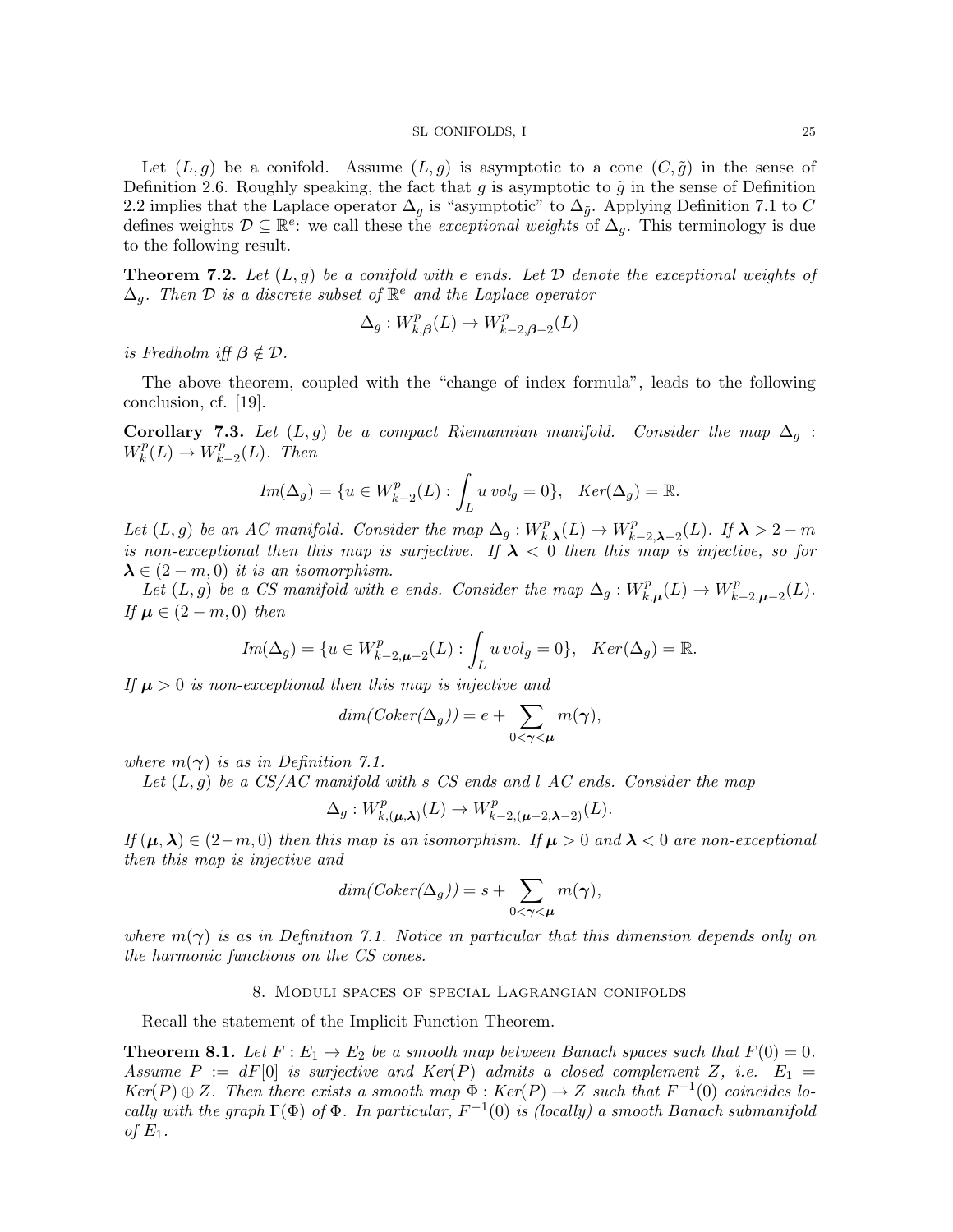Let $(L, g)$ be a conifold. Assume $(L, g)$ is asymptotic to a cone $(C, \tilde{g})$ in the sense of Definition 2.6. Roughly speaking, the fact that $g$ is asymptotic to $\tilde{g}$ in the sense of Definition 2.2 implies that the Laplace operator $\Delta_g$ is "asymptotic" to $\Delta_{\tilde{g}}$. Applying Definition 7.1 to $C$ defines weights $\mathcal{D} \subseteq \mathbb{R}^e$: we call these the *exceptional weights* of $\Delta_g$. This terminology is due to the following result.

**Theorem 7.2.** *Let $(L, g)$ be a conifold with $e$ ends. Let $\mathcal{D}$ denote the exceptional weights of $\Delta_g$. Then $\mathcal{D}$ is a discrete subset of $\mathbb{R}^e$ and the Laplace operator*

$$\Delta_g : W^p_{k,\boldsymbol{\beta}}(L) \to W^p_{k-2,\boldsymbol{\beta}-2}(L)$$

*is Fredholm iff $\boldsymbol{\beta} \notin \mathcal{D}$.*

The above theorem, coupled with the "change of index formula", leads to the following conclusion, cf. [19].

**Corollary 7.3.** *Let $(L, g)$ be a compact Riemannian manifold. Consider the map $\Delta_g : W^p_k(L) \to W^p_{k-2}(L)$. Then*

$$Im(\Delta_g) = \{u \in W^p_{k-2}(L) : \int_L u \, vol_g = 0\}, \quad Ker(\Delta_g) = \mathbb{R}.$$

*Let $(L, g)$ be an AC manifold. Consider the map $\Delta_g : W^p_{k,\boldsymbol{\lambda}}(L) \to W^p_{k-2,\boldsymbol{\lambda}-2}(L)$. If $\boldsymbol{\lambda} > 2 - m$ is non-exceptional then this map is surjective. If $\boldsymbol{\lambda} < 0$ then this map is injective, so for $\boldsymbol{\lambda} \in (2 - m, 0)$ it is an isomorphism.*

*Let $(L, g)$ be a CS manifold with $e$ ends. Consider the map $\Delta_g : W^p_{k,\boldsymbol{\mu}}(L) \to W^p_{k-2,\boldsymbol{\mu}-2}(L)$. If $\boldsymbol{\mu} \in (2 - m, 0)$ then*

$$Im(\Delta_g) = \{u \in W^p_{k-2,\boldsymbol{\mu}-2}(L) : \int_L u \, vol_g = 0\}, \quad Ker(\Delta_g) = \mathbb{R}.$$

*If $\boldsymbol{\mu} > 0$ is non-exceptional then this map is injective and*

$$dim(Coker(\Delta_g)) = e + \sum_{0 < \boldsymbol{\gamma} < \boldsymbol{\mu}} m(\boldsymbol{\gamma}),$$

*where $m(\boldsymbol{\gamma})$ is as in Definition 7.1.*

*Let $(L, g)$ be a CS/AC manifold with $s$ CS ends and $l$ AC ends. Consider the map*

$$\Delta_g : W^p_{k,(\boldsymbol{\mu},\boldsymbol{\lambda})}(L) \to W^p_{k-2,(\boldsymbol{\mu}-2,\boldsymbol{\lambda}-2)}(L).$$

*If $(\boldsymbol{\mu}, \boldsymbol{\lambda}) \in (2-m, 0)$ then this map is an isomorphism. If $\boldsymbol{\mu} > 0$ and $\boldsymbol{\lambda} < 0$ are non-exceptional then this map is injective and*

$$dim(Coker(\Delta_g)) = s + \sum_{0 < \boldsymbol{\gamma} < \boldsymbol{\mu}} m(\boldsymbol{\gamma}),$$

*where $m(\boldsymbol{\gamma})$ is as in Definition 7.1. Notice in particular that this dimension depends only on the harmonic functions on the CS cones.*

## 8. Moduli spaces of special Lagrangian conifolds

Recall the statement of the Implicit Function Theorem.

**Theorem 8.1.** *Let $F : E_1 \to E_2$ be a smooth map between Banach spaces such that $F(0) = 0$. Assume $P := dF[0]$ is surjective and $Ker(P)$ admits a closed complement $Z$, i.e. $E_1 = Ker(P) \oplus Z$. Then there exists a smooth map $\Phi : Ker(P) \to Z$ such that $F^{-1}(0)$ coincides locally with the graph $\Gamma(\Phi)$ of $\Phi$. In particular, $F^{-1}(0)$ is (locally) a smooth Banach submanifold of $E_1$.*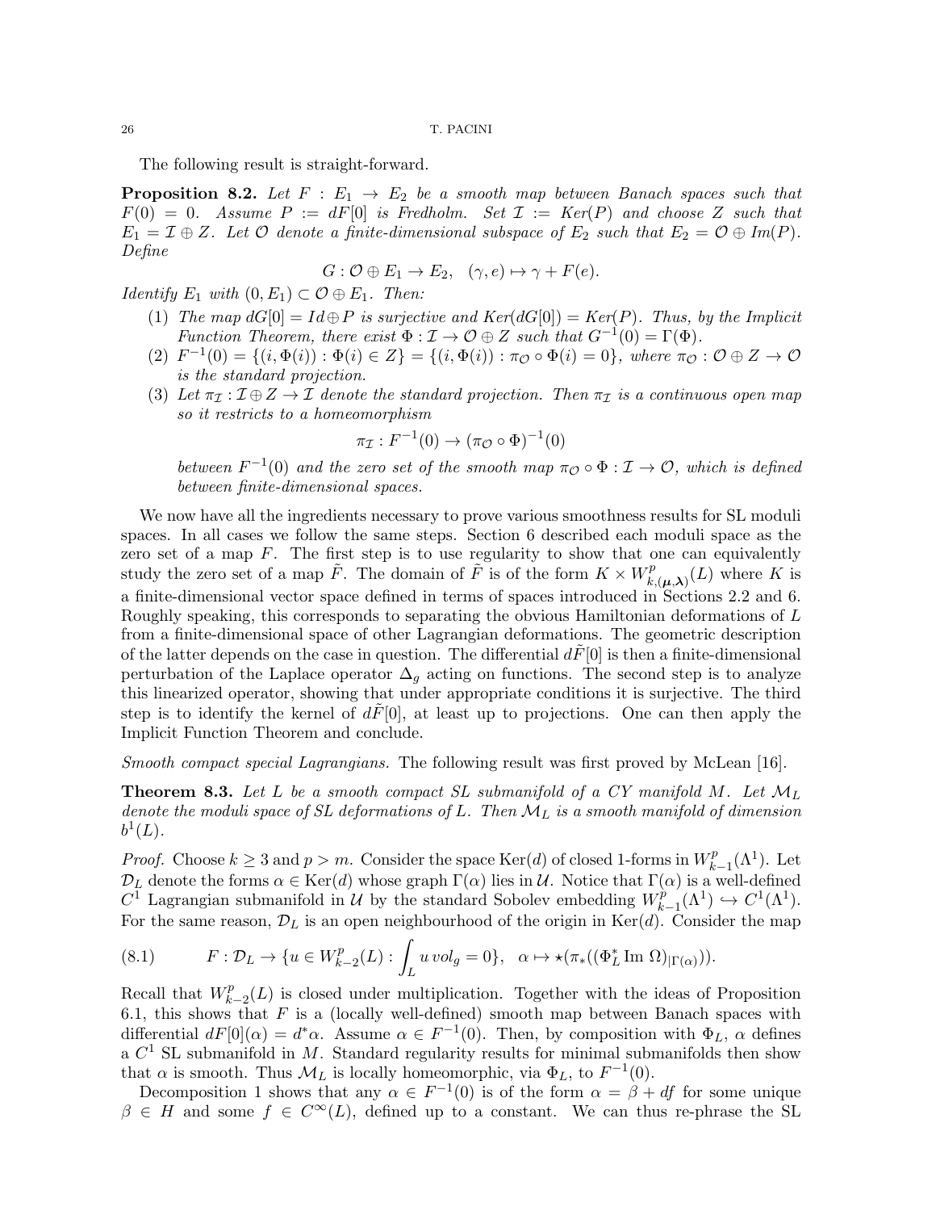The following result is straight-forward.

**Proposition 8.2.** *Let $F : E_1 \to E_2$ be a smooth map between Banach spaces such that $F(0) = 0$. Assume $P := dF[0]$ is Fredholm. Set $\mathcal{I} := Ker(P)$ and choose $Z$ such that $E_1 = \mathcal{I} \oplus Z$. Let $\mathcal{O}$ denote a finite-dimensional subspace of $E_2$ such that $E_2 = \mathcal{O} \oplus Im(P)$. Define*

$$G : \mathcal{O} \oplus E_1 \to E_2, \quad (\gamma, e) \mapsto \gamma + F(e).$$

*Identify $E_1$ with $(0, E_1) \subset \mathcal{O} \oplus E_1$. Then:*

1. *The map $dG[0] = Id \oplus P$ is surjective and $Ker(dG[0]) = Ker(P)$. Thus, by the Implicit Function Theorem, there exist $\Phi : \mathcal{I} \to \mathcal{O} \oplus Z$ such that $G^{-1}(0) = \Gamma(\Phi)$.*
2. *$F^{-1}(0) = \{(i, \Phi(i)) : \Phi(i) \in Z\} = \{(i, \Phi(i)) : \pi_{\mathcal{O}} \circ \Phi(i) = 0\}$, where $\pi_{\mathcal{O}} : \mathcal{O} \oplus Z \to \mathcal{O}$ is the standard projection.*
3. *Let $\pi_{\mathcal{I}} : \mathcal{I} \oplus Z \to \mathcal{I}$ denote the standard projection. Then $\pi_{\mathcal{I}}$ is a continuous open map so it restricts to a homeomorphism*
$$\pi_{\mathcal{I}} : F^{-1}(0) \to (\pi_{\mathcal{O}} \circ \Phi)^{-1}(0)$$
*between $F^{-1}(0)$ and the zero set of the smooth map $\pi_{\mathcal{O}} \circ \Phi : \mathcal{I} \to \mathcal{O}$, which is defined between finite-dimensional spaces.*

We now have all the ingredients necessary to prove various smoothness results for SL moduli spaces. In all cases we follow the same steps. Section 6 described each moduli space as the zero set of a map $F$. The first step is to use regularity to show that one can equivalently study the zero set of a map $\tilde{F}$. The domain of $\tilde{F}$ is of the form $K \times W^p_{k,(\boldsymbol{\mu},\boldsymbol{\lambda})}(L)$ where $K$ is a finite-dimensional vector space defined in terms of spaces introduced in Sections 2.2 and 6. Roughly speaking, this corresponds to separating the obvious Hamiltonian deformations of $L$ from a finite-dimensional space of other Lagrangian deformations. The geometric description of the latter depends on the case in question. The differential $d\tilde{F}[0]$ is then a finite-dimensional perturbation of the Laplace operator $\Delta_g$ acting on functions. The second step is to analyze this linearized operator, showing that under appropriate conditions it is surjective. The third step is to identify the kernel of $d\tilde{F}[0]$, at least up to projections. One can then apply the Implicit Function Theorem and conclude.

*Smooth compact special Lagrangians.* The following result was first proved by McLean [16].

**Theorem 8.3.** *Let $L$ be a smooth compact SL submanifold of a CY manifold $M$. Let $\mathcal{M}_L$ denote the moduli space of SL deformations of $L$. Then $\mathcal{M}_L$ is a smooth manifold of dimension $b^1(L)$.*

*Proof.* Choose $k \geq 3$ and $p > m$. Consider the space $\mathrm{Ker}(d)$ of closed 1-forms in $W^p_{k-1}(\Lambda^1)$. Let $\mathcal{D}_L$ denote the forms $\alpha \in \mathrm{Ker}(d)$ whose graph $\Gamma(\alpha)$ lies in $\mathcal{U}$. Notice that $\Gamma(\alpha)$ is a well-defined $C^1$ Lagrangian submanifold in $\mathcal{U}$ by the standard Sobolev embedding $W^p_{k-1}(\Lambda^1) \hookrightarrow C^1(\Lambda^1)$. For the same reason, $\mathcal{D}_L$ is an open neighbourhood of the origin in $\mathrm{Ker}(d)$. Consider the map

$$F : \mathcal{D}_L \to \{u \in W^p_{k-2}(L) : \int_L u \, vol_g = 0\}, \quad \alpha \mapsto \star(\pi_*((\Phi_L^* \operatorname{Im} \Omega)_{|\Gamma(\alpha)})). \tag{8.1}$$

Recall that $W^p_{k-2}(L)$ is closed under multiplication. Together with the ideas of Proposition 6.1, this shows that $F$ is a (locally well-defined) smooth map between Banach spaces with differential $dF[0](\alpha) = d^*\alpha$. Assume $\alpha \in F^{-1}(0)$. Then, by composition with $\Phi_L$, $\alpha$ defines a $C^1$ SL submanifold in $M$. Standard regularity results for minimal submanifolds then show that $\alpha$ is smooth. Thus $\mathcal{M}_L$ is locally homeomorphic, via $\Phi_L$, to $F^{-1}(0)$.

Decomposition 1 shows that any $\alpha \in F^{-1}(0)$ is of the form $\alpha = \beta + df$ for some unique $\beta \in H$ and some $f \in C^\infty(L)$, defined up to a constant. We can thus re-phrase the SL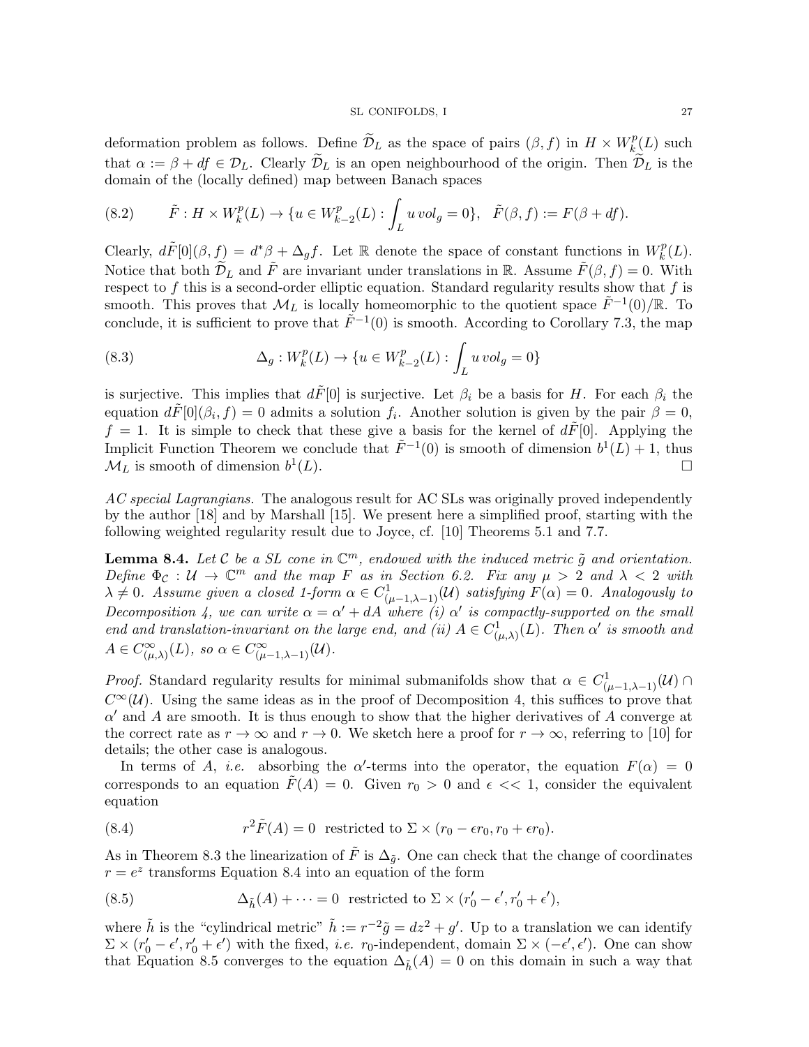deformation problem as follows. Define $\widetilde{\mathcal{D}}_L$ as the space of pairs $(\beta, f)$ in $H \times W^p_k(L)$ such that $\alpha := \beta + df \in \mathcal{D}_L$. Clearly $\widetilde{\mathcal{D}}_L$ is an open neighbourhood of the origin. Then $\widetilde{\mathcal{D}}_L$ is the domain of the (locally defined) map between Banach spaces

$$
\tilde{F} : H \times W^p_k(L) \to \{u \in W^p_{k-2}(L) : \int_L u \, vol_g = 0\}, \quad \tilde{F}(\beta, f) := F(\beta + df). \tag{8.2}
$$

Clearly, $d\tilde{F}[0](\beta, f) = d^*\beta + \Delta_g f$. Let $\mathbb{R}$ denote the space of constant functions in $W^p_k(L)$. Notice that both $\widetilde{\mathcal{D}}_L$ and $\tilde{F}$ are invariant under translations in $\mathbb{R}$. Assume $\tilde{F}(\beta, f) = 0$. With respect to $f$ this is a second-order elliptic equation. Standard regularity results show that $f$ is smooth. This proves that $\mathcal{M}_L$ is locally homeomorphic to the quotient space $\tilde{F}^{-1}(0)/\mathbb{R}$. To conclude, it is sufficient to prove that $\tilde{F}^{-1}(0)$ is smooth. According to Corollary 7.3, the map

$$
\Delta_g : W^p_k(L) \to \{u \in W^p_{k-2}(L) : \int_L u \, vol_g = 0\} \tag{8.3}
$$

is surjective. This implies that $d\tilde{F}[0]$ is surjective. Let $\beta_i$ be a basis for $H$. For each $\beta_i$ the equation $d\tilde{F}[0](\beta_i, f) = 0$ admits a solution $f_i$. Another solution is given by the pair $\beta = 0$, $f = 1$. It is simple to check that these give a basis for the kernel of $d\tilde{F}[0]$. Applying the Implicit Function Theorem we conclude that $\tilde{F}^{-1}(0)$ is smooth of dimension $b^1(L) + 1$, thus $\mathcal{M}_L$ is smooth of dimension $b^1(L)$. □

*AC special Lagrangians.* The analogous result for AC SLs was originally proved independently by the author [18] and by Marshall [15]. We present here a simplified proof, starting with the following weighted regularity result due to Joyce, cf. [10] Theorems 5.1 and 7.7.

**Lemma 8.4.** *Let $\mathcal{C}$ be a SL cone in $\mathbb{C}^m$, endowed with the induced metric $\tilde{g}$ and orientation. Define $\Phi_{\mathcal{C}} : \mathcal{U} \to \mathbb{C}^m$ and the map $F$ as in Section 6.2. Fix any $\mu > 2$ and $\lambda < 2$ with $\lambda \neq 0$. Assume given a closed 1-form $\alpha \in C^1_{(\mu-1,\lambda-1)}(\mathcal{U})$ satisfying $F(\alpha) = 0$. Analogously to Decomposition 4, we can write $\alpha = \alpha' + dA$ where (i) $\alpha'$ is compactly-supported on the small end and translation-invariant on the large end, and (ii) $A \in C^1_{(\mu,\lambda)}(L)$. Then $\alpha'$ is smooth and $A \in C^\infty_{(\mu,\lambda)}(L)$, so $\alpha \in C^\infty_{(\mu-1,\lambda-1)}(\mathcal{U})$.*

*Proof.* Standard regularity results for minimal submanifolds show that $\alpha \in C^1_{(\mu-1,\lambda-1)}(\mathcal{U}) \cap C^\infty(\mathcal{U})$. Using the same ideas as in the proof of Decomposition 4, this suffices to prove that $\alpha'$ and $A$ are smooth. It is thus enough to show that the higher derivatives of $A$ converge at the correct rate as $r \to \infty$ and $r \to 0$. We sketch here a proof for $r \to \infty$, referring to [10] for details; the other case is analogous.

In terms of $A$, *i.e.* absorbing the $\alpha'$-terms into the operator, the equation $F(\alpha) = 0$ corresponds to an equation $\tilde{F}(A) = 0$. Given $r_0 > 0$ and $\epsilon << 1$, consider the equivalent equation

$$
r^2 \tilde{F}(A) = 0 \ \text{ restricted to } \Sigma \times (r_0 - \epsilon r_0, r_0 + \epsilon r_0). \tag{8.4}
$$

As in Theorem 8.3 the linearization of $\tilde{F}$ is $\Delta_{\tilde{g}}$. One can check that the change of coordinates $r = e^z$ transforms Equation 8.4 into an equation of the form

$$
\Delta_{\tilde{h}}(A) + \cdots = 0 \ \text{ restricted to } \Sigma \times (r_0' - \epsilon', r_0' + \epsilon'), \tag{8.5}
$$

where $\tilde{h}$ is the "cylindrical metric" $\tilde{h} := r^{-2}\tilde{g} = dz^2 + g'$. Up to a translation we can identify $\Sigma \times (r_0' - \epsilon', r_0' + \epsilon')$ with the fixed, *i.e.* $r_0$-independent, domain $\Sigma \times (-\epsilon', \epsilon')$. One can show that Equation 8.5 converges to the equation $\Delta_{\tilde{h}}(A) = 0$ on this domain in such a way that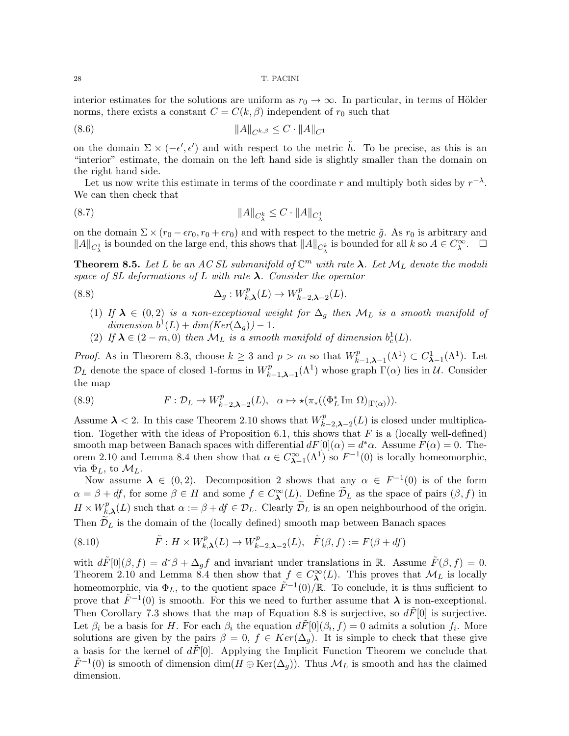interior estimates for the solutions are uniform as $r_0 \to \infty$. In particular, in terms of Hölder norms, there exists a constant $C = C(k, \beta)$ independent of $r_0$ such that

$$\|A\|_{C^{k,\beta}} \leq C \cdot \|A\|_{C^1} \tag{8.6}$$

on the domain $\Sigma \times (-\epsilon', \epsilon')$ and with respect to the metric $\tilde{h}$. To be precise, as this is an "interior" estimate, the domain on the left hand side is slightly smaller than the domain on the right hand side.

Let us now write this estimate in terms of the coordinate $r$ and multiply both sides by $r^{-\lambda}$. We can then check that

$$\|A\|_{C^k_{\boldsymbol{\lambda}}} \leq C \cdot \|A\|_{C^1_{\boldsymbol{\lambda}}} \tag{8.7}$$

on the domain $\Sigma \times (r_0 - \epsilon r_0, r_0 + \epsilon r_0)$ and with respect to the metric $\tilde{g}$. As $r_0$ is arbitrary and $\|A\|_{C^1_{\boldsymbol{\lambda}}}$ is bounded on the large end, this shows that $\|A\|_{C^k_{\boldsymbol{\lambda}}}$ is bounded for all $k$ so $A \in C^\infty_{\boldsymbol{\lambda}}$. $\square$

**Theorem 8.5.** *Let $L$ be an AC SL submanifold of $\mathbb{C}^m$ with rate $\boldsymbol{\lambda}$. Let $\mathcal{M}_L$ denote the moduli space of SL deformations of $L$ with rate $\boldsymbol{\lambda}$. Consider the operator*

$$\Delta_g : W^p_{k,\boldsymbol{\lambda}}(L) \to W^p_{k-2,\boldsymbol{\lambda}-2}(L). \tag{8.8}$$

1. *If $\boldsymbol{\lambda} \in (0, 2)$ is a non-exceptional weight for $\Delta_g$ then $\mathcal{M}_L$ is a smooth manifold of dimension $b^1(L) + dim(Ker(\Delta_g)) - 1$.*
2. *If $\boldsymbol{\lambda} \in (2 - m, 0)$ then $\mathcal{M}_L$ is a smooth manifold of dimension $b^1_c(L)$.*

*Proof.* As in Theorem 8.3, choose $k \geq 3$ and $p > m$ so that $W^p_{k-1,\boldsymbol{\lambda}-1}(\Lambda^1) \subset C^1_{\boldsymbol{\lambda}-1}(\Lambda^1)$. Let $\mathcal{D}_L$ denote the space of closed 1-forms in $W^p_{k-1,\boldsymbol{\lambda}-1}(\Lambda^1)$ whose graph $\Gamma(\alpha)$ lies in $\mathcal{U}$. Consider the map

$$F : \mathcal{D}_L \to W^p_{k-2,\boldsymbol{\lambda}-2}(L), \quad \alpha \mapsto \star(\pi_*((\Phi_L^* \operatorname{Im} \Omega)_{|\Gamma(\alpha)})). \tag{8.9}$$

Assume $\boldsymbol{\lambda} < 2$. In this case Theorem 2.10 shows that $W^p_{k-2,\boldsymbol{\lambda}-2}(L)$ is closed under multiplication. Together with the ideas of Proposition 6.1, this shows that $F$ is a (locally well-defined) smooth map between Banach spaces with differential $dF[0](\alpha) = d^*\alpha$. Assume $F(\alpha) = 0$. Theorem 2.10 and Lemma 8.4 then show that $\alpha \in C^\infty_{\boldsymbol{\lambda}-1}(\Lambda^1)$ so $F^{-1}(0)$ is locally homeomorphic, via $\Phi_L$, to $\mathcal{M}_L$.

Now assume $\boldsymbol{\lambda} \in (0, 2)$. Decomposition 2 shows that any $\alpha \in F^{-1}(0)$ is of the form $\alpha = \beta + df$, for some $\beta \in H$ and some $f \in C^\infty_{\boldsymbol{\lambda}}(L)$. Define $\widetilde{\mathcal{D}}_L$ as the space of pairs $(\beta, f)$ in $H \times W^p_{k,\boldsymbol{\lambda}}(L)$ such that $\alpha := \beta + df \in \mathcal{D}_L$. Clearly $\widetilde{\mathcal{D}}_L$ is an open neighbourhood of the origin. Then $\widetilde{\mathcal{D}}_L$ is the domain of the (locally defined) smooth map between Banach spaces

$$\tilde{F} : H \times W^p_{k,\boldsymbol{\lambda}}(L) \to W^p_{k-2,\boldsymbol{\lambda}-2}(L), \quad \tilde{F}(\beta, f) := F(\beta + df) \tag{8.10}$$

with $d\tilde{F}[0](\beta, f) = d^*\beta + \Delta_g f$ and invariant under translations in $\mathbb{R}$. Assume $\tilde{F}(\beta, f) = 0$. Theorem 2.10 and Lemma 8.4 then show that $f \in C^\infty_{\boldsymbol{\lambda}}(L)$. This proves that $\mathcal{M}_L$ is locally homeomorphic, via $\Phi_L$, to the quotient space $\tilde{F}^{-1}(0)/\mathbb{R}$. To conclude, it is thus sufficient to prove that $\tilde{F}^{-1}(0)$ is smooth. For this we need to further assume that $\boldsymbol{\lambda}$ is non-exceptional. Then Corollary 7.3 shows that the map of Equation 8.8 is surjective, so $d\tilde{F}[0]$ is surjective. Let $\beta_i$ be a basis for $H$. For each $\beta_i$ the equation $d\tilde{F}[0](\beta_i, f) = 0$ admits a solution $f_i$. More solutions are given by the pairs $\beta = 0$, $f \in Ker(\Delta_g)$. It is simple to check that these give a basis for the kernel of $d\tilde{F}[0]$. Applying the Implicit Function Theorem we conclude that $\tilde{F}^{-1}(0)$ is smooth of dimension $\dim(H \oplus \operatorname{Ker}(\Delta_g))$. Thus $\mathcal{M}_L$ is smooth and has the claimed dimension.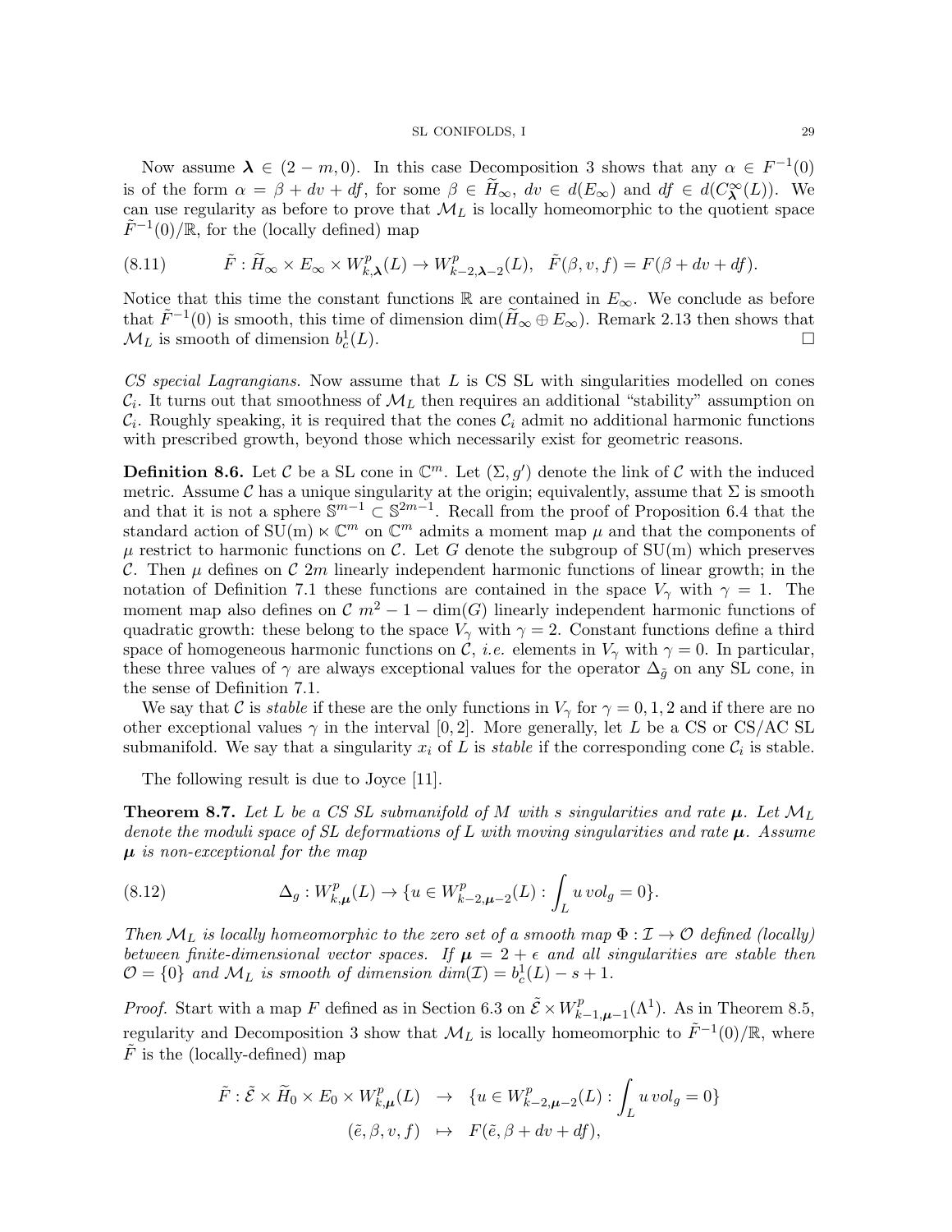Now assume $\boldsymbol{\lambda} \in (2-m, 0)$. In this case Decomposition 3 shows that any $\alpha \in F^{-1}(0)$ is of the form $\alpha = \beta + dv + df$, for some $\beta \in \widetilde{H}_\infty$, $dv \in d(E_\infty)$ and $df \in d(C^\infty_{\boldsymbol{\lambda}}(L))$. We can use regularity as before to prove that $\mathcal{M}_L$ is locally homeomorphic to the quotient space $\tilde{F}^{-1}(0)/\mathbb{R}$, for the (locally defined) map

$$\tilde{F} : \widetilde{H}_\infty \times E_\infty \times W^p_{k,\boldsymbol{\lambda}}(L) \to W^p_{k-2,\boldsymbol{\lambda}-2}(L), \quad \tilde{F}(\beta, v, f) = F(\beta + dv + df). \tag{8.11}$$

Notice that this time the constant functions $\mathbb{R}$ are contained in $E_\infty$. We conclude as before that $\tilde{F}^{-1}(0)$ is smooth, this time of dimension $\dim(\widetilde{H}_\infty \oplus E_\infty)$. Remark 2.13 then shows that $\mathcal{M}_L$ is smooth of dimension $b^1_c(L)$. □

*CS special Lagrangians.* Now assume that $L$ is CS SL with singularities modelled on cones $\mathcal{C}_i$. It turns out that smoothness of $\mathcal{M}_L$ then requires an additional "stability" assumption on $\mathcal{C}_i$. Roughly speaking, it is required that the cones $\mathcal{C}_i$ admit no additional harmonic functions with prescribed growth, beyond those which necessarily exist for geometric reasons.

**Definition 8.6.** Let $\mathcal{C}$ be a SL cone in $\mathbb{C}^m$. Let $(\Sigma, g')$ denote the link of $\mathcal{C}$ with the induced metric. Assume $\mathcal{C}$ has a unique singularity at the origin; equivalently, assume that $\Sigma$ is smooth and that it is not a sphere $\mathbb{S}^{m-1} \subset \mathbb{S}^{2m-1}$. Recall from the proof of Proposition 6.4 that the standard action of $\mathrm{SU(m)} \ltimes \mathbb{C}^m$ on $\mathbb{C}^m$ admits a moment map $\mu$ and that the components of $\mu$ restrict to harmonic functions on $\mathcal{C}$. Let $G$ denote the subgroup of $\mathrm{SU(m)}$ which preserves $\mathcal{C}$. Then $\mu$ defines on $\mathcal{C}$ $2m$ linearly independent harmonic functions of linear growth; in the notation of Definition 7.1 these functions are contained in the space $V_\gamma$ with $\gamma = 1$. The moment map also defines on $\mathcal{C}$ $m^2 - 1 - \dim(G)$ linearly independent harmonic functions of quadratic growth: these belong to the space $V_\gamma$ with $\gamma = 2$. Constant functions define a third space of homogeneous harmonic functions on $\mathcal{C}$, *i.e.* elements in $V_\gamma$ with $\gamma = 0$. In particular, these three values of $\gamma$ are always exceptional values for the operator $\Delta_{\tilde{g}}$ on any SL cone, in the sense of Definition 7.1.

We say that $\mathcal{C}$ is *stable* if these are the only functions in $V_\gamma$ for $\gamma = 0, 1, 2$ and if there are no other exceptional values $\gamma$ in the interval $[0, 2]$. More generally, let $L$ be a CS or CS/AC SL submanifold. We say that a singularity $x_i$ of $L$ is *stable* if the corresponding cone $\mathcal{C}_i$ is stable.

The following result is due to Joyce [11].

**Theorem 8.7.** *Let $L$ be a CS SL submanifold of $M$ with $s$ singularities and rate $\boldsymbol{\mu}$. Let $\mathcal{M}_L$ denote the moduli space of SL deformations of $L$ with moving singularities and rate $\boldsymbol{\mu}$. Assume $\boldsymbol{\mu}$ is non-exceptional for the map*

$$\Delta_g : W^p_{k,\boldsymbol{\mu}}(L) \to \{u \in W^p_{k-2,\boldsymbol{\mu}-2}(L) : \int_L u \, vol_g = 0\}. \tag{8.12}$$

*Then $\mathcal{M}_L$ is locally homeomorphic to the zero set of a smooth map $\Phi : \mathcal{I} \to \mathcal{O}$ defined (locally) between finite-dimensional vector spaces. If $\boldsymbol{\mu} = 2 + \epsilon$ and all singularities are stable then $\mathcal{O} = \{0\}$ and $\mathcal{M}_L$ is smooth of dimension $dim(\mathcal{I}) = b^1_c(L) - s + 1$.*

*Proof.* Start with a map $F$ defined as in Section 6.3 on $\tilde{\mathcal{E}} \times W^p_{k-1,\boldsymbol{\mu}-1}(\Lambda^1)$. As in Theorem 8.5, regularity and Decomposition 3 show that $\mathcal{M}_L$ is locally homeomorphic to $\tilde{F}^{-1}(0)/\mathbb{R}$, where $\tilde{F}$ is the (locally-defined) map

$$\begin{aligned}
\tilde{F} : \tilde{\mathcal{E}} \times \widetilde{H}_0 \times E_0 \times W^p_{k,\boldsymbol{\mu}}(L) &\to \{u \in W^p_{k-2,\boldsymbol{\mu}-2}(L) : \int_L u \, vol_g = 0\} \\
(\tilde{e}, \beta, v, f) &\mapsto F(\tilde{e}, \beta + dv + df),
\end{aligned}$$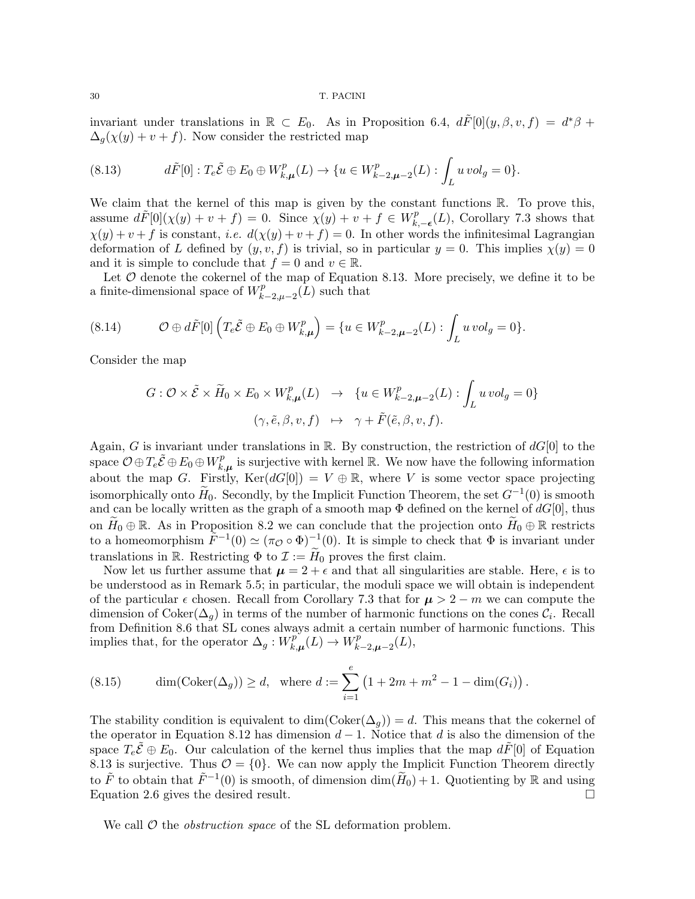invariant under translations in $\mathbb{R} \subset E_0$. As in Proposition 6.4, $d\tilde{F}[0](y,\beta,v,f) = d^*\beta + \Delta_g(\chi(y)+v+f)$. Now consider the restricted map

$$d\tilde{F}[0] : T_e\tilde{\mathcal{E}} \oplus E_0 \oplus W^p_{k,\boldsymbol{\mu}}(L) \to \{u \in W^p_{k-2,\boldsymbol{\mu}-2}(L) : \int_L u\, vol_g = 0\}. \tag{8.13}$$

We claim that the kernel of this map is given by the constant functions $\mathbb{R}$. To prove this, assume $d\tilde{F}[0](\chi(y)+v+f) = 0$. Since $\chi(y)+v+f \in W^p_{k,-\boldsymbol{\epsilon}}(L)$, Corollary 7.3 shows that $\chi(y)+v+f$ is constant, *i.e.* $d(\chi(y)+v+f) = 0$. In other words the infinitesimal Lagrangian deformation of $L$ defined by $(y,v,f)$ is trivial, so in particular $y = 0$. This implies $\chi(y) = 0$ and it is simple to conclude that $f = 0$ and $v \in \mathbb{R}$.

Let $\mathcal{O}$ denote the cokernel of the map of Equation 8.13. More precisely, we define it to be a finite-dimensional space of $W^p_{k-2,\mu-2}(L)$ such that

$$\mathcal{O} \oplus d\tilde{F}[0]\left(T_e\tilde{\mathcal{E}} \oplus E_0 \oplus W^p_{k,\boldsymbol{\mu}}\right) = \{u \in W^p_{k-2,\boldsymbol{\mu}-2}(L) : \int_L u\, vol_g = 0\}. \tag{8.14}$$

Consider the map

$$\begin{aligned} G : \mathcal{O} \times \tilde{\mathcal{E}} \times \widetilde{H}_0 \times E_0 \times W^p_{k,\boldsymbol{\mu}}(L) &\to \{u \in W^p_{k-2,\boldsymbol{\mu}-2}(L) : \int_L u\, vol_g = 0\} \\ (\gamma, \tilde{e}, \beta, v, f) &\mapsto \gamma + \tilde{F}(\tilde{e},\beta,v,f). \end{aligned}$$

Again, $G$ is invariant under translations in $\mathbb{R}$. By construction, the restriction of $dG[0]$ to the space $\mathcal{O} \oplus T_e\tilde{\mathcal{E}} \oplus E_0 \oplus W^p_{k,\boldsymbol{\mu}}$ is surjective with kernel $\mathbb{R}$. We now have the following information about the map $G$. Firstly, $\mathrm{Ker}(dG[0]) = V \oplus \mathbb{R}$, where $V$ is some vector space projecting isomorphically onto $\widetilde{H}_0$. Secondly, by the Implicit Function Theorem, the set $G^{-1}(0)$ is smooth and can be locally written as the graph of a smooth map $\Phi$ defined on the kernel of $dG[0]$, thus on $\widetilde{H}_0 \oplus \mathbb{R}$. As in Proposition 8.2 we can conclude that the projection onto $\widetilde{H}_0 \oplus \mathbb{R}$ restricts to a homeomorphism $\tilde{F}^{-1}(0) \simeq (\pi_{\mathcal{O}} \circ \Phi)^{-1}(0)$. It is simple to check that $\Phi$ is invariant under translations in $\mathbb{R}$. Restricting $\Phi$ to $\mathcal{I} := \widetilde{H}_0$ proves the first claim.

Now let us further assume that $\boldsymbol{\mu} = 2 + \epsilon$ and that all singularities are stable. Here, $\epsilon$ is to be understood as in Remark 5.5; in particular, the moduli space we will obtain is independent of the particular $\epsilon$ chosen. Recall from Corollary 7.3 that for $\boldsymbol{\mu} > 2 - m$ we can compute the dimension of $\mathrm{Coker}(\Delta_g)$ in terms of the number of harmonic functions on the cones $\mathcal{C}_i$. Recall from Definition 8.6 that SL cones always admit a certain number of harmonic functions. This implies that, for the operator $\Delta_g : W^p_{k,\boldsymbol{\mu}}(L) \to W^p_{k-2,\boldsymbol{\mu}-2}(L)$,

$$\dim(\mathrm{Coker}(\Delta_g)) \geq d, \quad \text{where } d := \sum_{i=1}^{e} \left(1 + 2m + m^2 - 1 - \dim(G_i)\right). \tag{8.15}$$

The stability condition is equivalent to $\dim(\mathrm{Coker}(\Delta_g)) = d$. This means that the cokernel of the operator in Equation 8.12 has dimension $d-1$. Notice that $d$ is also the dimension of the space $T_e\tilde{\mathcal{E}} \oplus E_0$. Our calculation of the kernel thus implies that the map $d\tilde{F}[0]$ of Equation 8.13 is surjective. Thus $\mathcal{O} = \{0\}$. We can now apply the Implicit Function Theorem directly to $\tilde{F}$ to obtain that $\tilde{F}^{-1}(0)$ is smooth, of dimension $\dim(\widetilde{H}_0)+1$. Quotienting by $\mathbb{R}$ and using Equation 2.6 gives the desired result. $\square$

We call $\mathcal{O}$ the *obstruction space* of the SL deformation problem.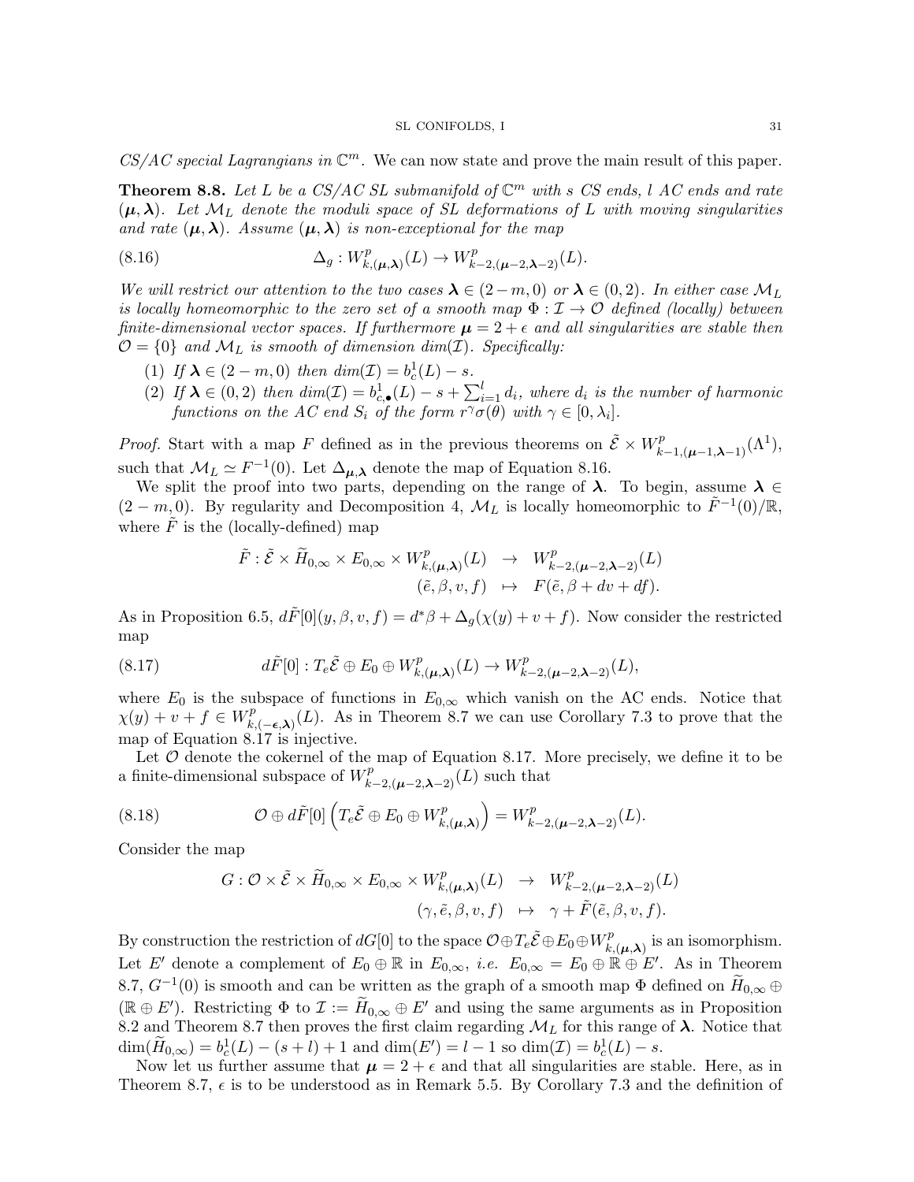*CS/AC special Lagrangians in* $\mathbb{C}^m$. We can now state and prove the main result of this paper.

**Theorem 8.8.** *Let $L$ be a CS/AC SL submanifold of $\mathbb{C}^m$ with $s$ CS ends, $l$ AC ends and rate $(\boldsymbol{\mu},\boldsymbol{\lambda})$. Let $\mathcal{M}_L$ denote the moduli space of SL deformations of $L$ with moving singularities and rate $(\boldsymbol{\mu},\boldsymbol{\lambda})$. Assume $(\boldsymbol{\mu},\boldsymbol{\lambda})$ is non-exceptional for the map*

$$\Delta_g : W^p_{k,(\boldsymbol{\mu},\boldsymbol{\lambda})}(L) \to W^p_{k-2,(\boldsymbol{\mu}-2,\boldsymbol{\lambda}-2)}(L). \tag{8.16}$$

*We will restrict our attention to the two cases $\boldsymbol{\lambda} \in (2-m,0)$ or $\boldsymbol{\lambda} \in (0,2)$. In either case $\mathcal{M}_L$ is locally homeomorphic to the zero set of a smooth map $\Phi : \mathcal{I} \to \mathcal{O}$ defined (locally) between finite-dimensional vector spaces. If furthermore $\boldsymbol{\mu} = 2+\epsilon$ and all singularities are stable then $\mathcal{O} = \{0\}$ and $\mathcal{M}_L$ is smooth of dimension $dim(\mathcal{I})$. Specifically:*

1. *If $\boldsymbol{\lambda} \in (2-m,0)$ then $dim(\mathcal{I}) = b^1_c(L) - s$.*
2. *If $\boldsymbol{\lambda} \in (0,2)$ then $dim(\mathcal{I}) = b^1_{c,\bullet}(L) - s + \sum_{i=1}^l d_i$, where $d_i$ is the number of harmonic functions on the AC end $S_i$ of the form $r^\gamma \sigma(\theta)$ with $\gamma \in [0,\lambda_i]$.*

*Proof.* Start with a map $F$ defined as in the previous theorems on $\tilde{\mathcal{E}} \times W^p_{k-1,(\boldsymbol{\mu}-1,\boldsymbol{\lambda}-1)}(\Lambda^1)$, such that $\mathcal{M}_L \simeq F^{-1}(0)$. Let $\Delta_{\boldsymbol{\mu},\boldsymbol{\lambda}}$ denote the map of Equation 8.16.

We split the proof into two parts, depending on the range of $\boldsymbol{\lambda}$. To begin, assume $\boldsymbol{\lambda} \in (2-m,0)$. By regularity and Decomposition 4, $\mathcal{M}_L$ is locally homeomorphic to $\tilde{F}^{-1}(0)/\mathbb{R}$, where $\tilde{F}$ is the (locally-defined) map

$$\begin{array}{rcl} \tilde{F} : \tilde{\mathcal{E}} \times \widetilde{H}_{0,\infty} \times E_{0,\infty} \times W^p_{k,(\boldsymbol{\mu},\boldsymbol{\lambda})}(L) & \to & W^p_{k-2,(\boldsymbol{\mu}-2,\boldsymbol{\lambda}-2)}(L) \\ (\tilde{e},\beta,v,f) & \mapsto & F(\tilde{e},\beta+dv+df). \end{array}$$

As in Proposition 6.5, $d\tilde{F}[0](y,\beta,v,f) = d^*\beta + \Delta_g(\chi(y)+v+f)$. Now consider the restricted map

$$d\tilde{F}[0] : T_e\tilde{\mathcal{E}} \oplus E_0 \oplus W^p_{k,(\boldsymbol{\mu},\boldsymbol{\lambda})}(L) \to W^p_{k-2,(\boldsymbol{\mu}-2,\boldsymbol{\lambda}-2)}(L), \tag{8.17}$$

where $E_0$ is the subspace of functions in $E_{0,\infty}$ which vanish on the AC ends. Notice that $\chi(y)+v+f \in W^p_{k,(-\boldsymbol{\epsilon},\boldsymbol{\lambda})}(L)$. As in Theorem 8.7 we can use Corollary 7.3 to prove that the map of Equation 8.17 is injective.

Let $\mathcal{O}$ denote the cokernel of the map of Equation 8.17. More precisely, we define it to be a finite-dimensional subspace of $W^p_{k-2,(\boldsymbol{\mu}-2,\boldsymbol{\lambda}-2)}(L)$ such that

$$\mathcal{O} \oplus d\tilde{F}[0]\left(T_e\tilde{\mathcal{E}} \oplus E_0 \oplus W^p_{k,(\boldsymbol{\mu},\boldsymbol{\lambda})}\right) = W^p_{k-2,(\boldsymbol{\mu}-2,\boldsymbol{\lambda}-2)}(L). \tag{8.18}$$

Consider the map

$$\begin{array}{rcl} G : \mathcal{O} \times \tilde{\mathcal{E}} \times \widetilde{H}_{0,\infty} \times E_{0,\infty} \times W^p_{k,(\boldsymbol{\mu},\boldsymbol{\lambda})}(L) & \to & W^p_{k-2,(\boldsymbol{\mu}-2,\boldsymbol{\lambda}-2)}(L) \\ (\gamma,\tilde{e},\beta,v,f) & \mapsto & \gamma + \tilde{F}(\tilde{e},\beta,v,f). \end{array}$$

By construction the restriction of $dG[0]$ to the space $\mathcal{O} \oplus T_e\tilde{\mathcal{E}} \oplus E_0 \oplus W^p_{k,(\boldsymbol{\mu},\boldsymbol{\lambda})}$ is an isomorphism. Let $E'$ denote a complement of $E_0 \oplus \mathbb{R}$ in $E_{0,\infty}$, *i.e.* $E_{0,\infty} = E_0 \oplus \mathbb{R} \oplus E'$. As in Theorem 8.7, $G^{-1}(0)$ is smooth and can be written as the graph of a smooth map $\Phi$ defined on $\widetilde{H}_{0,\infty} \oplus (\mathbb{R} \oplus E')$. Restricting $\Phi$ to $\mathcal{I} := \widetilde{H}_{0,\infty} \oplus E'$ and using the same arguments as in Proposition 8.2 and Theorem 8.7 then proves the first claim regarding $\mathcal{M}_L$ for this range of $\boldsymbol{\lambda}$. Notice that $\dim(\widetilde{H}_{0,\infty}) = b^1_c(L) - (s+l) + 1$ and $\dim(E') = l-1$ so $\dim(\mathcal{I}) = b^1_c(L) - s$.

Now let us further assume that $\boldsymbol{\mu} = 2+\epsilon$ and that all singularities are stable. Here, as in Theorem 8.7, $\epsilon$ is to be understood as in Remark 5.5. By Corollary 7.3 and the definition of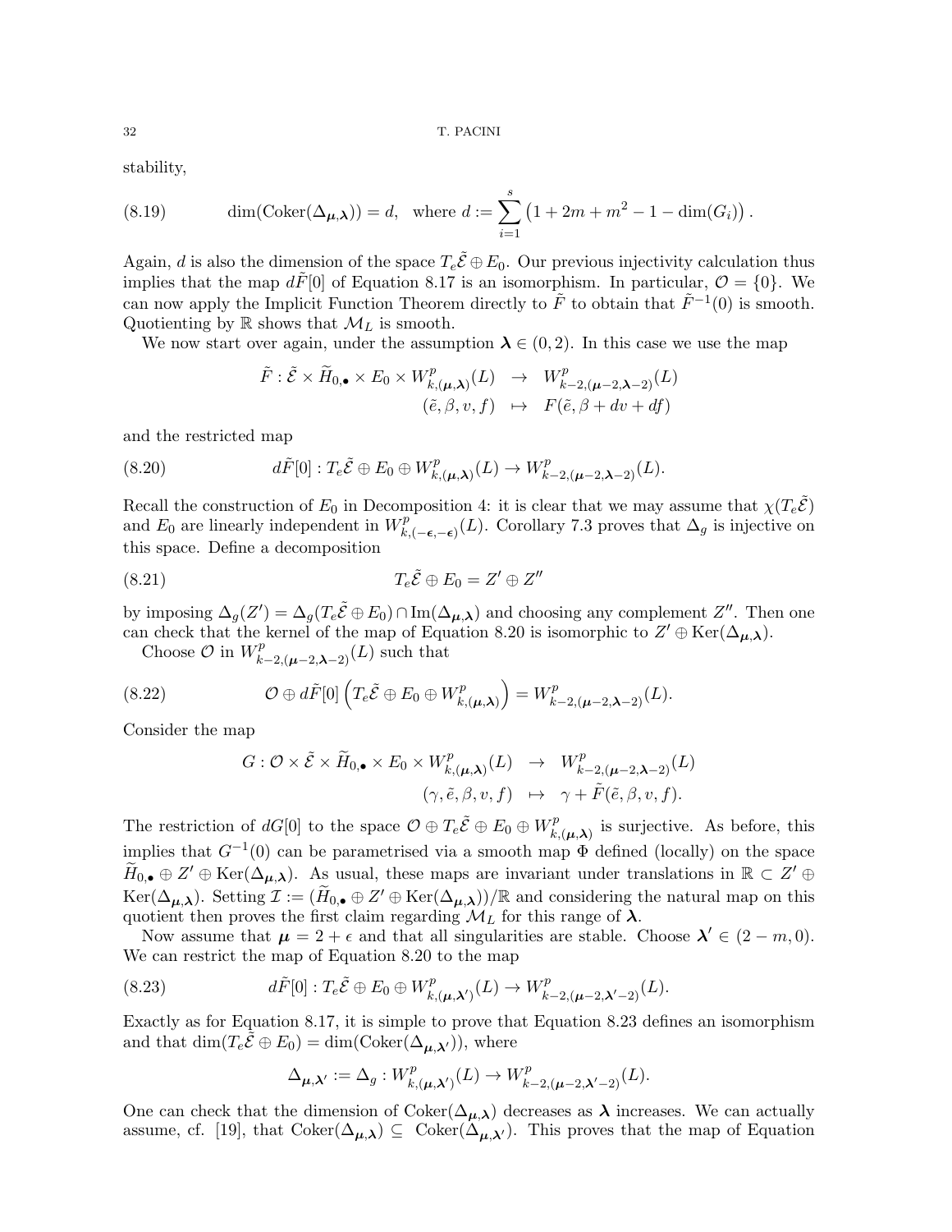stability,

$$\dim(\mathrm{Coker}(\Delta_{\boldsymbol{\mu},\boldsymbol{\lambda}})) = d, \quad \text{where } d := \sum_{i=1}^{s} \left(1 + 2m + m^2 - 1 - \dim(G_i)\right). \tag{8.19}$$

Again, $d$ is also the dimension of the space $T_e\tilde{\mathcal{E}} \oplus E_0$. Our previous injectivity calculation thus implies that the map $d\tilde{F}[0]$ of Equation 8.17 is an isomorphism. In particular, $\mathcal{O} = \{0\}$. We can now apply the Implicit Function Theorem directly to $\tilde{F}$ to obtain that $\tilde{F}^{-1}(0)$ is smooth. Quotienting by $\mathbb{R}$ shows that $\mathcal{M}_L$ is smooth.

We now start over again, under the assumption $\boldsymbol{\lambda} \in (0,2)$. In this case we use the map

$$\begin{array}{rcl} \tilde{F} : \tilde{\mathcal{E}} \times \widetilde{H}_{0,\bullet} \times E_0 \times W^p_{k,(\boldsymbol{\mu},\boldsymbol{\lambda})}(L) & \to & W^p_{k-2,(\boldsymbol{\mu}-2,\boldsymbol{\lambda}-2)}(L) \\ (\tilde{e}, \beta, v, f) & \mapsto & F(\tilde{e}, \beta + dv + df) \end{array}$$

and the restricted map

$$d\tilde{F}[0] : T_e\tilde{\mathcal{E}} \oplus E_0 \oplus W^p_{k,(\boldsymbol{\mu},\boldsymbol{\lambda})}(L) \to W^p_{k-2,(\boldsymbol{\mu}-2,\boldsymbol{\lambda}-2)}(L). \tag{8.20}$$

Recall the construction of $E_0$ in Decomposition 4: it is clear that we may assume that $\chi(T_e\tilde{\mathcal{E}})$ and $E_0$ are linearly independent in $W^p_{k,(-\boldsymbol{\epsilon},-\boldsymbol{\epsilon})}(L)$. Corollary 7.3 proves that $\Delta_g$ is injective on this space. Define a decomposition

$$T_e\tilde{\mathcal{E}} \oplus E_0 = Z' \oplus Z'' \tag{8.21}$$

by imposing $\Delta_g(Z') = \Delta_g(T_e\tilde{\mathcal{E}} \oplus E_0) \cap \mathrm{Im}(\Delta_{\boldsymbol{\mu},\boldsymbol{\lambda}})$ and choosing any complement $Z''$. Then one can check that the kernel of the map of Equation 8.20 is isomorphic to $Z' \oplus \mathrm{Ker}(\Delta_{\boldsymbol{\mu},\boldsymbol{\lambda}})$.

Choose $\mathcal{O}$ in $W^p_{k-2,(\boldsymbol{\mu}-2,\boldsymbol{\lambda}-2)}(L)$ such that

$$\mathcal{O} \oplus d\tilde{F}[0]\left(T_e\tilde{\mathcal{E}} \oplus E_0 \oplus W^p_{k,(\boldsymbol{\mu},\boldsymbol{\lambda})}\right) = W^p_{k-2,(\boldsymbol{\mu}-2,\boldsymbol{\lambda}-2)}(L). \tag{8.22}$$

Consider the map

$$\begin{array}{rcl} G : \mathcal{O} \times \tilde{\mathcal{E}} \times \widetilde{H}_{0,\bullet} \times E_0 \times W^p_{k,(\boldsymbol{\mu},\boldsymbol{\lambda})}(L) & \to & W^p_{k-2,(\boldsymbol{\mu}-2,\boldsymbol{\lambda}-2)}(L) \\ (\gamma, \tilde{e}, \beta, v, f) & \mapsto & \gamma + \tilde{F}(\tilde{e}, \beta, v, f). \end{array}$$

The restriction of $dG[0]$ to the space $\mathcal{O} \oplus T_e\tilde{\mathcal{E}} \oplus E_0 \oplus W^p_{k,(\boldsymbol{\mu},\boldsymbol{\lambda})}$ is surjective. As before, this implies that $G^{-1}(0)$ can be parametrised via a smooth map $\Phi$ defined (locally) on the space $\widetilde{H}_{0,\bullet} \oplus Z' \oplus \mathrm{Ker}(\Delta_{\boldsymbol{\mu},\boldsymbol{\lambda}})$. As usual, these maps are invariant under translations in $\mathbb{R} \subset Z' \oplus \mathrm{Ker}(\Delta_{\boldsymbol{\mu},\boldsymbol{\lambda}})$. Setting $\mathcal{I} := (\widetilde{H}_{0,\bullet} \oplus Z' \oplus \mathrm{Ker}(\Delta_{\boldsymbol{\mu},\boldsymbol{\lambda}}))/\mathbb{R}$ and considering the natural map on this quotient then proves the first claim regarding $\mathcal{M}_L$ for this range of $\boldsymbol{\lambda}$.

Now assume that $\boldsymbol{\mu} = 2 + \epsilon$ and that all singularities are stable. Choose $\boldsymbol{\lambda}' \in (2-m, 0)$. We can restrict the map of Equation 8.20 to the map

$$d\tilde{F}[0] : T_e\tilde{\mathcal{E}} \oplus E_0 \oplus W^p_{k,(\boldsymbol{\mu},\boldsymbol{\lambda}')}(L) \to W^p_{k-2,(\boldsymbol{\mu}-2,\boldsymbol{\lambda}'-2)}(L). \tag{8.23}$$

Exactly as for Equation 8.17, it is simple to prove that Equation 8.23 defines an isomorphism and that $\dim(T_e\tilde{\mathcal{E}} \oplus E_0) = \dim(\mathrm{Coker}(\Delta_{\boldsymbol{\mu},\boldsymbol{\lambda}'}))$, where

$$\Delta_{\boldsymbol{\mu},\boldsymbol{\lambda}'} := \Delta_g : W^p_{k,(\boldsymbol{\mu},\boldsymbol{\lambda}')}(L) \to W^p_{k-2,(\boldsymbol{\mu}-2,\boldsymbol{\lambda}'-2)}(L).$$

One can check that the dimension of $\mathrm{Coker}(\Delta_{\boldsymbol{\mu},\boldsymbol{\lambda}})$ decreases as $\boldsymbol{\lambda}$ increases. We can actually assume, cf. [19], that $\mathrm{Coker}(\Delta_{\boldsymbol{\mu},\boldsymbol{\lambda}}) \subseteq \mathrm{Coker}(\Delta_{\boldsymbol{\mu},\boldsymbol{\lambda}'})$. This proves that the map of Equation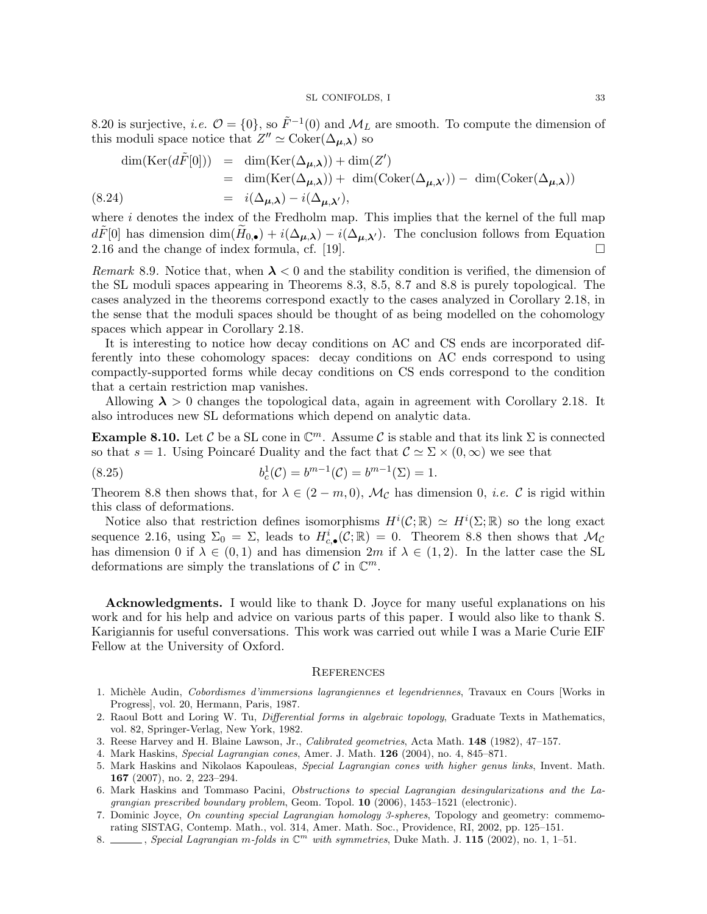8.20 is surjective, *i.e.* $\mathcal{O} = \{0\}$, so $\tilde{F}^{-1}(0)$ and $\mathcal{M}_L$ are smooth. To compute the dimension of this moduli space notice that $Z'' \simeq \mathrm{Coker}(\Delta_{\boldsymbol{\mu},\boldsymbol{\lambda}})$ so

$$
\begin{aligned}
\dim(\mathrm{Ker}(d\tilde{F}[0])) &= \dim(\mathrm{Ker}(\Delta_{\boldsymbol{\mu},\boldsymbol{\lambda}})) + \dim(Z') \\
&= \dim(\mathrm{Ker}(\Delta_{\boldsymbol{\mu},\boldsymbol{\lambda}})) + \dim(\mathrm{Coker}(\Delta_{\boldsymbol{\mu},\boldsymbol{\lambda}'})) - \dim(\mathrm{Coker}(\Delta_{\boldsymbol{\mu},\boldsymbol{\lambda}})) \\
&= i(\Delta_{\boldsymbol{\mu},\boldsymbol{\lambda}}) - i(\Delta_{\boldsymbol{\mu},\boldsymbol{\lambda}'}),
\end{aligned}
\tag{8.24}
$$

where $i$ denotes the index of the Fredholm map. This implies that the kernel of the full map $d\tilde{F}[0]$ has dimension $\dim(\widetilde{H}_{0,\bullet}) + i(\Delta_{\boldsymbol{\mu},\boldsymbol{\lambda}}) - i(\Delta_{\boldsymbol{\mu},\boldsymbol{\lambda}'})$. The conclusion follows from Equation 2.16 and the change of index formula, cf. [19]. □

*Remark* 8.9. Notice that, when $\boldsymbol{\lambda} < 0$ and the stability condition is verified, the dimension of the SL moduli spaces appearing in Theorems 8.3, 8.5, 8.7 and 8.8 is purely topological. The cases analyzed in the theorems correspond exactly to the cases analyzed in Corollary 2.18, in the sense that the moduli spaces should be thought of as being modelled on the cohomology spaces which appear in Corollary 2.18.

It is interesting to notice how decay conditions on AC and CS ends are incorporated differently into these cohomology spaces: decay conditions on AC ends correspond to using compactly-supported forms while decay conditions on CS ends correspond to the condition that a certain restriction map vanishes.

Allowing $\boldsymbol{\lambda} > 0$ changes the topological data, again in agreement with Corollary 2.18. It also introduces new SL deformations which depend on analytic data.

**Example 8.10.** Let $\mathcal{C}$ be a SL cone in $\mathbb{C}^m$. Assume $\mathcal{C}$ is stable and that its link $\Sigma$ is connected so that $s = 1$. Using Poincaré Duality and the fact that $\mathcal{C} \simeq \Sigma \times (0, \infty)$ we see that

$$
b^1_c(\mathcal{C}) = b^{m-1}(\mathcal{C}) = b^{m-1}(\Sigma) = 1. \tag{8.25}
$$

Theorem 8.8 then shows that, for $\lambda \in (2 - m, 0)$, $\mathcal{M}_\mathcal{C}$ has dimension 0, *i.e.* $\mathcal{C}$ is rigid within this class of deformations.

Notice also that restriction defines isomorphisms $H^i(\mathcal{C}; \mathbb{R}) \simeq H^i(\Sigma; \mathbb{R})$ so the long exact sequence 2.16, using $\Sigma_0 = \Sigma$, leads to $H^i_{c,\bullet}(\mathcal{C}; \mathbb{R}) = 0$. Theorem 8.8 then shows that $\mathcal{M}_\mathcal{C}$ has dimension 0 if $\lambda \in (0, 1)$ and has dimension $2m$ if $\lambda \in (1, 2)$. In the latter case the SL deformations are simply the translations of $\mathcal{C}$ in $\mathbb{C}^m$.

**Acknowledgments.** I would like to thank D. Joyce for many useful explanations on his work and for his help and advice on various parts of this paper. I would also like to thank S. Karigiannis for useful conversations. This work was carried out while I was a Marie Curie EIF Fellow at the University of Oxford.

## References

1. Michèle Audin, *Cobordismes d'immersions lagrangiennes et legendriennes*, Travaux en Cours [Works in Progress], vol. 20, Hermann, Paris, 1987.
2. Raoul Bott and Loring W. Tu, *Differential forms in algebraic topology*, Graduate Texts in Mathematics, vol. 82, Springer-Verlag, New York, 1982.
3. Reese Harvey and H. Blaine Lawson, Jr., *Calibrated geometries*, Acta Math. **148** (1982), 47–157.
4. Mark Haskins, *Special Lagrangian cones*, Amer. J. Math. **126** (2004), no. 4, 845–871.
5. Mark Haskins and Nikolaos Kapouleas, *Special Lagrangian cones with higher genus links*, Invent. Math. **167** (2007), no. 2, 223–294.
6. Mark Haskins and Tommaso Pacini, *Obstructions to special Lagrangian desingularizations and the Lagrangian prescribed boundary problem*, Geom. Topol. **10** (2006), 1453–1521 (electronic).
7. Dominic Joyce, *On counting special Lagrangian homology 3-spheres*, Topology and geometry: commemorating SISTAG, Contemp. Math., vol. 314, Amer. Math. Soc., Providence, RI, 2002, pp. 125–151.
8. ______, *Special Lagrangian m-folds in $\mathbb{C}^m$ with symmetries*, Duke Math. J. **115** (2002), no. 1, 1–51.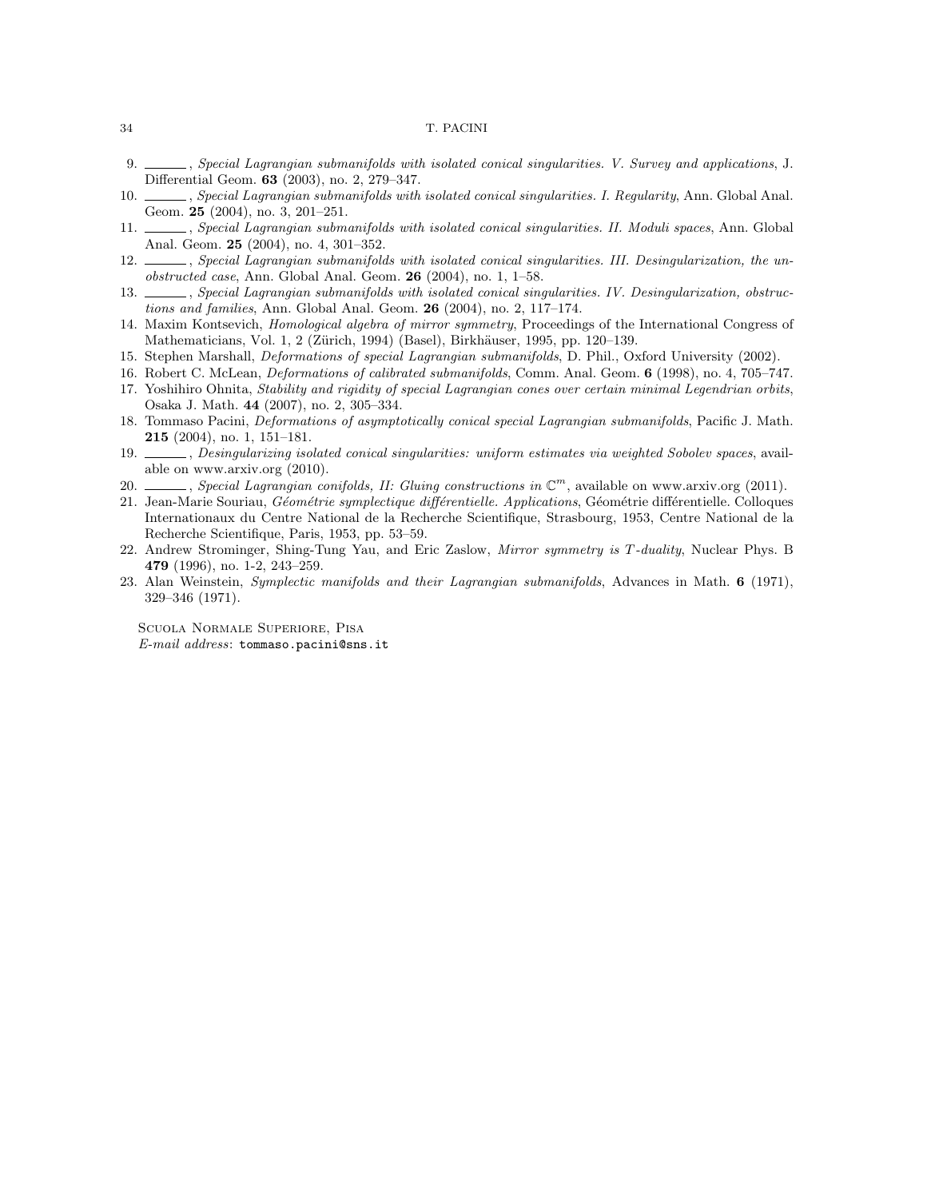9. ______, *Special Lagrangian submanifolds with isolated conical singularities. V. Survey and applications*, J. Differential Geom. **63** (2003), no. 2, 279–347.
10. ______, *Special Lagrangian submanifolds with isolated conical singularities. I. Regularity*, Ann. Global Anal. Geom. **25** (2004), no. 3, 201–251.
11. ______, *Special Lagrangian submanifolds with isolated conical singularities. II. Moduli spaces*, Ann. Global Anal. Geom. **25** (2004), no. 4, 301–352.
12. ______, *Special Lagrangian submanifolds with isolated conical singularities. III. Desingularization, the unobstructed case*, Ann. Global Anal. Geom. **26** (2004), no. 1, 1–58.
13. ______, *Special Lagrangian submanifolds with isolated conical singularities. IV. Desingularization, obstructions and families*, Ann. Global Anal. Geom. **26** (2004), no. 2, 117–174.
14. Maxim Kontsevich, *Homological algebra of mirror symmetry*, Proceedings of the International Congress of Mathematicians, Vol. 1, 2 (Zürich, 1994) (Basel), Birkhäuser, 1995, pp. 120–139.
15. Stephen Marshall, *Deformations of special Lagrangian submanifolds*, D. Phil., Oxford University (2002).
16. Robert C. McLean, *Deformations of calibrated submanifolds*, Comm. Anal. Geom. **6** (1998), no. 4, 705–747.
17. Yoshihiro Ohnita, *Stability and rigidity of special Lagrangian cones over certain minimal Legendrian orbits*, Osaka J. Math. **44** (2007), no. 2, 305–334.
18. Tommaso Pacini, *Deformations of asymptotically conical special Lagrangian submanifolds*, Pacific J. Math. **215** (2004), no. 1, 151–181.
19. ______, *Desingularizing isolated conical singularities: uniform estimates via weighted Sobolev spaces*, available on www.arxiv.org (2010).
20. ______, *Special Lagrangian conifolds, II: Gluing constructions in $\mathbb{C}^m$*, available on www.arxiv.org (2011).
21. Jean-Marie Souriau, *Géométrie symplectique différentielle. Applications*, Géométrie différentielle. Colloques Internationaux du Centre National de la Recherche Scientifique, Strasbourg, 1953, Centre National de la Recherche Scientifique, Paris, 1953, pp. 53–59.
22. Andrew Strominger, Shing-Tung Yau, and Eric Zaslow, *Mirror symmetry is $T$-duality*, Nuclear Phys. B **479** (1996), no. 1-2, 243–259.
23. Alan Weinstein, *Symplectic manifolds and their Lagrangian submanifolds*, Advances in Math. **6** (1971), 329–346 (1971).

Scuola Normale Superiore, Pisa
*E-mail address*: tommaso.pacini@sns.it